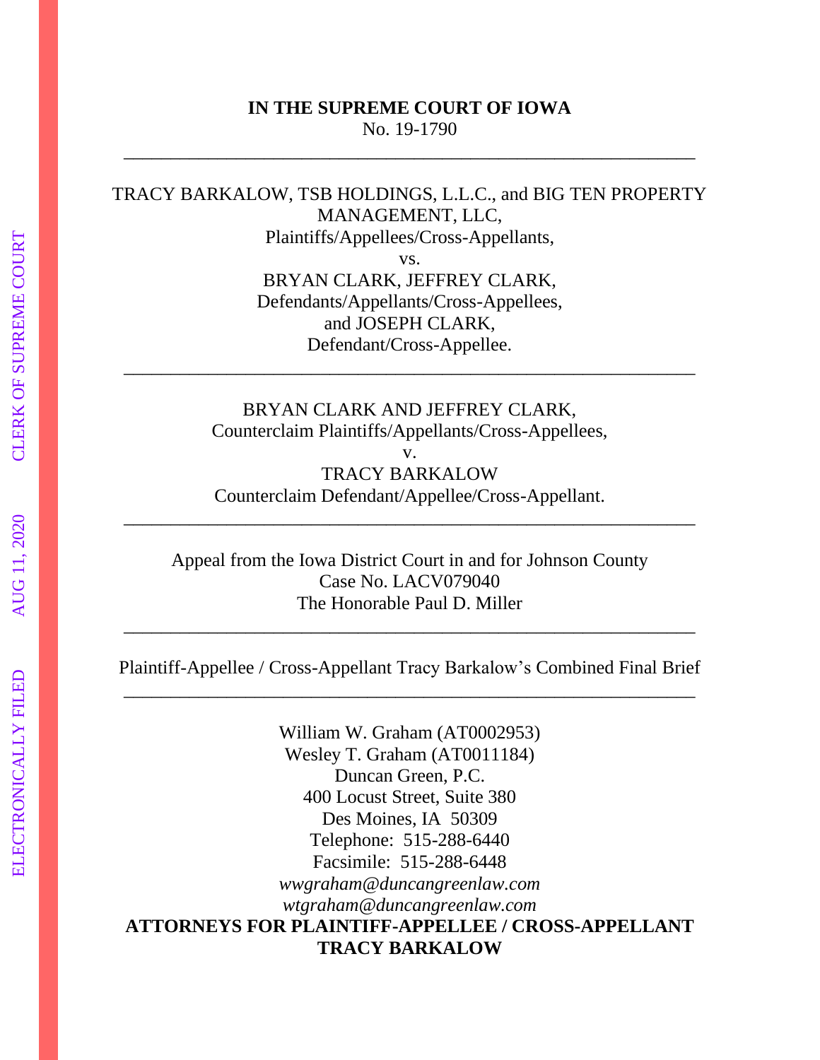**IN THE SUPREME COURT OF IOWA**
No. 19-1790

---

TRACY BARKALOW, TSB HOLDINGS, L.L.C., and BIG TEN PROPERTY MANAGEMENT, LLC,
Plaintiffs/Appellees/Cross-Appellants,
vs.
BRYAN CLARK, JEFFREY CLARK,
Defendants/Appellants/Cross-Appellees,
and JOSEPH CLARK,
Defendant/Cross-Appellee.

---

BRYAN CLARK AND JEFFREY CLARK,
Counterclaim Plaintiffs/Appellants/Cross-Appellees,
v.
TRACY BARKALOW
Counterclaim Defendant/Appellee/Cross-Appellant.

---

Appeal from the Iowa District Court in and for Johnson County
Case No. LACV079040
The Honorable Paul D. Miller

---

Plaintiff-Appellee / Cross-Appellant Tracy Barkalow's Combined Final Brief

---

William W. Graham (AT0002953)
Wesley T. Graham (AT0011184)
Duncan Green, P.C.
400 Locust Street, Suite 380
Des Moines, IA 50309
Telephone: 515-288-6440
Facsimile: 515-288-6448
*wwgraham@duncangreenlaw.com*
*wtgraham@duncangreenlaw.com*
**ATTORNEYS FOR PLAINTIFF-APPELLEE / CROSS-APPELLANT TRACY BARKALOW**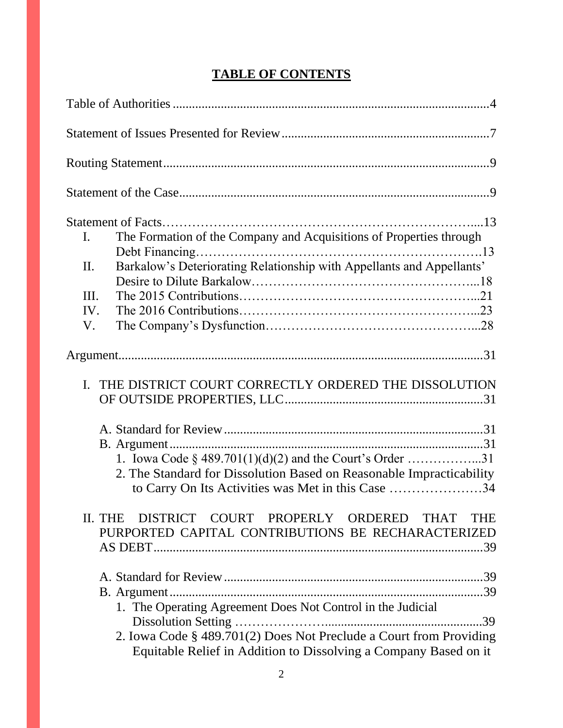# TABLE OF CONTENTS

Table of Authorities ................................................................................................4

Statement of Issues Presented for Review ................................................................7

Routing Statement.....................................................................................................9

Statement of the Case................................................................................................9

Statement of Facts…………………………………………………………….....13

- I. The Formation of the Company and Acquisitions of Properties through Debt Financing…………………………………………………………13
- II. Barkalow's Deteriorating Relationship with Appellants and Appellants' Desire to Dilute Barkalow……………………………………………...18
- III. The 2015 Contributions………………………………………………...21
- IV. The 2016 Contributions………………………………………………...23
- V. The Company's Dysfunction…………………………………………...28

Argument..................................................................................................................31

I. THE DISTRICT COURT CORRECTLY ORDERED THE DISSOLUTION OF OUTSIDE PROPERTIES, LLC..............................................................31

- A. Standard for Review ................................................................................31
- B. Argument .................................................................................................31
  1. Iowa Code § 489.701(1)(d)(2) and the Court's Order ……………...31
  2. The Standard for Dissolution Based on Reasonable Impracticability to Carry On Its Activities was Met in this Case …………………34

II. THE DISTRICT COURT PROPERLY ORDERED THAT THE PURPORTED CAPITAL CONTRIBUTIONS BE RECHARACTERIZED AS DEBT.......................................................................................................39

- A. Standard for Review ................................................................................39
- B. Argument .................................................................................................39
  1. The Operating Agreement Does Not Control in the Judicial Dissolution Setting ………………….................................................39
  2. Iowa Code § 489.701(2) Does Not Preclude a Court from Providing Equitable Relief in Addition to Dissolving a Company Based on it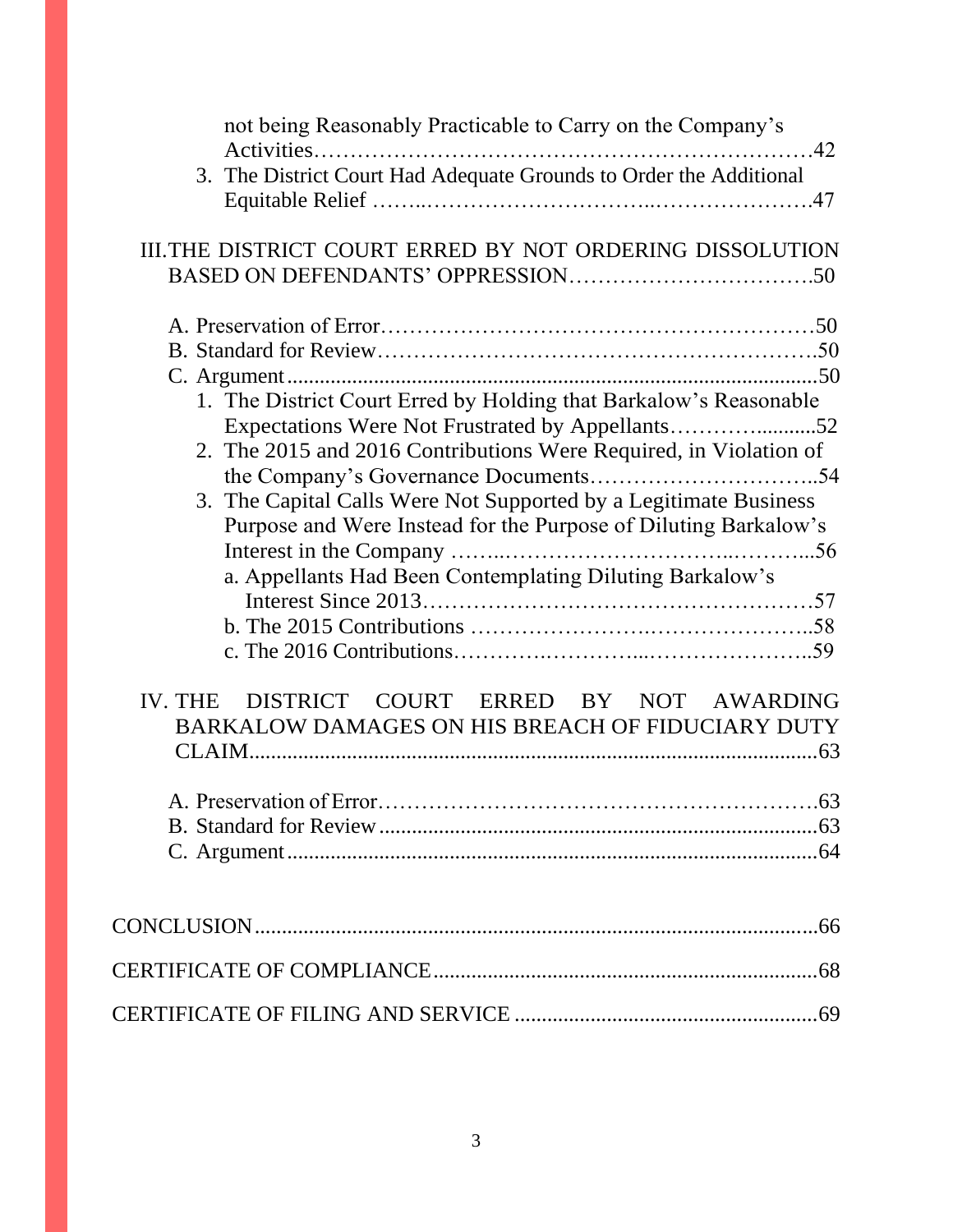not being Reasonably Practicable to Carry on the Company's Activities……………………………………………………………42

3. The District Court Had Adequate Grounds to Order the Additional Equitable Relief ……..……………………………..…………………47

III. THE DISTRICT COURT ERRED BY NOT ORDERING DISSOLUTION BASED ON DEFENDANTS' OPPRESSION…………………………….50

A. Preservation of Error……………………………………………………50
B. Standard for Review…………………………………………………….50
C. Argument..........................................................................................50

1. The District Court Erred by Holding that Barkalow's Reasonable Expectations Were Not Frustrated by Appellants………...........52
2. The 2015 and 2016 Contributions Were Required, in Violation of the Company's Governance Documents…………………………..54
3. The Capital Calls Were Not Supported by a Legitimate Business Purpose and Were Instead for the Purpose of Diluting Barkalow's Interest in the Company ……..………………………..………..56
   a. Appellants Had Been Contemplating Diluting Barkalow's Interest Since 2013………………………………………………57
   b. The 2015 Contributions ……………………….…………………..58
   c. The 2016 Contributions…………….…………...…………………..59

IV. THE DISTRICT COURT ERRED BY NOT AWARDING BARKALOW DAMAGES ON HIS BREACH OF FIDUCIARY DUTY CLAIM.........................................................................................................63

A. Preservation of Error……………………………………………………63
B. Standard for Review..........................................................................63
C. Argument..........................................................................................64

CONCLUSION.........................................................................................................66

CERTIFICATE OF COMPLIANCE........................................................................68

CERTIFICATE OF FILING AND SERVICE ........................................................69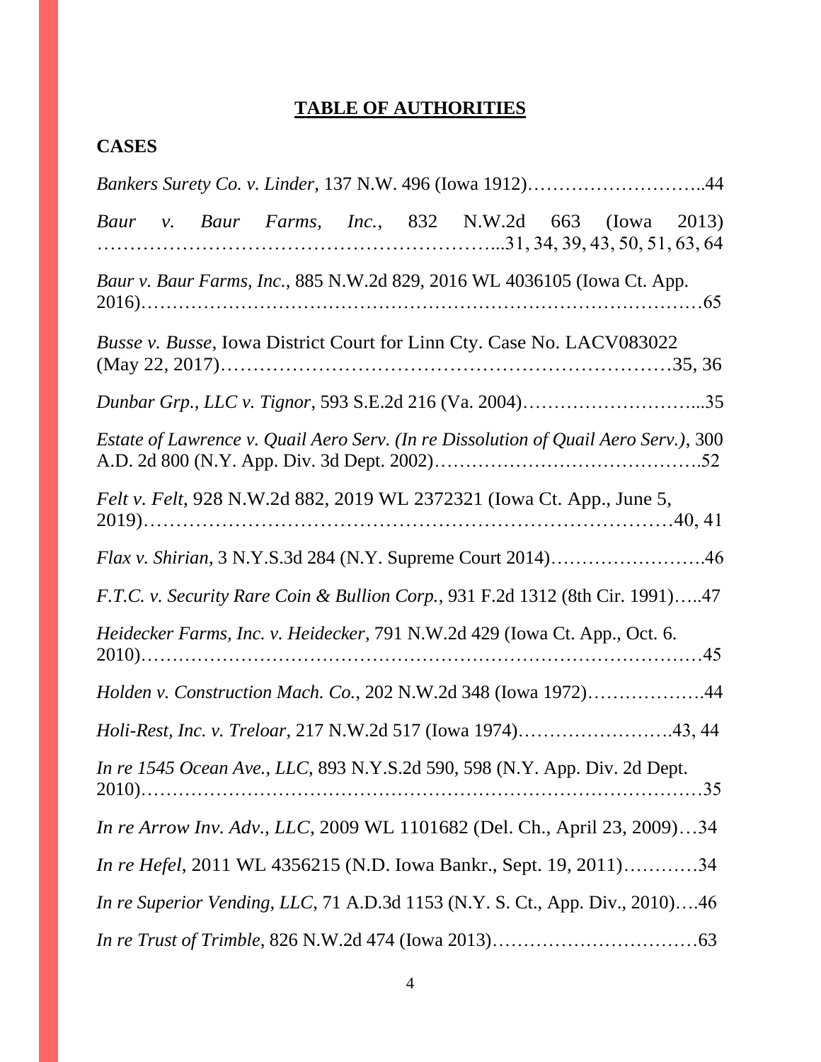# TABLE OF AUTHORITIES

## CASES

*Bankers Surety Co. v. Linder*, 137 N.W. 496 (Iowa 1912)………………………..44

*Baur v. Baur Farms, Inc.*, 832 N.W.2d 663 (Iowa 2013) …………………………………………………...31, 34, 39, 43, 50, 51, 63, 64

*Baur v. Baur Farms, Inc.*, 885 N.W.2d 829, 2016 WL 4036105 (Iowa Ct. App. 2016)……………………………………………………………………………65

*Busse v. Busse*, Iowa District Court for Linn Cty. Case No. LACV083022 (May 22, 2017)…………………………………………………………35, 36

*Dunbar Grp., LLC v. Tignor*, 593 S.E.2d 216 (Va. 2004)………………………...35

*Estate of Lawrence v. Quail Aero Serv. (In re Dissolution of Quail Aero Serv.)*, 300 A.D. 2d 800 (N.Y. App. Div. 3d Dept. 2002)…………………………………….52

*Felt v. Felt*, 928 N.W.2d 882, 2019 WL 2372321 (Iowa Ct. App., June 5, 2019)……………………………………………………………………40, 41

*Flax v. Shirian*, 3 N.Y.S.3d 284 (N.Y. Supreme Court 2014)…………………….46

*F.T.C. v. Security Rare Coin & Bullion Corp.*, 931 F.2d 1312 (8th Cir. 1991)…..47

*Heidecker Farms, Inc. v. Heidecker*, 791 N.W.2d 429 (Iowa Ct. App., Oct. 6. 2010)……………………………………………………………………………45

*Holden v. Construction Mach. Co.*, 202 N.W.2d 348 (Iowa 1972)……………….44

*Holi-Rest, Inc. v. Treloar*, 217 N.W.2d 517 (Iowa 1974)…………………….43, 44

*In re 1545 Ocean Ave., LLC*, 893 N.Y.S.2d 590, 598 (N.Y. App. Div. 2d Dept. 2010)……………………………………………………………………………35

*In re Arrow Inv. Adv., LLC*, 2009 WL 1101682 (Del. Ch., April 23, 2009)…34

*In re Hefel*, 2011 WL 4356215 (N.D. Iowa Bankr., Sept. 19, 2011)…………34

*In re Superior Vending, LLC*, 71 A.D.3d 1153 (N.Y. S. Ct., App. Div., 2010)….46

*In re Trust of Trimble*, 826 N.W.2d 474 (Iowa 2013)……………………………63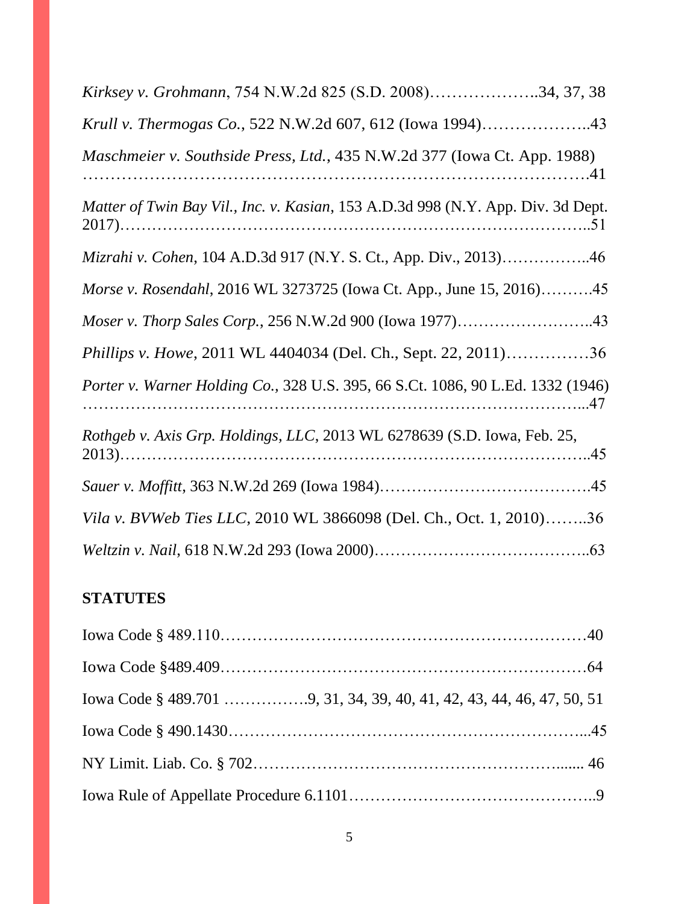*Kirksey v. Grohmann*, 754 N.W.2d 825 (S.D. 2008)………………..34, 37, 38

*Krull v. Thermogas Co.*, 522 N.W.2d 607, 612 (Iowa 1994)………………..43

*Maschmeier v. Southside Press, Ltd.*, 435 N.W.2d 377 (Iowa Ct. App. 1988) ………………………………………………………………………….41

*Matter of Twin Bay Vil., Inc. v. Kasian*, 153 A.D.3d 998 (N.Y. App. Div. 3d Dept. 2017)………………………………………………………………………..51

*Mizrahi v. Cohen*, 104 A.D.3d 917 (N.Y. S. Ct., App. Div., 2013)……………..46

*Morse v. Rosendahl*, 2016 WL 3273725 (Iowa Ct. App., June 15, 2016)……….45

*Moser v. Thorp Sales Corp.*, 256 N.W.2d 900 (Iowa 1977)……………………..43

*Phillips v. Howe*, 2011 WL 4404034 (Del. Ch., Sept. 22, 2011)……………36

*Porter v. Warner Holding Co.*, 328 U.S. 395, 66 S.Ct. 1086, 90 L.Ed. 1332 (1946) ……………………………………………………………………………...47

*Rothgeb v. Axis Grp. Holdings, LLC*, 2013 WL 6278639 (S.D. Iowa, Feb. 25, 2013)………………………………………………………………………..45

*Sauer v. Moffitt*, 363 N.W.2d 269 (Iowa 1984)………………………………….45

*Vila v. BVWeb Ties LLC*, 2010 WL 3866098 (Del. Ch., Oct. 1, 2010)……..36

*Weltzin v. Nail*, 618 N.W.2d 293 (Iowa 2000)…………………………………..63

**STATUTES**

Iowa Code § 489.110……………………………………………………………40

Iowa Code §489.409……………………………………………………………64

Iowa Code § 489.701 …………….9, 31, 34, 39, 40, 41, 42, 43, 44, 46, 47, 50, 51

Iowa Code § 490.1430…………………………………………………………...45

NY Limit. Liab. Co. § 702…………………………………………………....... 46

Iowa Rule of Appellate Procedure 6.1101……………………………………..9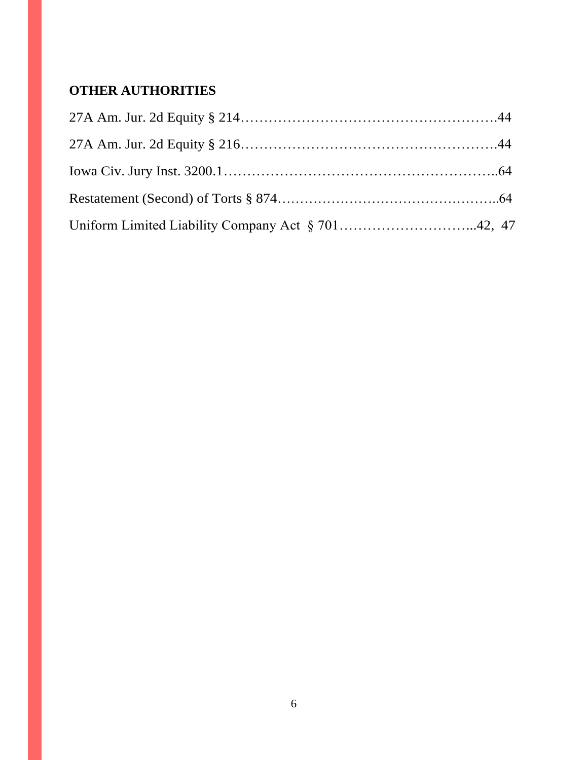## OTHER AUTHORITIES

27A Am. Jur. 2d Equity § 214……………………………………………….44

27A Am. Jur. 2d Equity § 216……………………………………………….44

Iowa Civ. Jury Inst. 3200.1…………………………………………………..64

Restatement (Second) of Torts § 874…………………………………………..64

Uniform Limited Liability Company Act § 701………………………...42, 47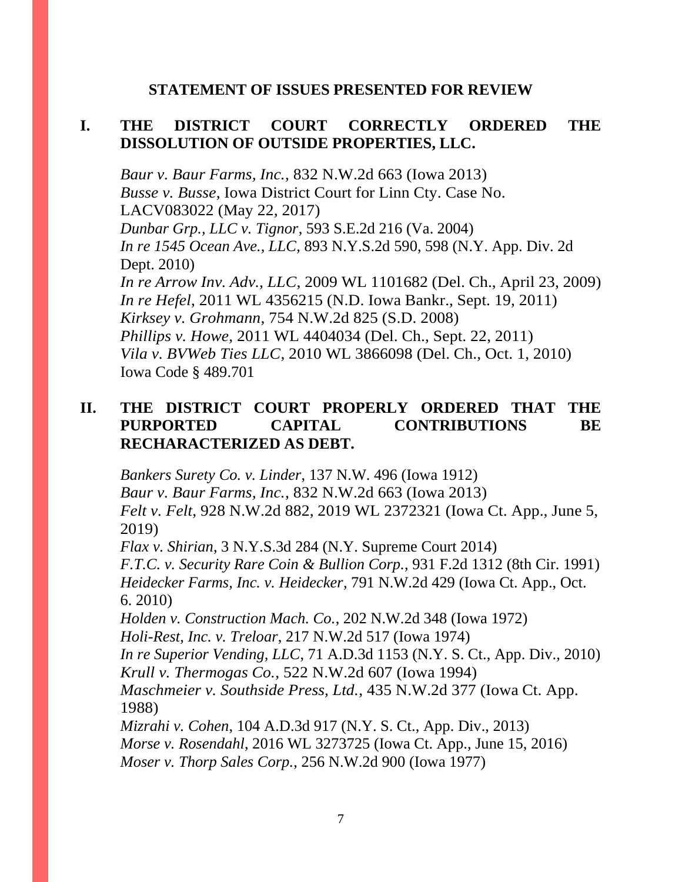## STATEMENT OF ISSUES PRESENTED FOR REVIEW

### I. THE DISTRICT COURT CORRECTLY ORDERED THE DISSOLUTION OF OUTSIDE PROPERTIES, LLC.

*Baur v. Baur Farms, Inc.*, 832 N.W.2d 663 (Iowa 2013)
*Busse v. Busse*, Iowa District Court for Linn Cty. Case No. LACV083022 (May 22, 2017)
*Dunbar Grp., LLC v. Tignor*, 593 S.E.2d 216 (Va. 2004)
*In re 1545 Ocean Ave., LLC*, 893 N.Y.S.2d 590, 598 (N.Y. App. Div. 2d Dept. 2010)
*In re Arrow Inv. Adv., LLC*, 2009 WL 1101682 (Del. Ch., April 23, 2009)
*In re Hefel*, 2011 WL 4356215 (N.D. Iowa Bankr., Sept. 19, 2011)
*Kirksey v. Grohmann*, 754 N.W.2d 825 (S.D. 2008)
*Phillips v. Howe*, 2011 WL 4404034 (Del. Ch., Sept. 22, 2011)
*Vila v. BVWeb Ties LLC*, 2010 WL 3866098 (Del. Ch., Oct. 1, 2010)
Iowa Code § 489.701

### II. THE DISTRICT COURT PROPERLY ORDERED THAT THE PURPORTED CAPITAL CONTRIBUTIONS BE RECHARACTERIZED AS DEBT.

*Bankers Surety Co. v. Linder*, 137 N.W. 496 (Iowa 1912)
*Baur v. Baur Farms, Inc.*, 832 N.W.2d 663 (Iowa 2013)
*Felt v. Felt*, 928 N.W.2d 882, 2019 WL 2372321 (Iowa Ct. App., June 5, 2019)
*Flax v. Shirian*, 3 N.Y.S.3d 284 (N.Y. Supreme Court 2014)
*F.T.C. v. Security Rare Coin & Bullion Corp.*, 931 F.2d 1312 (8th Cir. 1991)
*Heidecker Farms, Inc. v. Heidecker*, 791 N.W.2d 429 (Iowa Ct. App., Oct. 6. 2010)
*Holden v. Construction Mach. Co.*, 202 N.W.2d 348 (Iowa 1972)
*Holi-Rest, Inc. v. Treloar*, 217 N.W.2d 517 (Iowa 1974)
*In re Superior Vending, LLC*, 71 A.D.3d 1153 (N.Y. S. Ct., App. Div., 2010)
*Krull v. Thermogas Co.*, 522 N.W.2d 607 (Iowa 1994)
*Maschmeier v. Southside Press, Ltd.*, 435 N.W.2d 377 (Iowa Ct. App. 1988)
*Mizrahi v. Cohen*, 104 A.D.3d 917 (N.Y. S. Ct., App. Div., 2013)
*Morse v. Rosendahl*, 2016 WL 3273725 (Iowa Ct. App., June 15, 2016)
*Moser v. Thorp Sales Corp.*, 256 N.W.2d 900 (Iowa 1977)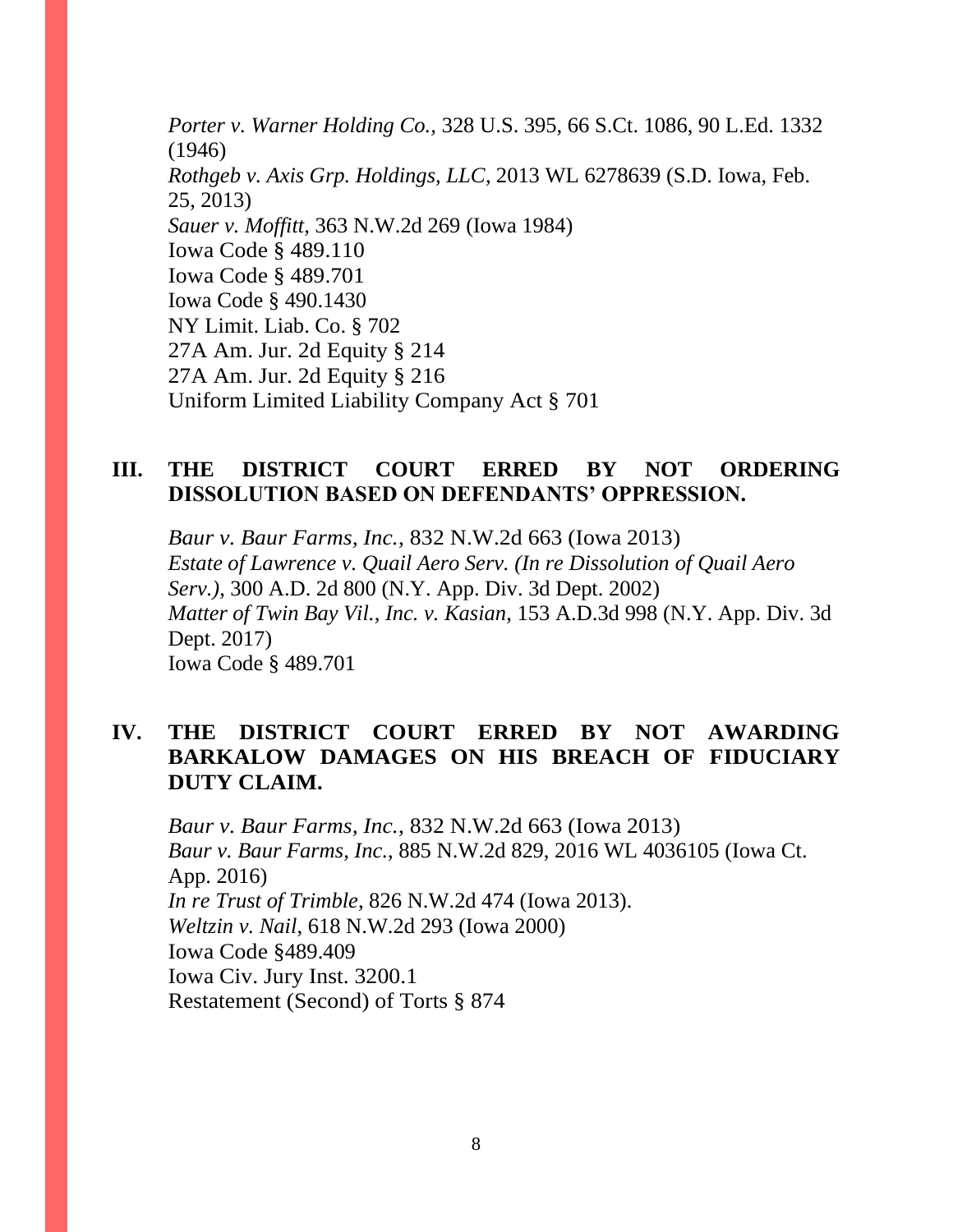*Porter v. Warner Holding Co.*, 328 U.S. 395, 66 S.Ct. 1086, 90 L.Ed. 1332 (1946)
*Rothgeb v. Axis Grp. Holdings, LLC*, 2013 WL 6278639 (S.D. Iowa, Feb. 25, 2013)
*Sauer v. Moffitt*, 363 N.W.2d 269 (Iowa 1984)
Iowa Code § 489.110
Iowa Code § 489.701
Iowa Code § 490.1430
NY Limit. Liab. Co. § 702
27A Am. Jur. 2d Equity § 214
27A Am. Jur. 2d Equity § 216
Uniform Limited Liability Company Act § 701

## III. THE DISTRICT COURT ERRED BY NOT ORDERING DISSOLUTION BASED ON DEFENDANTS' OPPRESSION.

*Baur v. Baur Farms, Inc.*, 832 N.W.2d 663 (Iowa 2013)
*Estate of Lawrence v. Quail Aero Serv. (In re Dissolution of Quail Aero Serv.)*, 300 A.D. 2d 800 (N.Y. App. Div. 3d Dept. 2002)
*Matter of Twin Bay Vil., Inc. v. Kasian*, 153 A.D.3d 998 (N.Y. App. Div. 3d Dept. 2017)
Iowa Code § 489.701

## IV. THE DISTRICT COURT ERRED BY NOT AWARDING BARKALOW DAMAGES ON HIS BREACH OF FIDUCIARY DUTY CLAIM.

*Baur v. Baur Farms, Inc.*, 832 N.W.2d 663 (Iowa 2013)
*Baur v. Baur Farms, Inc.*, 885 N.W.2d 829, 2016 WL 4036105 (Iowa Ct. App. 2016)
*In re Trust of Trimble*, 826 N.W.2d 474 (Iowa 2013).
*Weltzin v. Nail*, 618 N.W.2d 293 (Iowa 2000)
Iowa Code §489.409
Iowa Civ. Jury Inst. 3200.1
Restatement (Second) of Torts § 874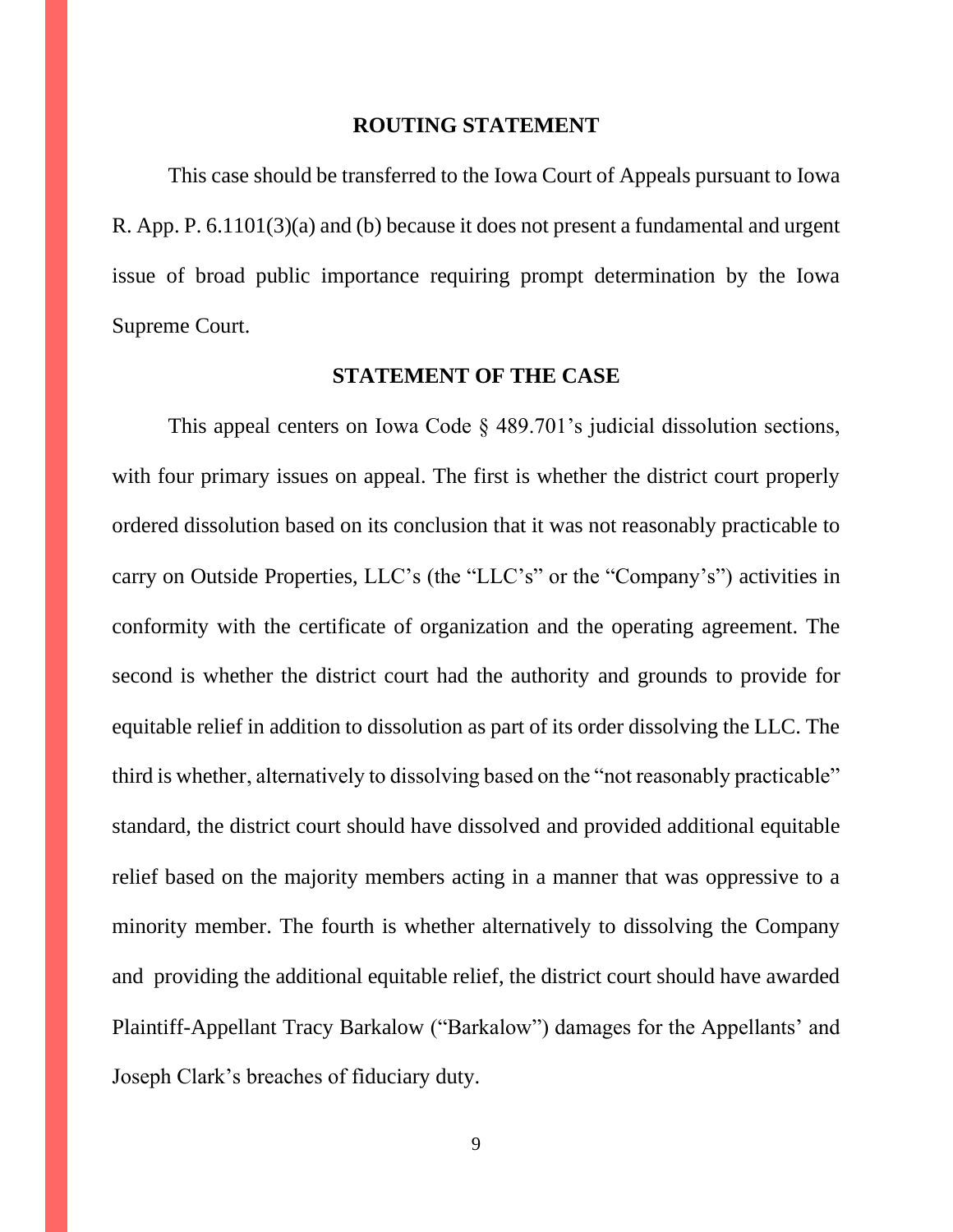## ROUTING STATEMENT

This case should be transferred to the Iowa Court of Appeals pursuant to Iowa R. App. P. 6.1101(3)(a) and (b) because it does not present a fundamental and urgent issue of broad public importance requiring prompt determination by the Iowa Supreme Court.

## STATEMENT OF THE CASE

This appeal centers on Iowa Code § 489.701's judicial dissolution sections, with four primary issues on appeal. The first is whether the district court properly ordered dissolution based on its conclusion that it was not reasonably practicable to carry on Outside Properties, LLC's (the "LLC's" or the "Company's") activities in conformity with the certificate of organization and the operating agreement. The second is whether the district court had the authority and grounds to provide for equitable relief in addition to dissolution as part of its order dissolving the LLC. The third is whether, alternatively to dissolving based on the "not reasonably practicable" standard, the district court should have dissolved and provided additional equitable relief based on the majority members acting in a manner that was oppressive to a minority member. The fourth is whether alternatively to dissolving the Company and providing the additional equitable relief, the district court should have awarded Plaintiff-Appellant Tracy Barkalow ("Barkalow") damages for the Appellants' and Joseph Clark's breaches of fiduciary duty.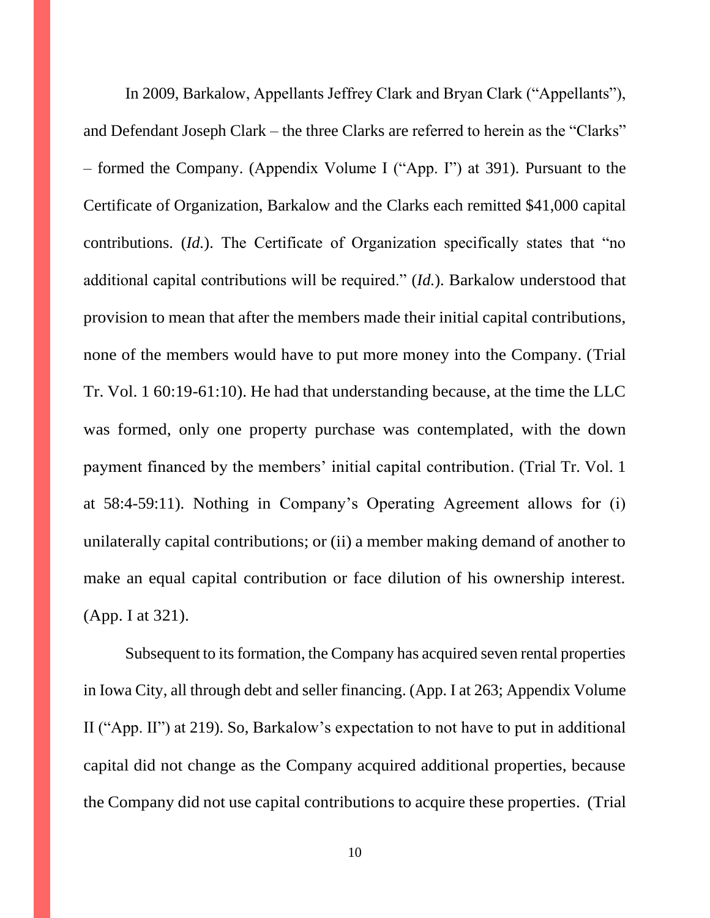In 2009, Barkalow, Appellants Jeffrey Clark and Bryan Clark ("Appellants"), and Defendant Joseph Clark – the three Clarks are referred to herein as the "Clarks" – formed the Company. (Appendix Volume I ("App. I") at 391). Pursuant to the Certificate of Organization, Barkalow and the Clarks each remitted $41,000 capital contributions. (*Id.*). The Certificate of Organization specifically states that "no additional capital contributions will be required." (*Id.*). Barkalow understood that provision to mean that after the members made their initial capital contributions, none of the members would have to put more money into the Company. (Trial Tr. Vol. 1 60:19-61:10). He had that understanding because, at the time the LLC was formed, only one property purchase was contemplated, with the down payment financed by the members' initial capital contribution. (Trial Tr. Vol. 1 at 58:4-59:11). Nothing in Company's Operating Agreement allows for (i) unilaterally capital contributions; or (ii) a member making demand of another to make an equal capital contribution or face dilution of his ownership interest. (App. I at 321).

Subsequent to its formation, the Company has acquired seven rental properties in Iowa City, all through debt and seller financing. (App. I at 263; Appendix Volume II ("App. II") at 219). So, Barkalow's expectation to not have to put in additional capital did not change as the Company acquired additional properties, because the Company did not use capital contributions to acquire these properties. (Trial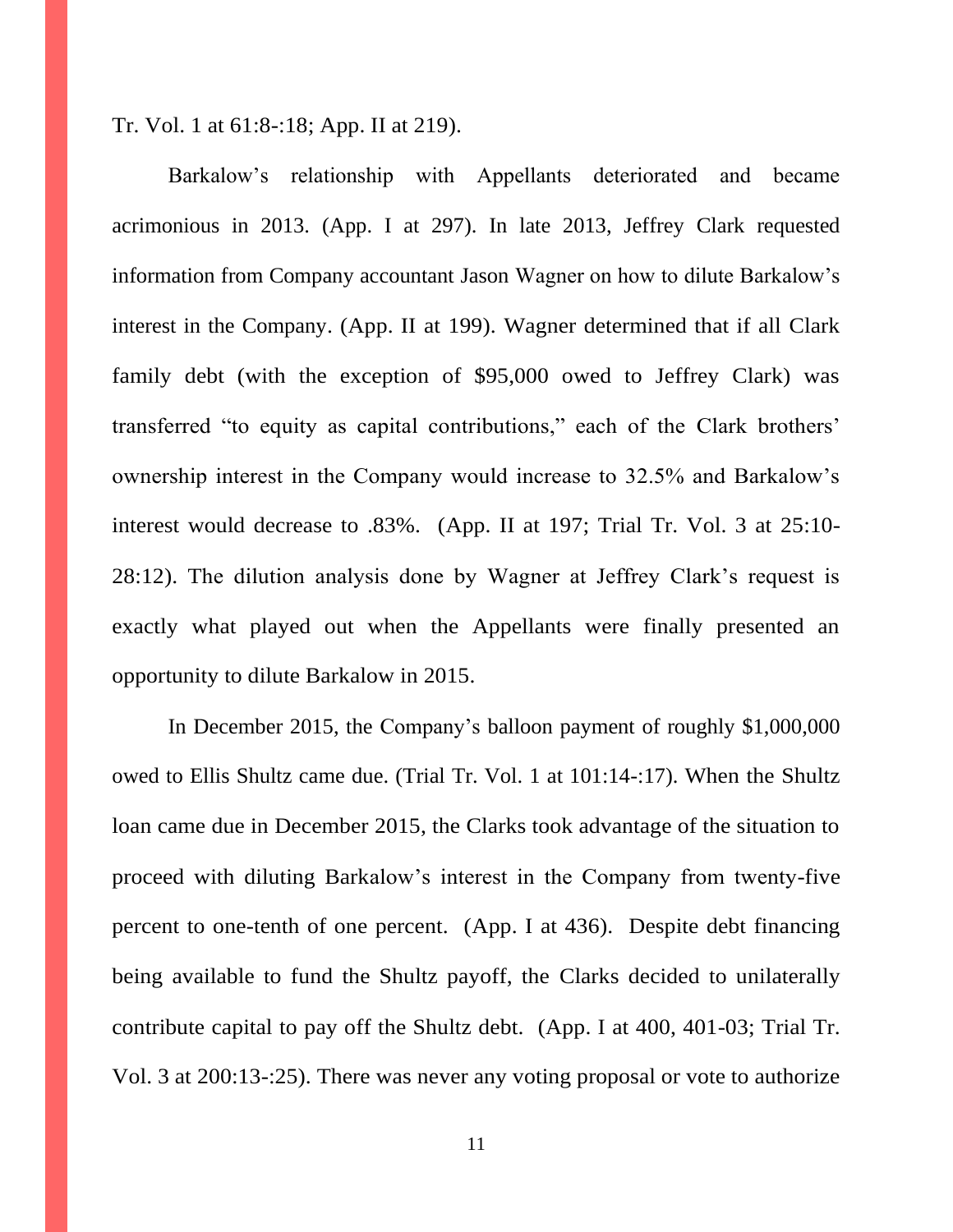Tr. Vol. 1 at 61:8-:18; App. II at 219).

Barkalow's relationship with Appellants deteriorated and became acrimonious in 2013. (App. I at 297). In late 2013, Jeffrey Clark requested information from Company accountant Jason Wagner on how to dilute Barkalow's interest in the Company. (App. II at 199). Wagner determined that if all Clark family debt (with the exception of $95,000 owed to Jeffrey Clark) was transferred "to equity as capital contributions," each of the Clark brothers' ownership interest in the Company would increase to 32.5% and Barkalow's interest would decrease to .83%. (App. II at 197; Trial Tr. Vol. 3 at 25:10-28:12). The dilution analysis done by Wagner at Jeffrey Clark's request is exactly what played out when the Appellants were finally presented an opportunity to dilute Barkalow in 2015.

In December 2015, the Company's balloon payment of roughly $1,000,000 owed to Ellis Shultz came due. (Trial Tr. Vol. 1 at 101:14-:17). When the Shultz loan came due in December 2015, the Clarks took advantage of the situation to proceed with diluting Barkalow's interest in the Company from twenty-five percent to one-tenth of one percent. (App. I at 436). Despite debt financing being available to fund the Shultz payoff, the Clarks decided to unilaterally contribute capital to pay off the Shultz debt. (App. I at 400, 401-03; Trial Tr. Vol. 3 at 200:13-:25). There was never any voting proposal or vote to authorize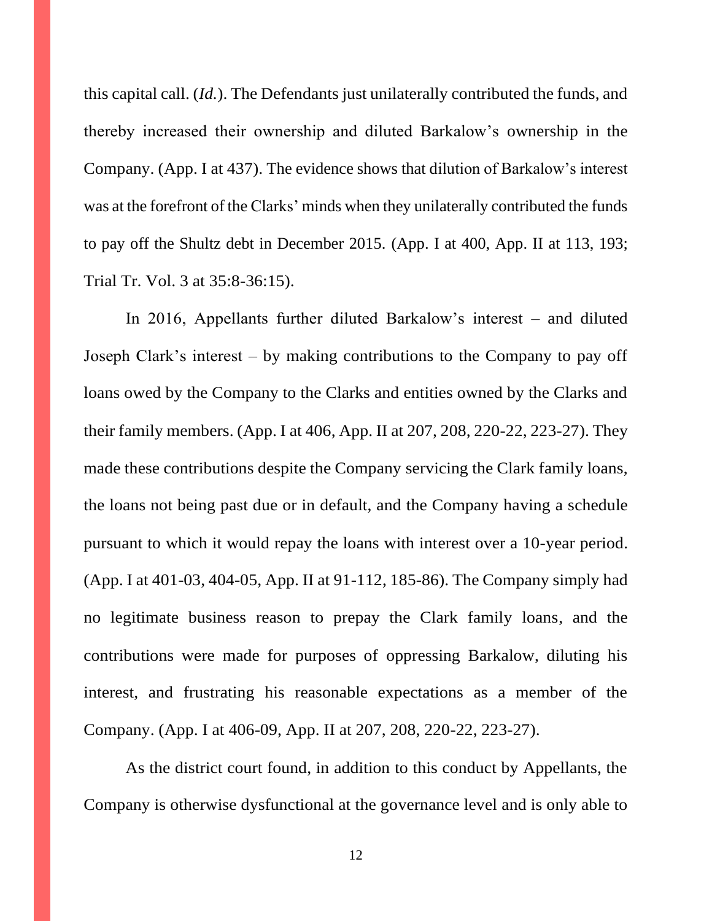this capital call. (*Id.*). The Defendants just unilaterally contributed the funds, and thereby increased their ownership and diluted Barkalow's ownership in the Company. (App. I at 437). The evidence shows that dilution of Barkalow's interest was at the forefront of the Clarks' minds when they unilaterally contributed the funds to pay off the Shultz debt in December 2015. (App. I at 400, App. II at 113, 193; Trial Tr. Vol. 3 at 35:8-36:15).

In 2016, Appellants further diluted Barkalow's interest – and diluted Joseph Clark's interest – by making contributions to the Company to pay off loans owed by the Company to the Clarks and entities owned by the Clarks and their family members. (App. I at 406, App. II at 207, 208, 220-22, 223-27). They made these contributions despite the Company servicing the Clark family loans, the loans not being past due or in default, and the Company having a schedule pursuant to which it would repay the loans with interest over a 10-year period. (App. I at 401-03, 404-05, App. II at 91-112, 185-86). The Company simply had no legitimate business reason to prepay the Clark family loans, and the contributions were made for purposes of oppressing Barkalow, diluting his interest, and frustrating his reasonable expectations as a member of the Company. (App. I at 406-09, App. II at 207, 208, 220-22, 223-27).

As the district court found, in addition to this conduct by Appellants, the Company is otherwise dysfunctional at the governance level and is only able to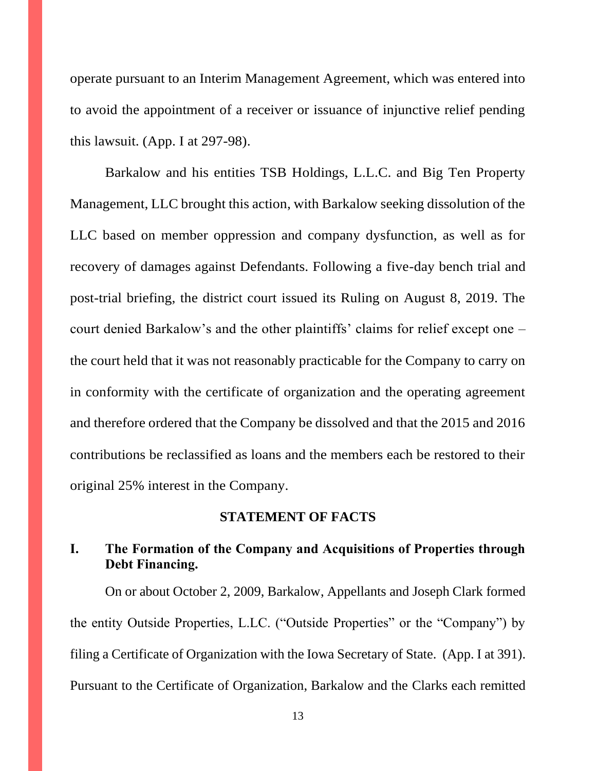operate pursuant to an Interim Management Agreement, which was entered into to avoid the appointment of a receiver or issuance of injunctive relief pending this lawsuit. (App. I at 297-98).

Barkalow and his entities TSB Holdings, L.L.C. and Big Ten Property Management, LLC brought this action, with Barkalow seeking dissolution of the LLC based on member oppression and company dysfunction, as well as for recovery of damages against Defendants. Following a five-day bench trial and post-trial briefing, the district court issued its Ruling on August 8, 2019. The court denied Barkalow's and the other plaintiffs' claims for relief except one – the court held that it was not reasonably practicable for the Company to carry on in conformity with the certificate of organization and the operating agreement and therefore ordered that the Company be dissolved and that the 2015 and 2016 contributions be reclassified as loans and the members each be restored to their original 25% interest in the Company.

## STATEMENT OF FACTS

### I. The Formation of the Company and Acquisitions of Properties through Debt Financing.

On or about October 2, 2009, Barkalow, Appellants and Joseph Clark formed the entity Outside Properties, L.L.C. ("Outside Properties" or the "Company") by filing a Certificate of Organization with the Iowa Secretary of State. (App. I at 391). Pursuant to the Certificate of Organization, Barkalow and the Clarks each remitted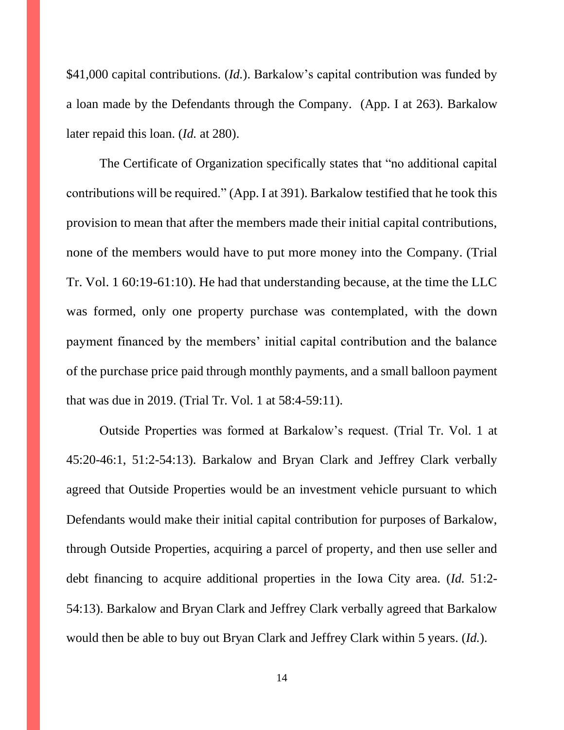$41,000 capital contributions. (*Id.*). Barkalow's capital contribution was funded by a loan made by the Defendants through the Company. (App. I at 263). Barkalow later repaid this loan. (*Id.* at 280).

The Certificate of Organization specifically states that "no additional capital contributions will be required." (App. I at 391). Barkalow testified that he took this provision to mean that after the members made their initial capital contributions, none of the members would have to put more money into the Company. (Trial Tr. Vol. 1 60:19-61:10). He had that understanding because, at the time the LLC was formed, only one property purchase was contemplated, with the down payment financed by the members' initial capital contribution and the balance of the purchase price paid through monthly payments, and a small balloon payment that was due in 2019. (Trial Tr. Vol. 1 at 58:4-59:11).

Outside Properties was formed at Barkalow's request. (Trial Tr. Vol. 1 at 45:20-46:1, 51:2-54:13). Barkalow and Bryan Clark and Jeffrey Clark verbally agreed that Outside Properties would be an investment vehicle pursuant to which Defendants would make their initial capital contribution for purposes of Barkalow, through Outside Properties, acquiring a parcel of property, and then use seller and debt financing to acquire additional properties in the Iowa City area. (*Id.* 51:2-54:13). Barkalow and Bryan Clark and Jeffrey Clark verbally agreed that Barkalow would then be able to buy out Bryan Clark and Jeffrey Clark within 5 years. (*Id.*).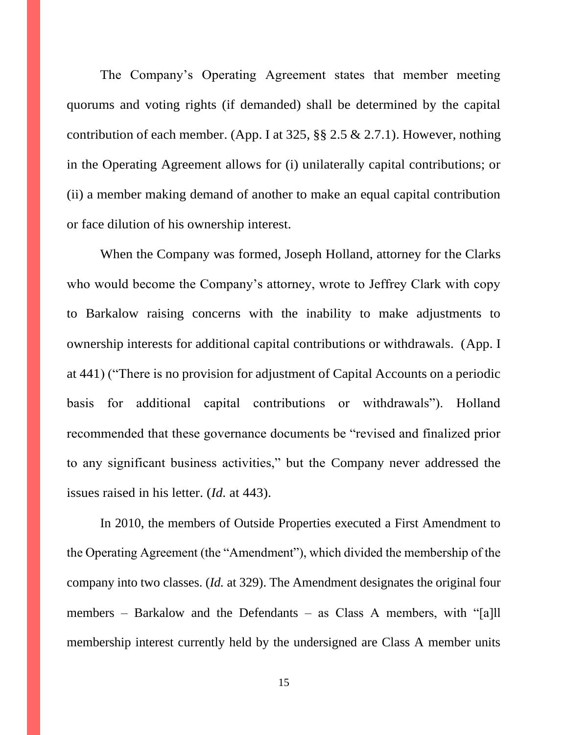The Company's Operating Agreement states that member meeting quorums and voting rights (if demanded) shall be determined by the capital contribution of each member. (App. I at 325, §§ 2.5 & 2.7.1). However, nothing in the Operating Agreement allows for (i) unilaterally capital contributions; or (ii) a member making demand of another to make an equal capital contribution or face dilution of his ownership interest.

When the Company was formed, Joseph Holland, attorney for the Clarks who would become the Company's attorney, wrote to Jeffrey Clark with copy to Barkalow raising concerns with the inability to make adjustments to ownership interests for additional capital contributions or withdrawals. (App. I at 441) ("There is no provision for adjustment of Capital Accounts on a periodic basis for additional capital contributions or withdrawals"). Holland recommended that these governance documents be "revised and finalized prior to any significant business activities," but the Company never addressed the issues raised in his letter. (*Id.* at 443).

In 2010, the members of Outside Properties executed a First Amendment to the Operating Agreement (the "Amendment"), which divided the membership of the company into two classes. (*Id.* at 329). The Amendment designates the original four members – Barkalow and the Defendants – as Class A members, with "[a]ll membership interest currently held by the undersigned are Class A member units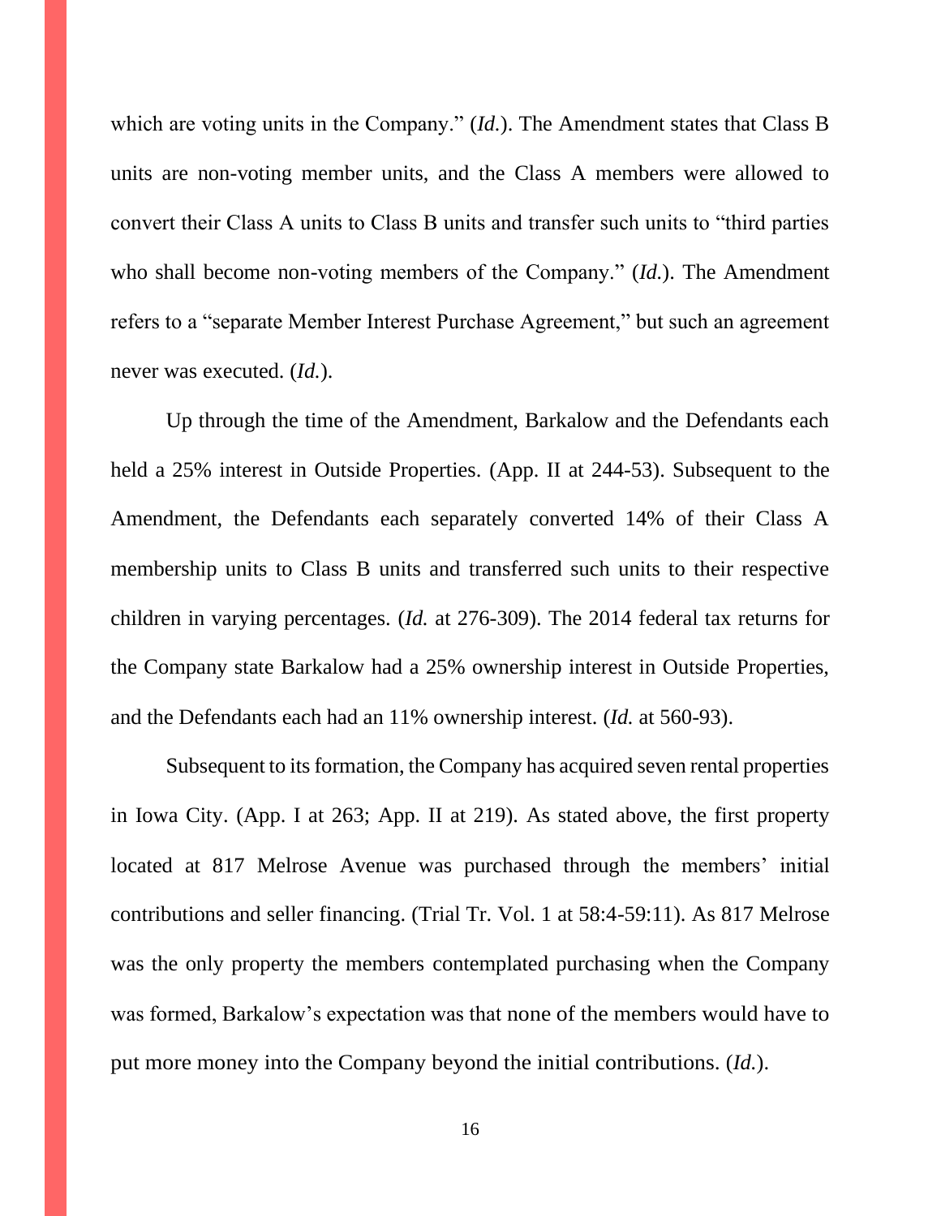which are voting units in the Company." (*Id.*). The Amendment states that Class B units are non-voting member units, and the Class A members were allowed to convert their Class A units to Class B units and transfer such units to "third parties who shall become non-voting members of the Company." (*Id.*). The Amendment refers to a "separate Member Interest Purchase Agreement," but such an agreement never was executed. (*Id.*).

Up through the time of the Amendment, Barkalow and the Defendants each held a 25% interest in Outside Properties. (App. II at 244-53). Subsequent to the Amendment, the Defendants each separately converted 14% of their Class A membership units to Class B units and transferred such units to their respective children in varying percentages. (*Id.* at 276-309). The 2014 federal tax returns for the Company state Barkalow had a 25% ownership interest in Outside Properties, and the Defendants each had an 11% ownership interest. (*Id.* at 560-93).

Subsequent to its formation, the Company has acquired seven rental properties in Iowa City. (App. I at 263; App. II at 219). As stated above, the first property located at 817 Melrose Avenue was purchased through the members' initial contributions and seller financing. (Trial Tr. Vol. 1 at 58:4-59:11). As 817 Melrose was the only property the members contemplated purchasing when the Company was formed, Barkalow's expectation was that none of the members would have to put more money into the Company beyond the initial contributions. (*Id.*).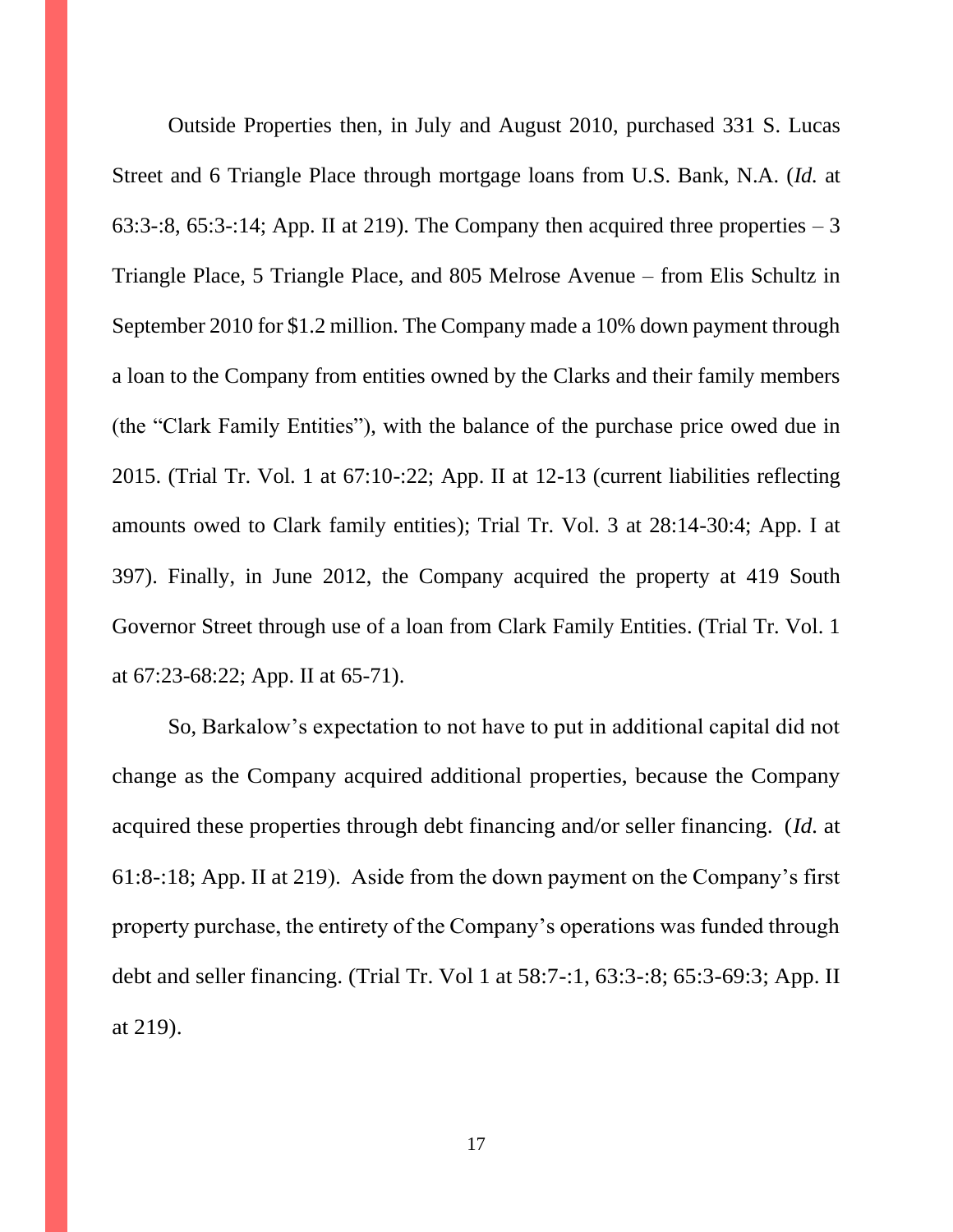Outside Properties then, in July and August 2010, purchased 331 S. Lucas Street and 6 Triangle Place through mortgage loans from U.S. Bank, N.A. (*Id.* at 63:3-:8, 65:3-:14; App. II at 219). The Company then acquired three properties – 3 Triangle Place, 5 Triangle Place, and 805 Melrose Avenue – from Elis Schultz in September 2010 for $1.2 million. The Company made a 10% down payment through a loan to the Company from entities owned by the Clarks and their family members (the "Clark Family Entities"), with the balance of the purchase price owed due in 2015. (Trial Tr. Vol. 1 at 67:10-:22; App. II at 12-13 (current liabilities reflecting amounts owed to Clark family entities); Trial Tr. Vol. 3 at 28:14-30:4; App. I at 397). Finally, in June 2012, the Company acquired the property at 419 South Governor Street through use of a loan from Clark Family Entities. (Trial Tr. Vol. 1 at 67:23-68:22; App. II at 65-71).

So, Barkalow's expectation to not have to put in additional capital did not change as the Company acquired additional properties, because the Company acquired these properties through debt financing and/or seller financing. (*Id.* at 61:8-:18; App. II at 219). Aside from the down payment on the Company's first property purchase, the entirety of the Company's operations was funded through debt and seller financing. (Trial Tr. Vol 1 at 58:7-:1, 63:3-:8; 65:3-69:3; App. II at 219).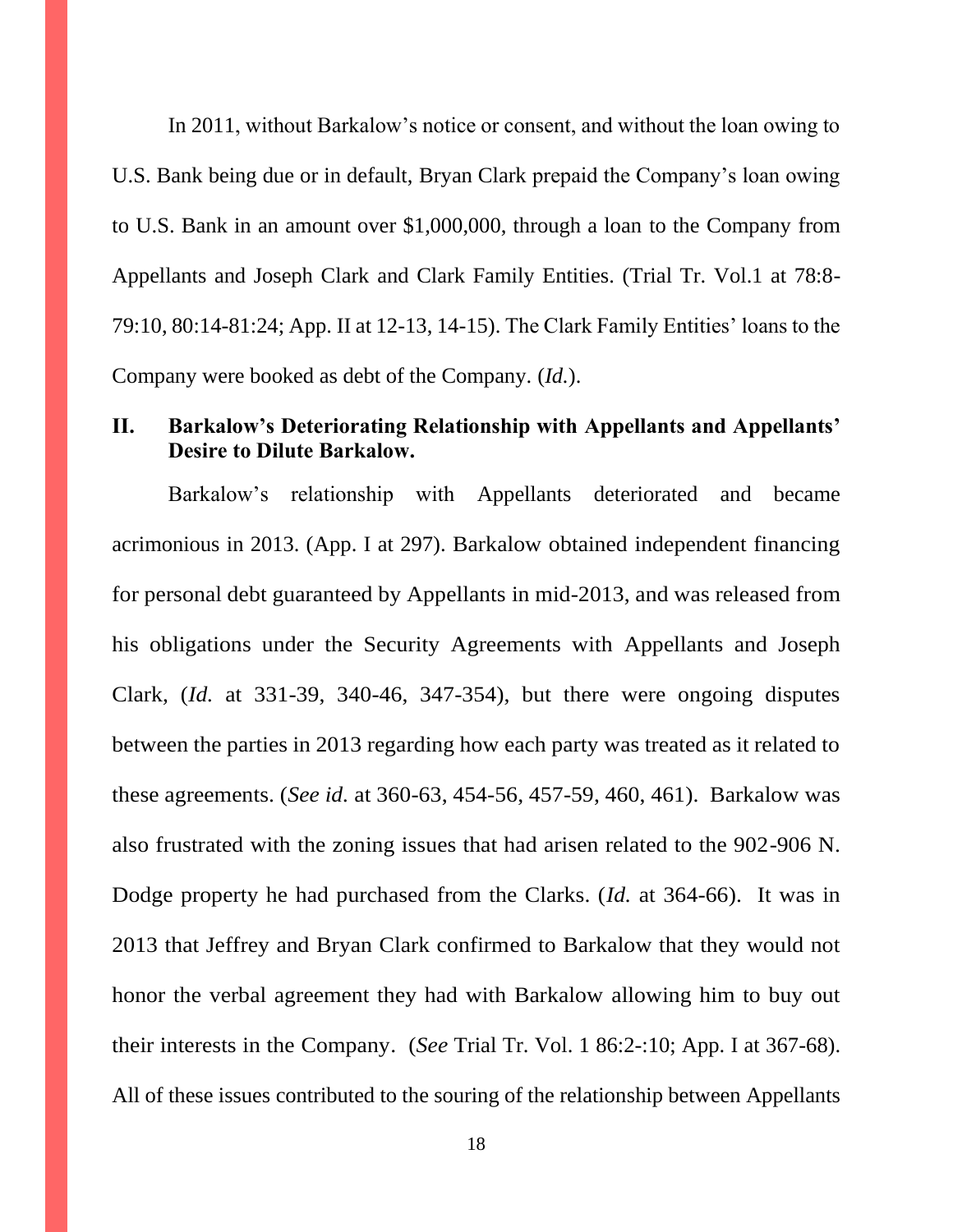In 2011, without Barkalow's notice or consent, and without the loan owing to U.S. Bank being due or in default, Bryan Clark prepaid the Company's loan owing to U.S. Bank in an amount over $1,000,000, through a loan to the Company from Appellants and Joseph Clark and Clark Family Entities. (Trial Tr. Vol.1 at 78:8-79:10, 80:14-81:24; App. II at 12-13, 14-15). The Clark Family Entities' loans to the Company were booked as debt of the Company. (*Id.*).

## II. Barkalow's Deteriorating Relationship with Appellants and Appellants' Desire to Dilute Barkalow.

Barkalow's relationship with Appellants deteriorated and became acrimonious in 2013. (App. I at 297). Barkalow obtained independent financing for personal debt guaranteed by Appellants in mid-2013, and was released from his obligations under the Security Agreements with Appellants and Joseph Clark, (*Id.* at 331-39, 340-46, 347-354), but there were ongoing disputes between the parties in 2013 regarding how each party was treated as it related to these agreements. (*See id.* at 360-63, 454-56, 457-59, 460, 461). Barkalow was also frustrated with the zoning issues that had arisen related to the 902-906 N. Dodge property he had purchased from the Clarks. (*Id.* at 364-66). It was in 2013 that Jeffrey and Bryan Clark confirmed to Barkalow that they would not honor the verbal agreement they had with Barkalow allowing him to buy out their interests in the Company. (*See* Trial Tr. Vol. 1 86:2-:10; App. I at 367-68). All of these issues contributed to the souring of the relationship between Appellants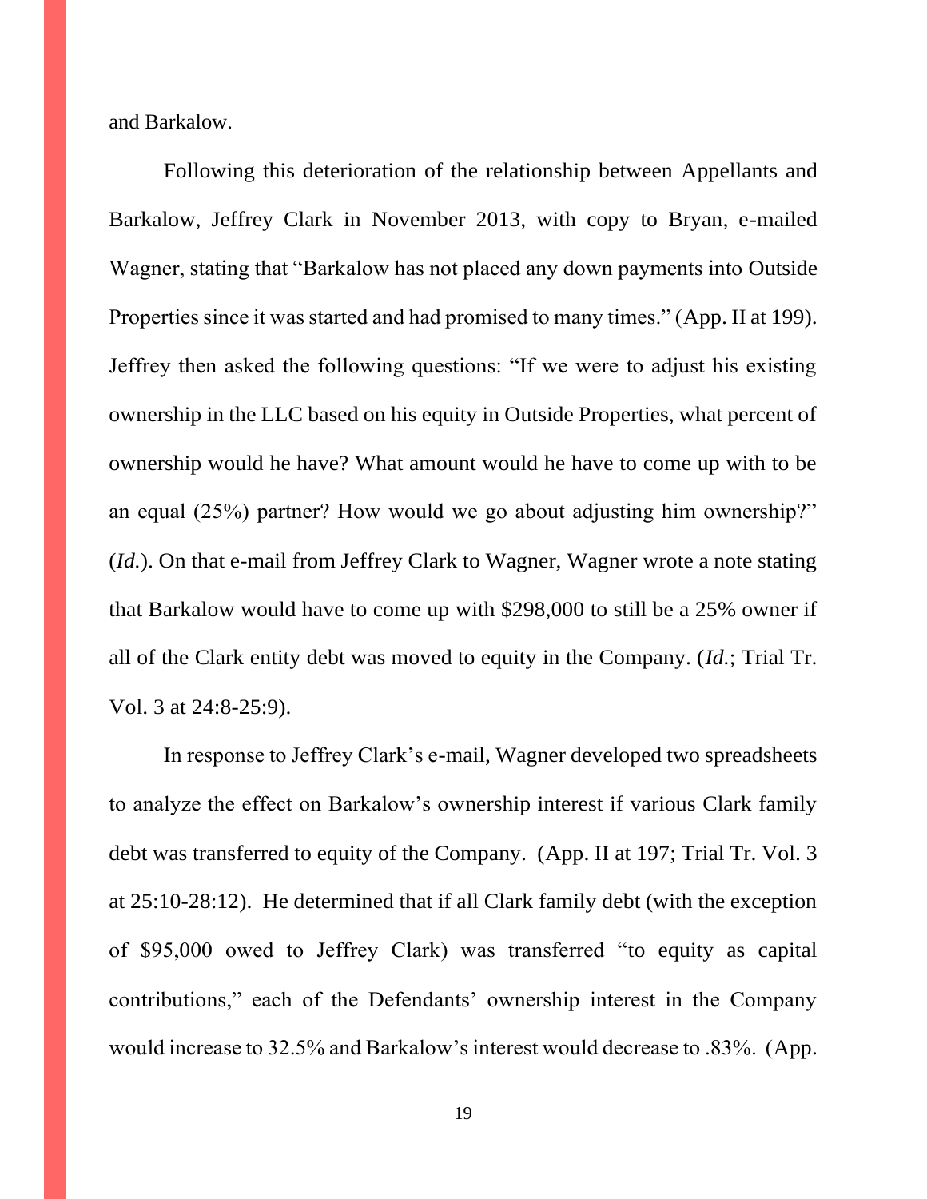and Barkalow.

Following this deterioration of the relationship between Appellants and Barkalow, Jeffrey Clark in November 2013, with copy to Bryan, e-mailed Wagner, stating that "Barkalow has not placed any down payments into Outside Properties since it was started and had promised to many times." (App. II at 199). Jeffrey then asked the following questions: "If we were to adjust his existing ownership in the LLC based on his equity in Outside Properties, what percent of ownership would he have? What amount would he have to come up with to be an equal (25%) partner? How would we go about adjusting him ownership?" (*Id.*). On that e-mail from Jeffrey Clark to Wagner, Wagner wrote a note stating that Barkalow would have to come up with $298,000 to still be a 25% owner if all of the Clark entity debt was moved to equity in the Company. (*Id.*; Trial Tr. Vol. 3 at 24:8-25:9).

In response to Jeffrey Clark's e-mail, Wagner developed two spreadsheets to analyze the effect on Barkalow's ownership interest if various Clark family debt was transferred to equity of the Company. (App. II at 197; Trial Tr. Vol. 3 at 25:10-28:12). He determined that if all Clark family debt (with the exception of $95,000 owed to Jeffrey Clark) was transferred "to equity as capital contributions," each of the Defendants' ownership interest in the Company would increase to 32.5% and Barkalow's interest would decrease to .83%. (App.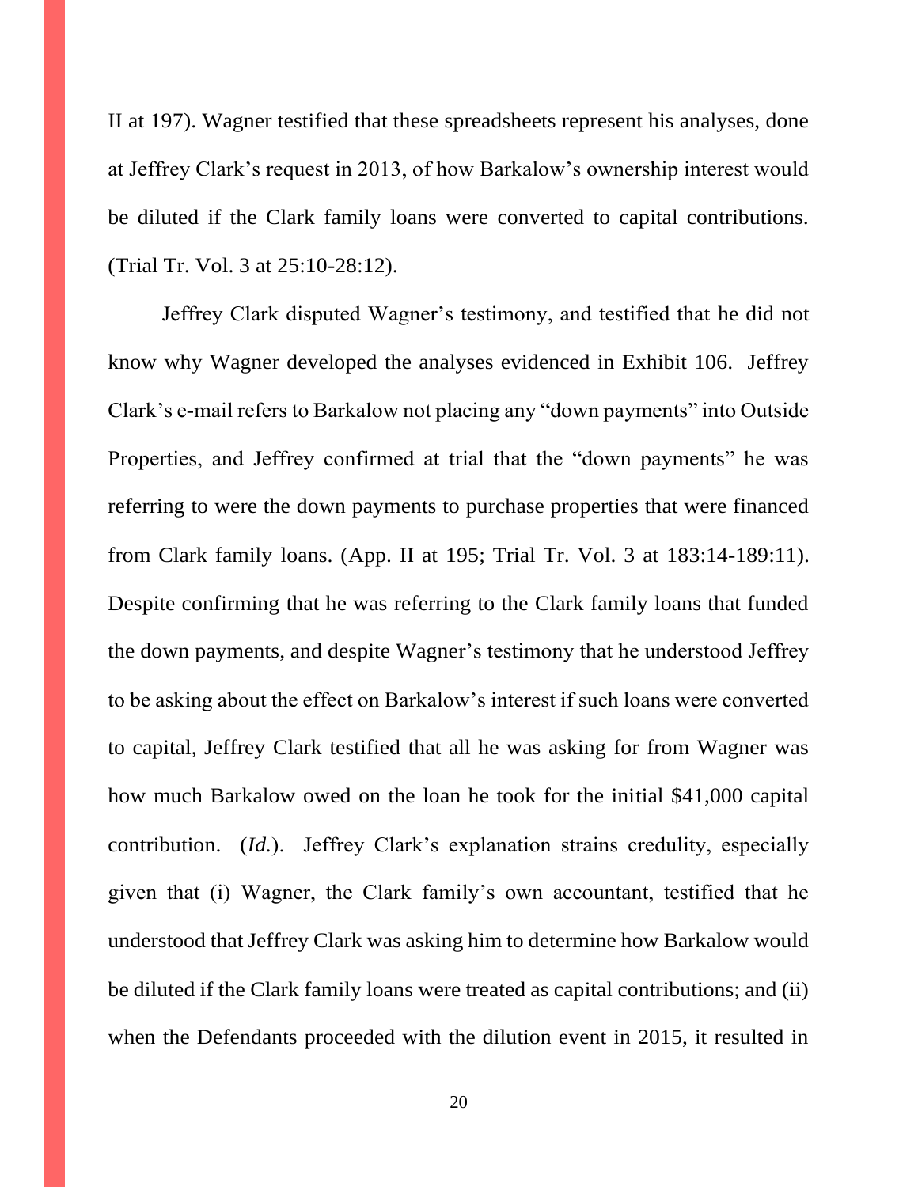II at 197). Wagner testified that these spreadsheets represent his analyses, done at Jeffrey Clark's request in 2013, of how Barkalow's ownership interest would be diluted if the Clark family loans were converted to capital contributions. (Trial Tr. Vol. 3 at 25:10-28:12).

Jeffrey Clark disputed Wagner's testimony, and testified that he did not know why Wagner developed the analyses evidenced in Exhibit 106. Jeffrey Clark's e-mail refers to Barkalow not placing any "down payments" into Outside Properties, and Jeffrey confirmed at trial that the "down payments" he was referring to were the down payments to purchase properties that were financed from Clark family loans. (App. II at 195; Trial Tr. Vol. 3 at 183:14-189:11). Despite confirming that he was referring to the Clark family loans that funded the down payments, and despite Wagner's testimony that he understood Jeffrey to be asking about the effect on Barkalow's interest if such loans were converted to capital, Jeffrey Clark testified that all he was asking for from Wagner was how much Barkalow owed on the loan he took for the initial $41,000 capital contribution. (*Id.*). Jeffrey Clark's explanation strains credulity, especially given that (i) Wagner, the Clark family's own accountant, testified that he understood that Jeffrey Clark was asking him to determine how Barkalow would be diluted if the Clark family loans were treated as capital contributions; and (ii) when the Defendants proceeded with the dilution event in 2015, it resulted in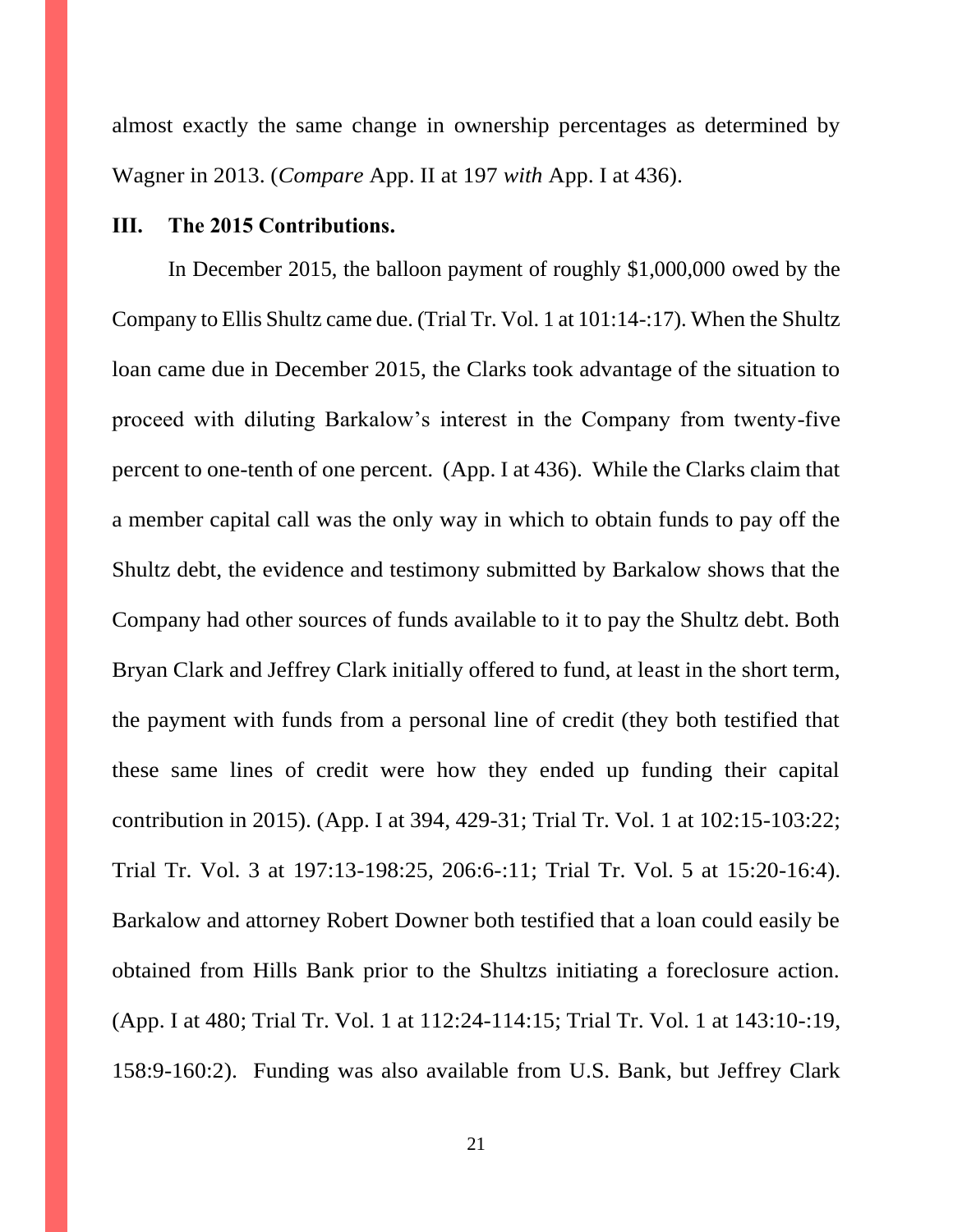almost exactly the same change in ownership percentages as determined by Wagner in 2013. (*Compare* App. II at 197 *with* App. I at 436).

### III. The 2015 Contributions.

In December 2015, the balloon payment of roughly $1,000,000 owed by the Company to Ellis Shultz came due. (Trial Tr. Vol. 1 at 101:14-:17). When the Shultz loan came due in December 2015, the Clarks took advantage of the situation to proceed with diluting Barkalow's interest in the Company from twenty-five percent to one-tenth of one percent. (App. I at 436). While the Clarks claim that a member capital call was the only way in which to obtain funds to pay off the Shultz debt, the evidence and testimony submitted by Barkalow shows that the Company had other sources of funds available to it to pay the Shultz debt. Both Bryan Clark and Jeffrey Clark initially offered to fund, at least in the short term, the payment with funds from a personal line of credit (they both testified that these same lines of credit were how they ended up funding their capital contribution in 2015). (App. I at 394, 429-31; Trial Tr. Vol. 1 at 102:15-103:22; Trial Tr. Vol. 3 at 197:13-198:25, 206:6-:11; Trial Tr. Vol. 5 at 15:20-16:4). Barkalow and attorney Robert Downer both testified that a loan could easily be obtained from Hills Bank prior to the Shultzs initiating a foreclosure action. (App. I at 480; Trial Tr. Vol. 1 at 112:24-114:15; Trial Tr. Vol. 1 at 143:10-:19, 158:9-160:2). Funding was also available from U.S. Bank, but Jeffrey Clark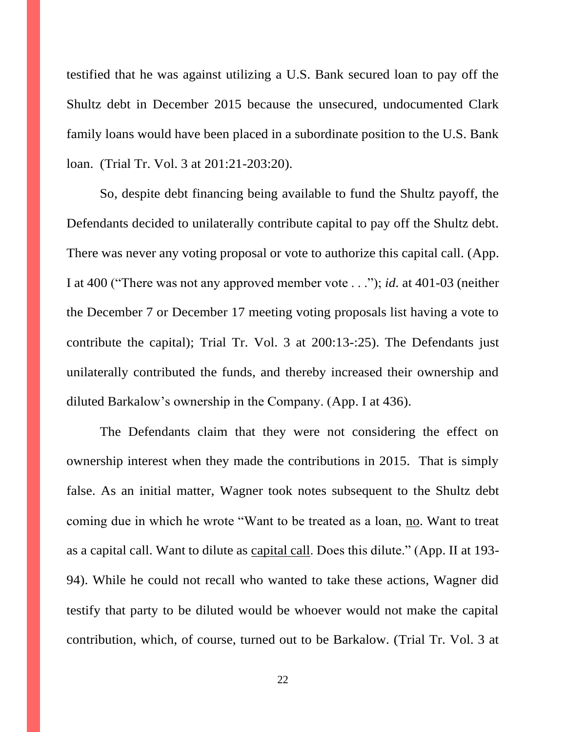testified that he was against utilizing a U.S. Bank secured loan to pay off the Shultz debt in December 2015 because the unsecured, undocumented Clark family loans would have been placed in a subordinate position to the U.S. Bank loan. (Trial Tr. Vol. 3 at 201:21-203:20).

So, despite debt financing being available to fund the Shultz payoff, the Defendants decided to unilaterally contribute capital to pay off the Shultz debt. There was never any voting proposal or vote to authorize this capital call. (App. I at 400 ("There was not any approved member vote . . ."); *id.* at 401-03 (neither the December 7 or December 17 meeting voting proposals list having a vote to contribute the capital); Trial Tr. Vol. 3 at 200:13-:25). The Defendants just unilaterally contributed the funds, and thereby increased their ownership and diluted Barkalow's ownership in the Company. (App. I at 436).

The Defendants claim that they were not considering the effect on ownership interest when they made the contributions in 2015. That is simply false. As an initial matter, Wagner took notes subsequent to the Shultz debt coming due in which he wrote "Want to be treated as a loan, <u>no</u>. Want to treat as a capital call. Want to dilute as <u>capital call</u>. Does this dilute." (App. II at 193-94). While he could not recall who wanted to take these actions, Wagner did testify that party to be diluted would be whoever would not make the capital contribution, which, of course, turned out to be Barkalow. (Trial Tr. Vol. 3 at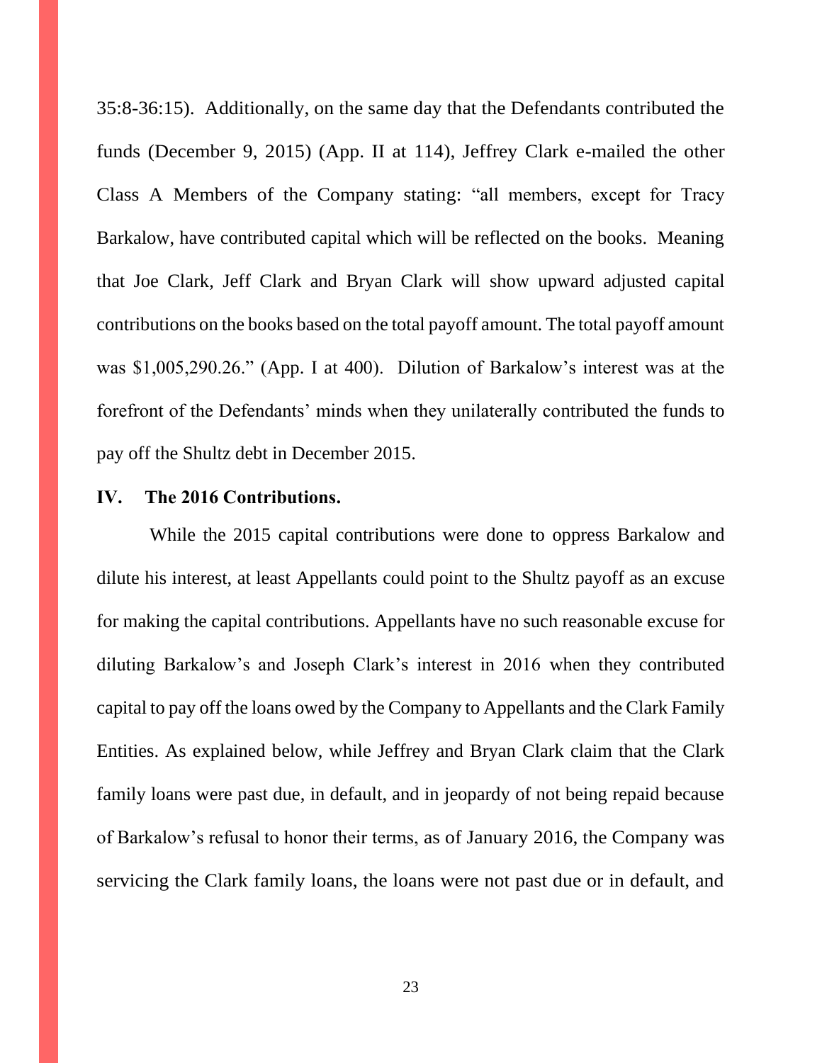35:8-36:15). Additionally, on the same day that the Defendants contributed the funds (December 9, 2015) (App. II at 114), Jeffrey Clark e-mailed the other Class A Members of the Company stating: "all members, except for Tracy Barkalow, have contributed capital which will be reflected on the books. Meaning that Joe Clark, Jeff Clark and Bryan Clark will show upward adjusted capital contributions on the books based on the total payoff amount. The total payoff amount was $1,005,290.26." (App. I at 400). Dilution of Barkalow's interest was at the forefront of the Defendants' minds when they unilaterally contributed the funds to pay off the Shultz debt in December 2015.

## IV. The 2016 Contributions.

While the 2015 capital contributions were done to oppress Barkalow and dilute his interest, at least Appellants could point to the Shultz payoff as an excuse for making the capital contributions. Appellants have no such reasonable excuse for diluting Barkalow's and Joseph Clark's interest in 2016 when they contributed capital to pay off the loans owed by the Company to Appellants and the Clark Family Entities. As explained below, while Jeffrey and Bryan Clark claim that the Clark family loans were past due, in default, and in jeopardy of not being repaid because of Barkalow's refusal to honor their terms, as of January 2016, the Company was servicing the Clark family loans, the loans were not past due or in default, and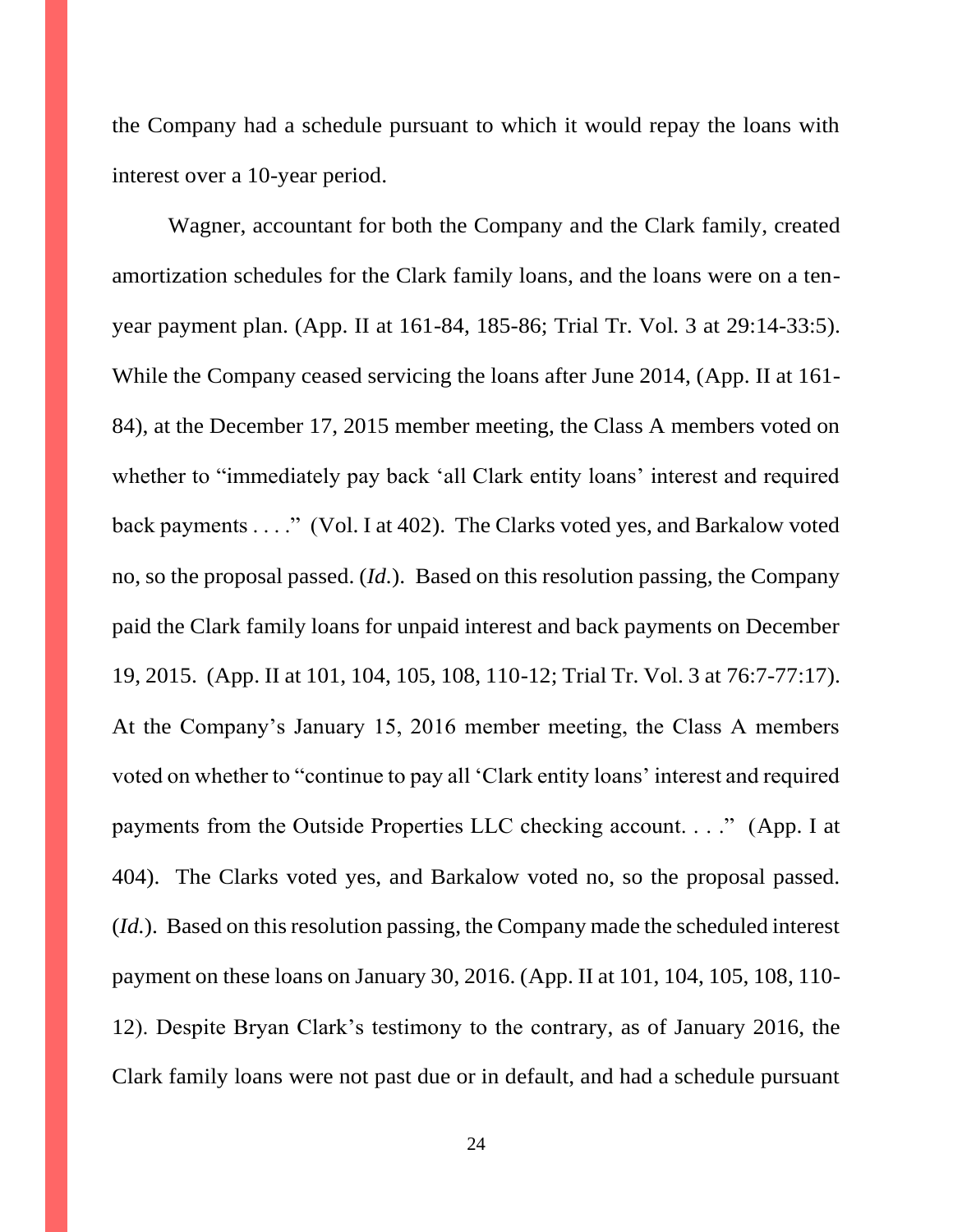the Company had a schedule pursuant to which it would repay the loans with interest over a 10-year period.

Wagner, accountant for both the Company and the Clark family, created amortization schedules for the Clark family loans, and the loans were on a ten-year payment plan. (App. II at 161-84, 185-86; Trial Tr. Vol. 3 at 29:14-33:5). While the Company ceased servicing the loans after June 2014, (App. II at 161-84), at the December 17, 2015 member meeting, the Class A members voted on whether to "immediately pay back 'all Clark entity loans' interest and required back payments . . . ." (Vol. I at 402). The Clarks voted yes, and Barkalow voted no, so the proposal passed. (*Id.*). Based on this resolution passing, the Company paid the Clark family loans for unpaid interest and back payments on December 19, 2015. (App. II at 101, 104, 105, 108, 110-12; Trial Tr. Vol. 3 at 76:7-77:17). At the Company's January 15, 2016 member meeting, the Class A members voted on whether to "continue to pay all 'Clark entity loans' interest and required payments from the Outside Properties LLC checking account. . . ." (App. I at 404). The Clarks voted yes, and Barkalow voted no, so the proposal passed. (*Id.*). Based on this resolution passing, the Company made the scheduled interest payment on these loans on January 30, 2016. (App. II at 101, 104, 105, 108, 110-12). Despite Bryan Clark's testimony to the contrary, as of January 2016, the Clark family loans were not past due or in default, and had a schedule pursuant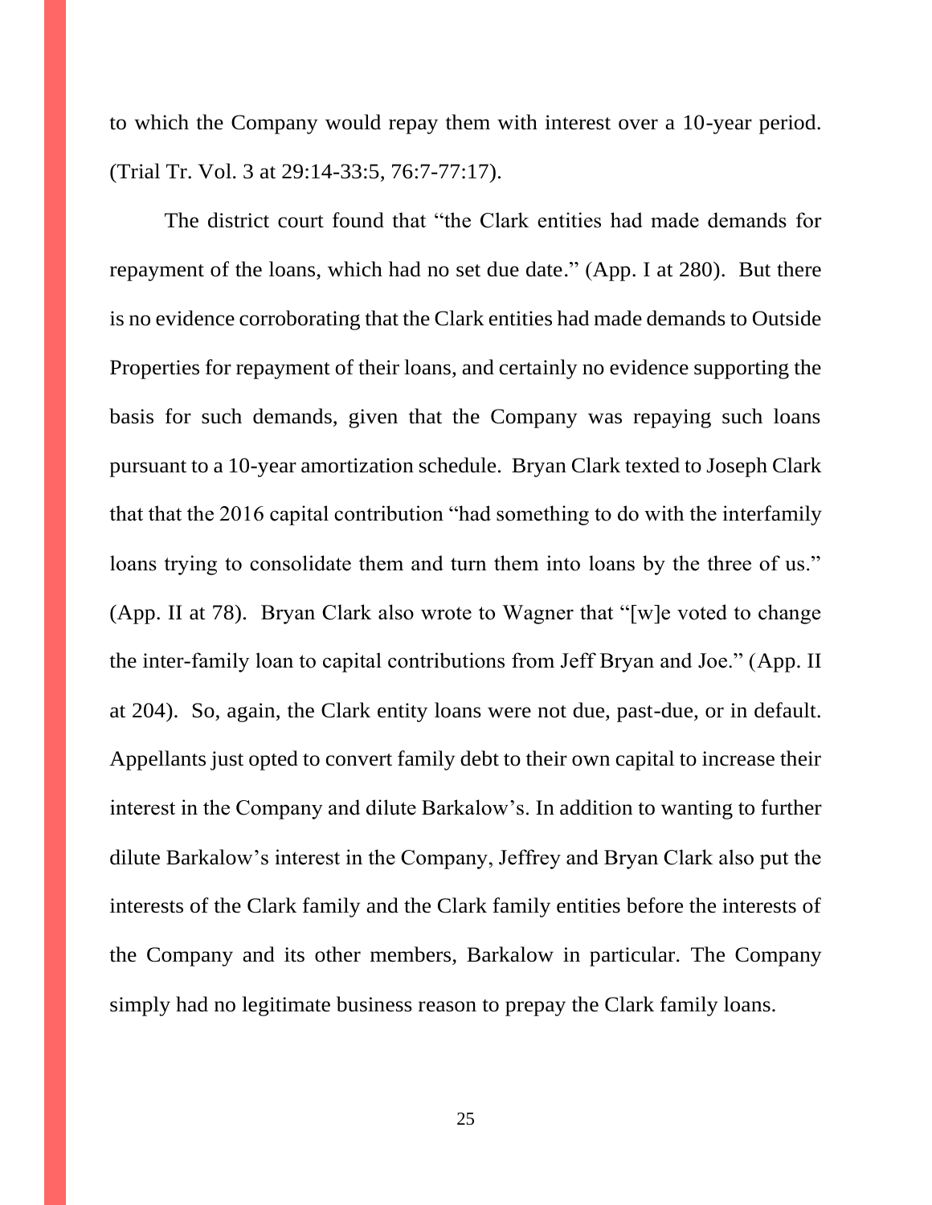to which the Company would repay them with interest over a 10-year period. (Trial Tr. Vol. 3 at 29:14-33:5, 76:7-77:17).

The district court found that "the Clark entities had made demands for repayment of the loans, which had no set due date." (App. I at 280). But there is no evidence corroborating that the Clark entities had made demands to Outside Properties for repayment of their loans, and certainly no evidence supporting the basis for such demands, given that the Company was repaying such loans pursuant to a 10-year amortization schedule. Bryan Clark texted to Joseph Clark that that the 2016 capital contribution "had something to do with the interfamily loans trying to consolidate them and turn them into loans by the three of us." (App. II at 78). Bryan Clark also wrote to Wagner that "[w]e voted to change the inter-family loan to capital contributions from Jeff Bryan and Joe." (App. II at 204). So, again, the Clark entity loans were not due, past-due, or in default. Appellants just opted to convert family debt to their own capital to increase their interest in the Company and dilute Barkalow's. In addition to wanting to further dilute Barkalow's interest in the Company, Jeffrey and Bryan Clark also put the interests of the Clark family and the Clark family entities before the interests of the Company and its other members, Barkalow in particular. The Company simply had no legitimate business reason to prepay the Clark family loans.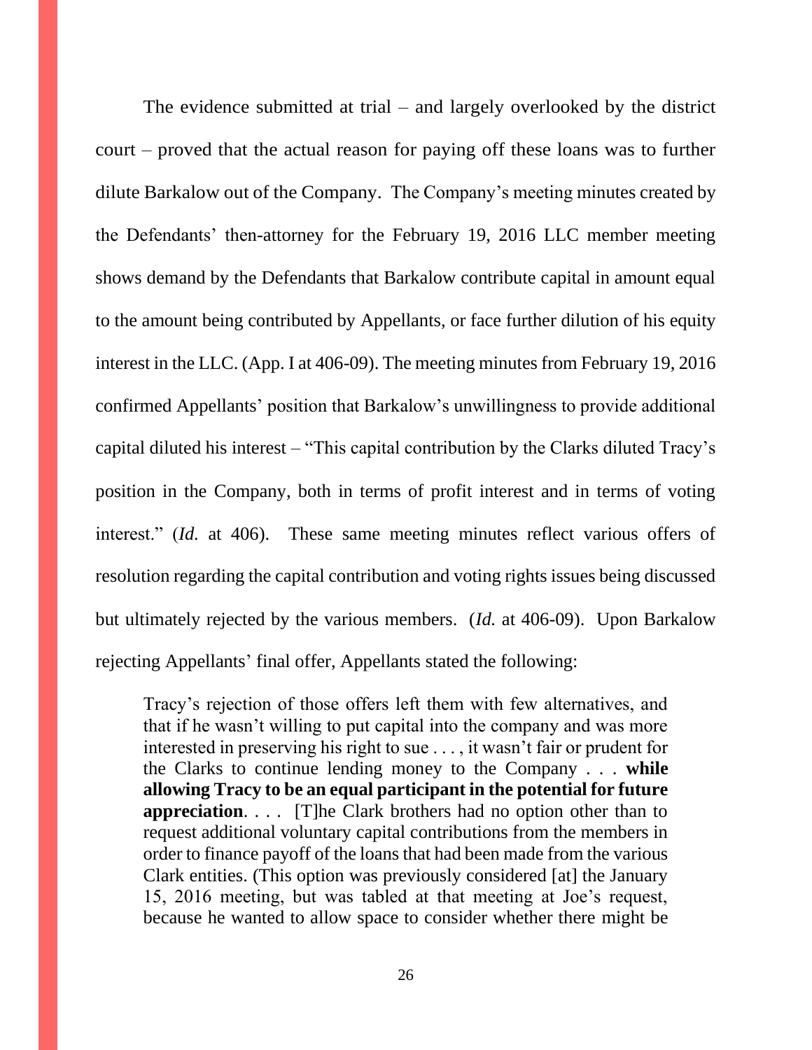The evidence submitted at trial – and largely overlooked by the district court – proved that the actual reason for paying off these loans was to further dilute Barkalow out of the Company. The Company's meeting minutes created by the Defendants' then-attorney for the February 19, 2016 LLC member meeting shows demand by the Defendants that Barkalow contribute capital in amount equal to the amount being contributed by Appellants, or face further dilution of his equity interest in the LLC. (App. I at 406-09). The meeting minutes from February 19, 2016 confirmed Appellants' position that Barkalow's unwillingness to provide additional capital diluted his interest – "This capital contribution by the Clarks diluted Tracy's position in the Company, both in terms of profit interest and in terms of voting interest." (*Id.* at 406). These same meeting minutes reflect various offers of resolution regarding the capital contribution and voting rights issues being discussed but ultimately rejected by the various members. (*Id.* at 406-09). Upon Barkalow rejecting Appellants' final offer, Appellants stated the following:

> Tracy's rejection of those offers left them with few alternatives, and that if he wasn't willing to put capital into the company and was more interested in preserving his right to sue . . . , it wasn't fair or prudent for the Clarks to continue lending money to the Company . . . **while allowing Tracy to be an equal participant in the potential for future appreciation**. . . . [T]he Clark brothers had no option other than to request additional voluntary capital contributions from the members in order to finance payoff of the loans that had been made from the various Clark entities. (This option was previously considered [at] the January 15, 2016 meeting, but was tabled at that meeting at Joe's request, because he wanted to allow space to consider whether there might be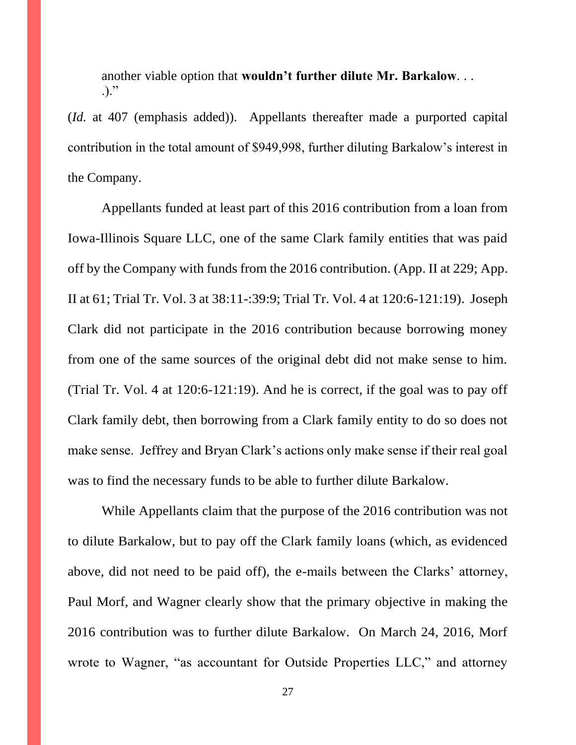another viable option that **wouldn't further dilute Mr. Barkalow**. . . .)."

(*Id.* at 407 (emphasis added)). Appellants thereafter made a purported capital contribution in the total amount of $949,998, further diluting Barkalow's interest in the Company.

Appellants funded at least part of this 2016 contribution from a loan from Iowa-Illinois Square LLC, one of the same Clark family entities that was paid off by the Company with funds from the 2016 contribution. (App. II at 229; App. II at 61; Trial Tr. Vol. 3 at 38:11-:39:9; Trial Tr. Vol. 4 at 120:6-121:19). Joseph Clark did not participate in the 2016 contribution because borrowing money from one of the same sources of the original debt did not make sense to him. (Trial Tr. Vol. 4 at 120:6-121:19). And he is correct, if the goal was to pay off Clark family debt, then borrowing from a Clark family entity to do so does not make sense. Jeffrey and Bryan Clark's actions only make sense if their real goal was to find the necessary funds to be able to further dilute Barkalow.

While Appellants claim that the purpose of the 2016 contribution was not to dilute Barkalow, but to pay off the Clark family loans (which, as evidenced above, did not need to be paid off), the e-mails between the Clarks' attorney, Paul Morf, and Wagner clearly show that the primary objective in making the 2016 contribution was to further dilute Barkalow. On March 24, 2016, Morf wrote to Wagner, "as accountant for Outside Properties LLC," and attorney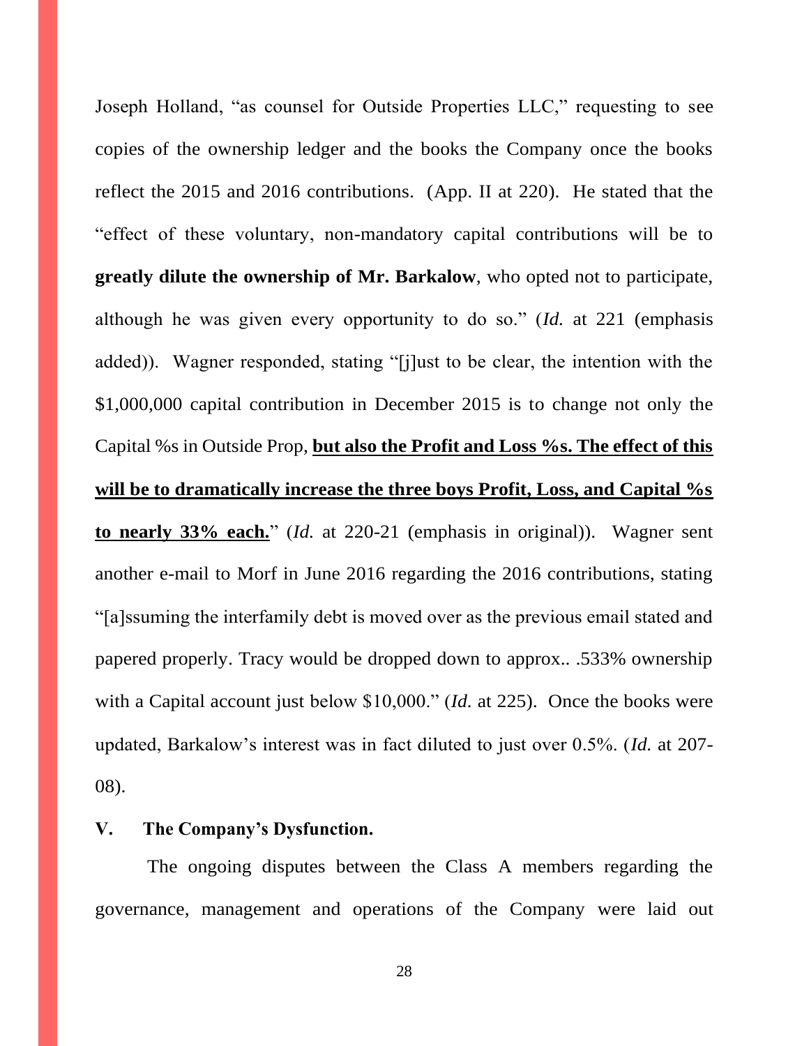Joseph Holland, "as counsel for Outside Properties LLC," requesting to see copies of the ownership ledger and the books the Company once the books reflect the 2015 and 2016 contributions. (App. II at 220). He stated that the "effect of these voluntary, non-mandatory capital contributions will be to **greatly dilute the ownership of Mr. Barkalow**, who opted not to participate, although he was given every opportunity to do so." (*Id.* at 221 (emphasis added)). Wagner responded, stating "[j]ust to be clear, the intention with the $1,000,000 capital contribution in December 2015 is to change not only the Capital %s in Outside Prop, <u>**but also the Profit and Loss %s. The effect of this will be to dramatically increase the three boys Profit, Loss, and Capital %s to nearly 33% each.**</u>" (*Id.* at 220-21 (emphasis in original)). Wagner sent another e-mail to Morf in June 2016 regarding the 2016 contributions, stating "[a]ssuming the interfamily debt is moved over as the previous email stated and papered properly. Tracy would be dropped down to approx.. .533% ownership with a Capital account just below $10,000." (*Id.* at 225). Once the books were updated, Barkalow's interest was in fact diluted to just over 0.5%. (*Id.* at 207-08).

## V. The Company's Dysfunction.

The ongoing disputes between the Class A members regarding the governance, management and operations of the Company were laid out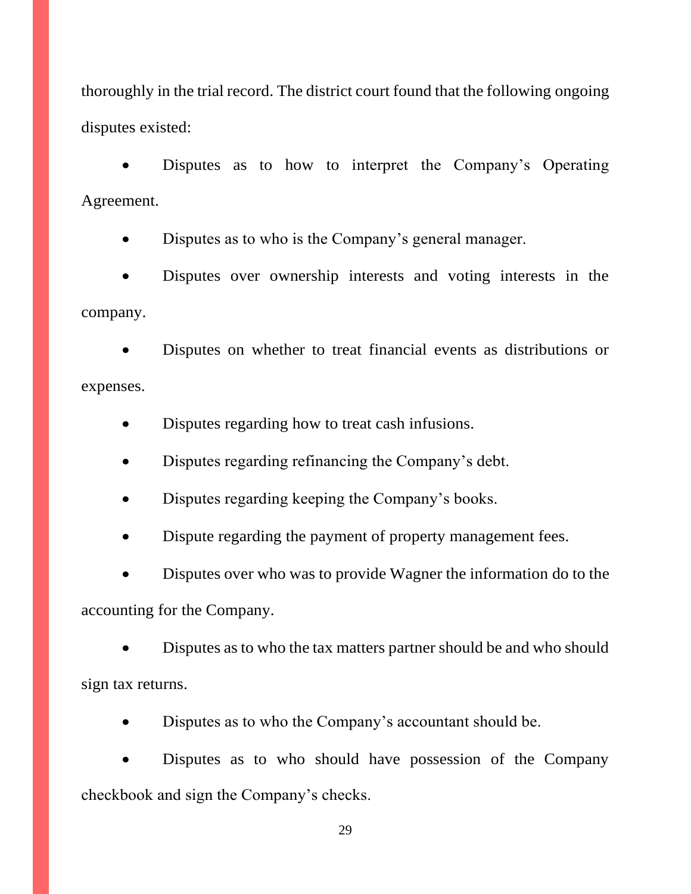thoroughly in the trial record. The district court found that the following ongoing disputes existed:

- Disputes as to how to interpret the Company's Operating Agreement.
- Disputes as to who is the Company's general manager.
- Disputes over ownership interests and voting interests in the company.
- Disputes on whether to treat financial events as distributions or expenses.
- Disputes regarding how to treat cash infusions.
- Disputes regarding refinancing the Company's debt.
- Disputes regarding keeping the Company's books.
- Dispute regarding the payment of property management fees.
- Disputes over who was to provide Wagner the information do to the accounting for the Company.
- Disputes as to who the tax matters partner should be and who should sign tax returns.
- Disputes as to who the Company's accountant should be.
- Disputes as to who should have possession of the Company checkbook and sign the Company's checks.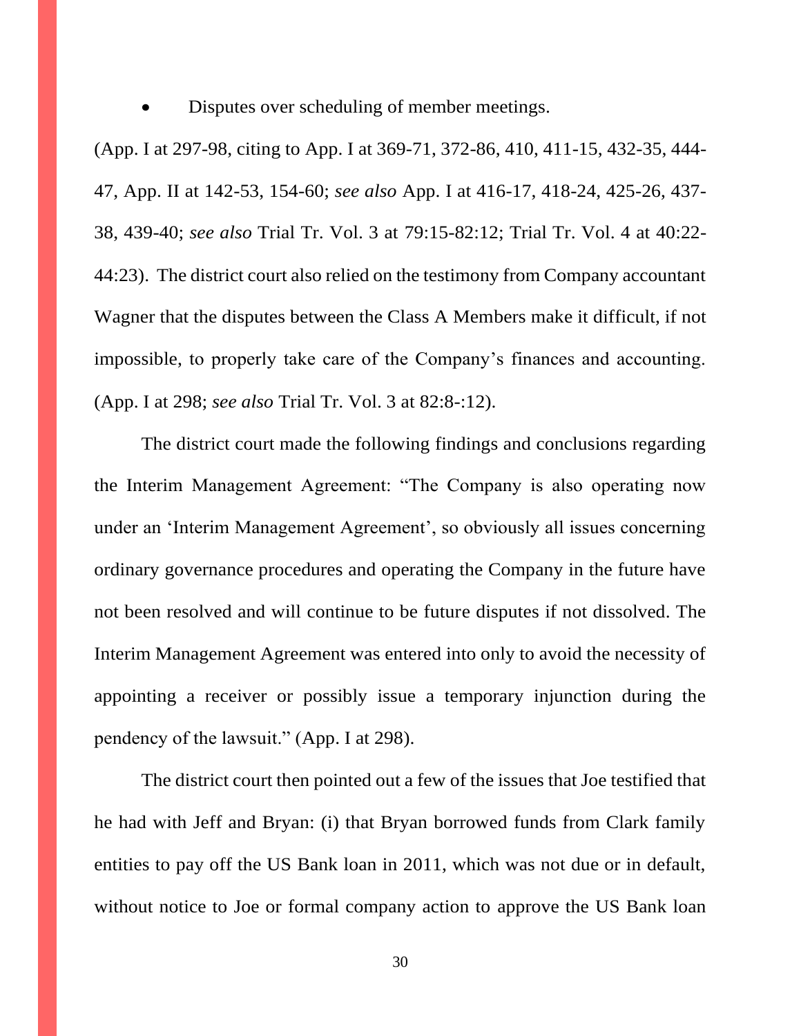- Disputes over scheduling of member meetings.

(App. I at 297-98, citing to App. I at 369-71, 372-86, 410, 411-15, 432-35, 444-47, App. II at 142-53, 154-60; *see also* App. I at 416-17, 418-24, 425-26, 437-38, 439-40; *see also* Trial Tr. Vol. 3 at 79:15-82:12; Trial Tr. Vol. 4 at 40:22-44:23). The district court also relied on the testimony from Company accountant Wagner that the disputes between the Class A Members make it difficult, if not impossible, to properly take care of the Company's finances and accounting. (App. I at 298; *see also* Trial Tr. Vol. 3 at 82:8-:12).

The district court made the following findings and conclusions regarding the Interim Management Agreement: "The Company is also operating now under an 'Interim Management Agreement', so obviously all issues concerning ordinary governance procedures and operating the Company in the future have not been resolved and will continue to be future disputes if not dissolved. The Interim Management Agreement was entered into only to avoid the necessity of appointing a receiver or possibly issue a temporary injunction during the pendency of the lawsuit." (App. I at 298).

The district court then pointed out a few of the issues that Joe testified that he had with Jeff and Bryan: (i) that Bryan borrowed funds from Clark family entities to pay off the US Bank loan in 2011, which was not due or in default, without notice to Joe or formal company action to approve the US Bank loan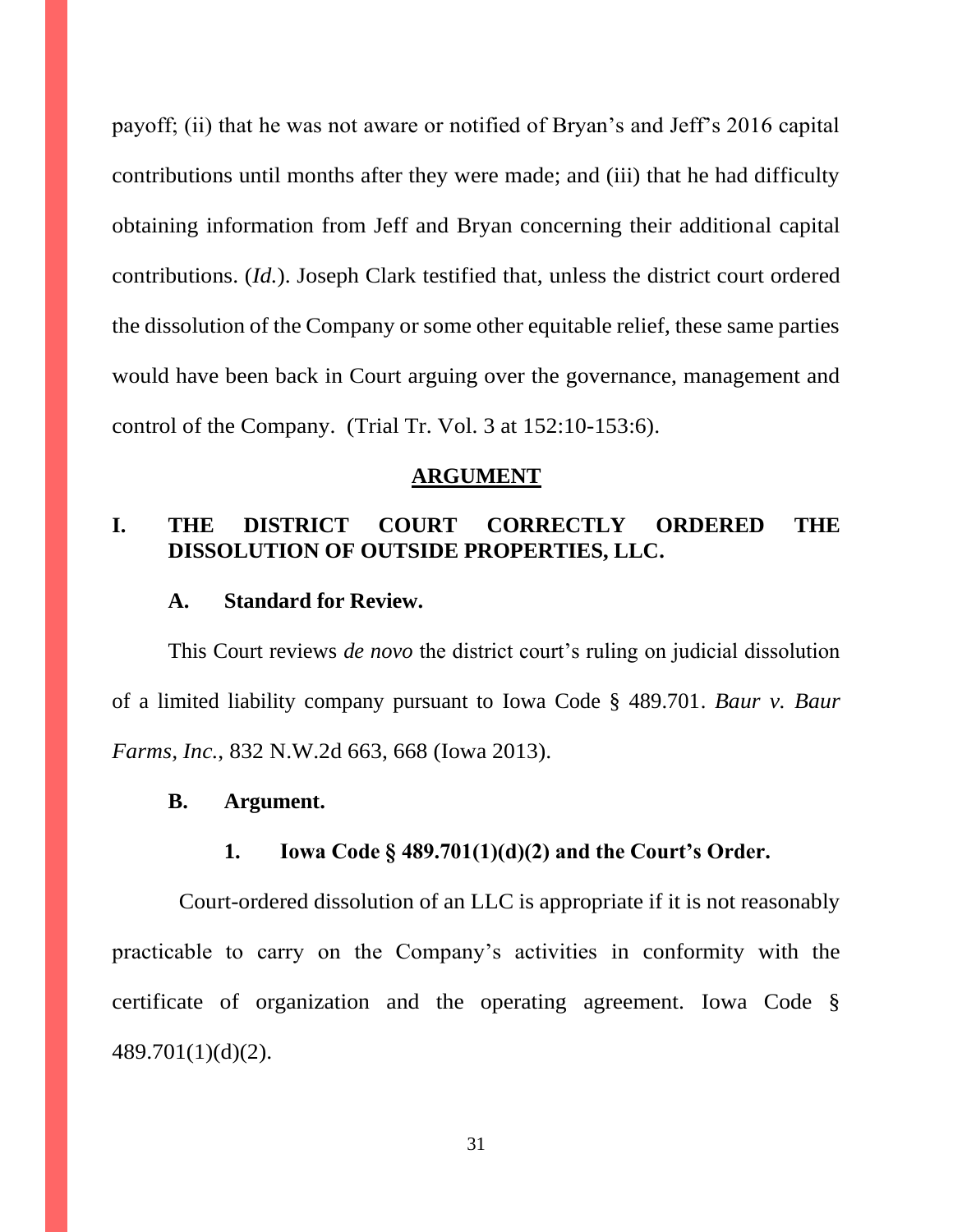payoff; (ii) that he was not aware or notified of Bryan's and Jeff's 2016 capital contributions until months after they were made; and (iii) that he had difficulty obtaining information from Jeff and Bryan concerning their additional capital contributions. (*Id.*). Joseph Clark testified that, unless the district court ordered the dissolution of the Company or some other equitable relief, these same parties would have been back in Court arguing over the governance, management and control of the Company. (Trial Tr. Vol. 3 at 152:10-153:6).

## ARGUMENT

### I. THE DISTRICT COURT CORRECTLY ORDERED THE DISSOLUTION OF OUTSIDE PROPERTIES, LLC.

#### A. Standard for Review.

This Court reviews *de novo* the district court's ruling on judicial dissolution of a limited liability company pursuant to Iowa Code § 489.701. *Baur v. Baur Farms, Inc.*, 832 N.W.2d 663, 668 (Iowa 2013).

#### B. Argument.

##### 1. Iowa Code § 489.701(1)(d)(2) and the Court's Order.

Court-ordered dissolution of an LLC is appropriate if it is not reasonably practicable to carry on the Company's activities in conformity with the certificate of organization and the operating agreement. Iowa Code § 489.701(1)(d)(2).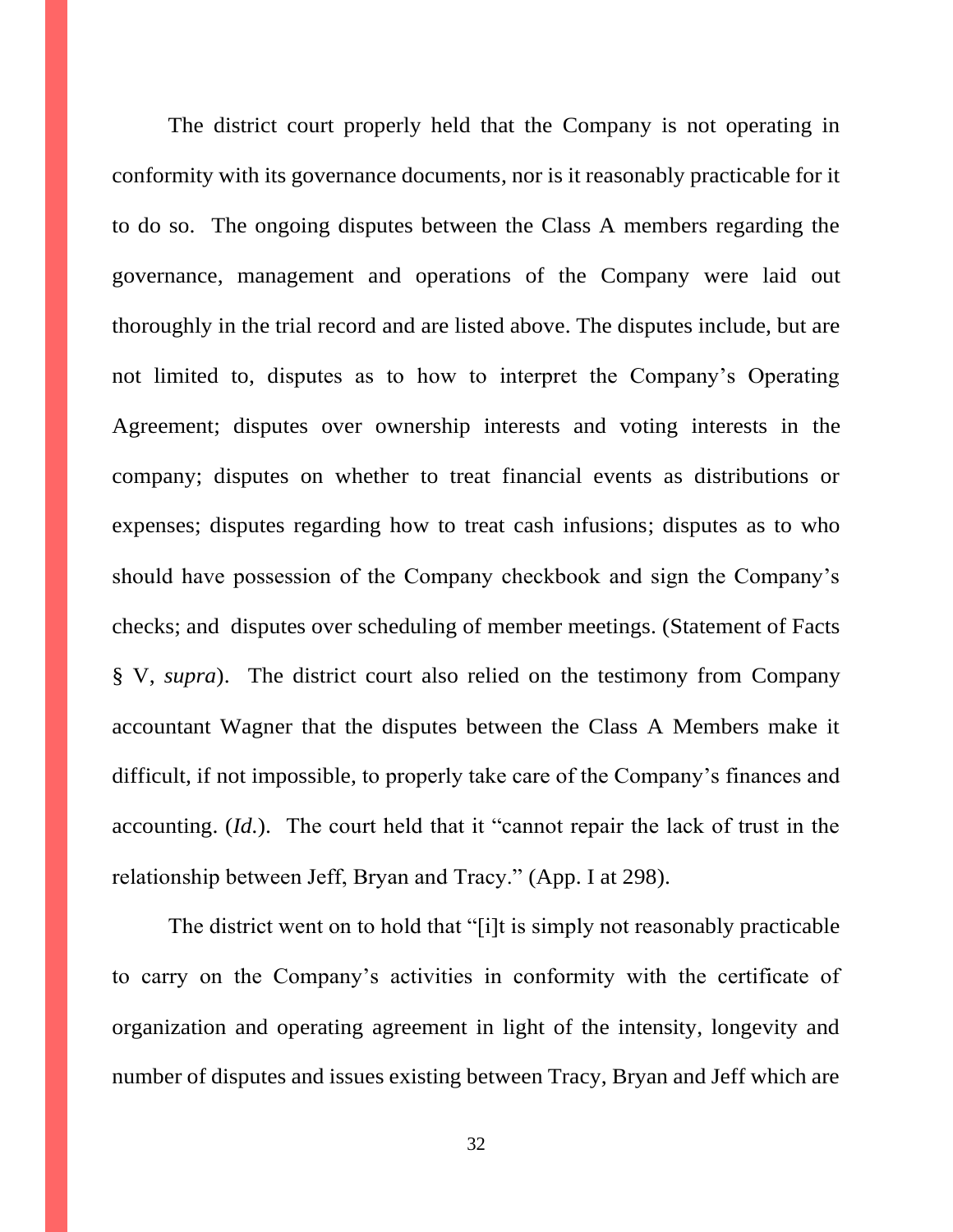The district court properly held that the Company is not operating in conformity with its governance documents, nor is it reasonably practicable for it to do so. The ongoing disputes between the Class A members regarding the governance, management and operations of the Company were laid out thoroughly in the trial record and are listed above. The disputes include, but are not limited to, disputes as to how to interpret the Company's Operating Agreement; disputes over ownership interests and voting interests in the company; disputes on whether to treat financial events as distributions or expenses; disputes regarding how to treat cash infusions; disputes as to who should have possession of the Company checkbook and sign the Company's checks; and disputes over scheduling of member meetings. (Statement of Facts § V, *supra*). The district court also relied on the testimony from Company accountant Wagner that the disputes between the Class A Members make it difficult, if not impossible, to properly take care of the Company's finances and accounting. (*Id.*). The court held that it "cannot repair the lack of trust in the relationship between Jeff, Bryan and Tracy." (App. I at 298).

The district went on to hold that "[i]t is simply not reasonably practicable to carry on the Company's activities in conformity with the certificate of organization and operating agreement in light of the intensity, longevity and number of disputes and issues existing between Tracy, Bryan and Jeff which are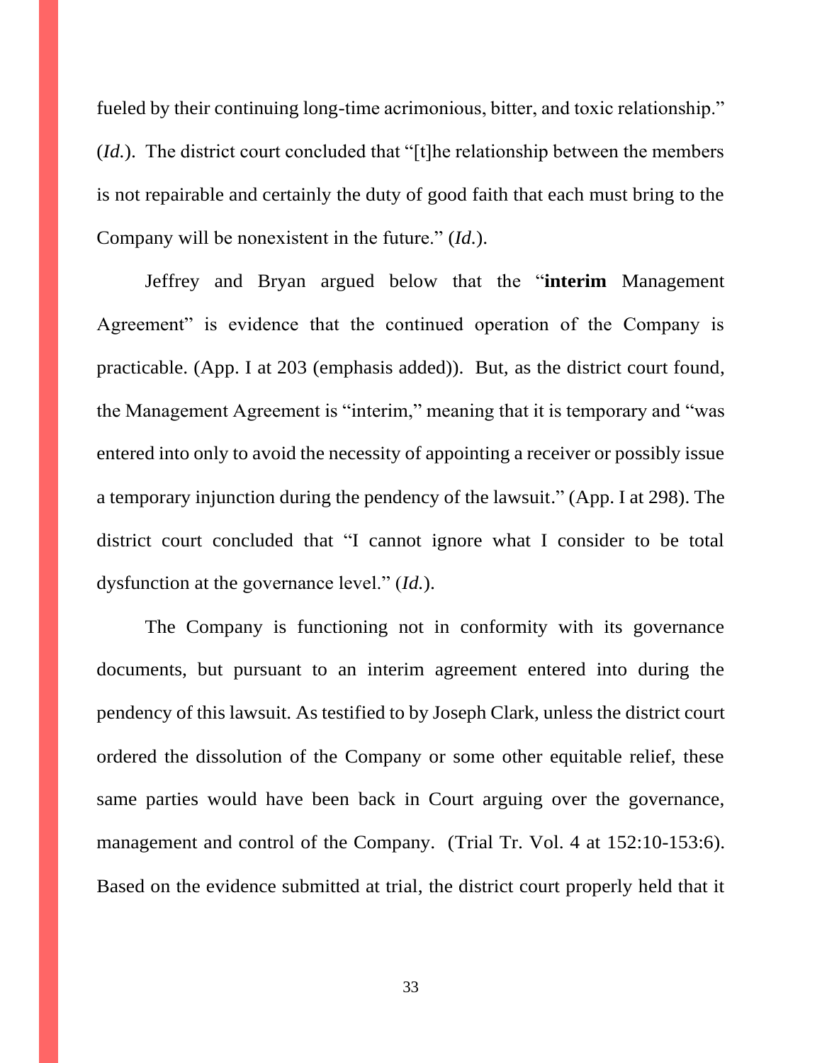fueled by their continuing long-time acrimonious, bitter, and toxic relationship." (*Id.*). The district court concluded that "[t]he relationship between the members is not repairable and certainly the duty of good faith that each must bring to the Company will be nonexistent in the future." (*Id.*).

Jeffrey and Bryan argued below that the "**interim** Management Agreement" is evidence that the continued operation of the Company is practicable. (App. I at 203 (emphasis added)). But, as the district court found, the Management Agreement is "interim," meaning that it is temporary and "was entered into only to avoid the necessity of appointing a receiver or possibly issue a temporary injunction during the pendency of the lawsuit." (App. I at 298). The district court concluded that "I cannot ignore what I consider to be total dysfunction at the governance level." (*Id.*).

The Company is functioning not in conformity with its governance documents, but pursuant to an interim agreement entered into during the pendency of this lawsuit. As testified to by Joseph Clark, unless the district court ordered the dissolution of the Company or some other equitable relief, these same parties would have been back in Court arguing over the governance, management and control of the Company. (Trial Tr. Vol. 4 at 152:10-153:6). Based on the evidence submitted at trial, the district court properly held that it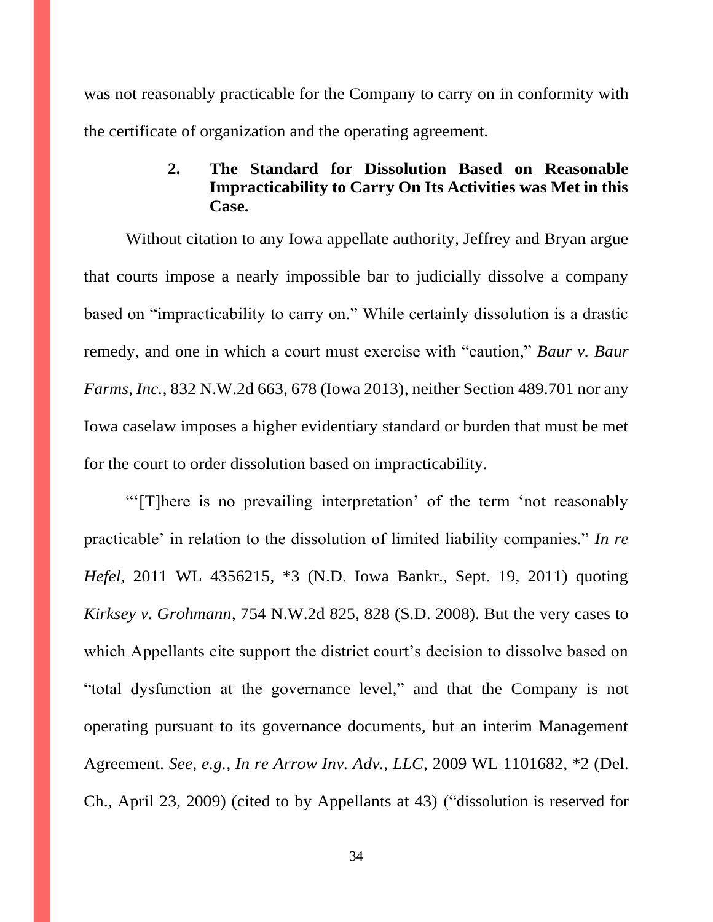was not reasonably practicable for the Company to carry on in conformity with the certificate of organization and the operating agreement.

### 2. The Standard for Dissolution Based on Reasonable Impracticability to Carry On Its Activities was Met in this Case.

Without citation to any Iowa appellate authority, Jeffrey and Bryan argue that courts impose a nearly impossible bar to judicially dissolve a company based on "impracticability to carry on." While certainly dissolution is a drastic remedy, and one in which a court must exercise with "caution," *Baur v. Baur Farms, Inc.*, 832 N.W.2d 663, 678 (Iowa 2013), neither Section 489.701 nor any Iowa caselaw imposes a higher evidentiary standard or burden that must be met for the court to order dissolution based on impracticability.

"'[T]here is no prevailing interpretation' of the term 'not reasonably practicable' in relation to the dissolution of limited liability companies." *In re Hefel*, 2011 WL 4356215, *3 (N.D. Iowa Bankr., Sept. 19, 2011) quoting *Kirksey v. Grohmann*, 754 N.W.2d 825, 828 (S.D. 2008). But the very cases to which Appellants cite support the district court's decision to dissolve based on "total dysfunction at the governance level," and that the Company is not operating pursuant to its governance documents, but an interim Management Agreement. *See, e.g., In re Arrow Inv. Adv., LLC*, 2009 WL 1101682, *2 (Del. Ch., April 23, 2009) (cited to by Appellants at 43) ("dissolution is reserved for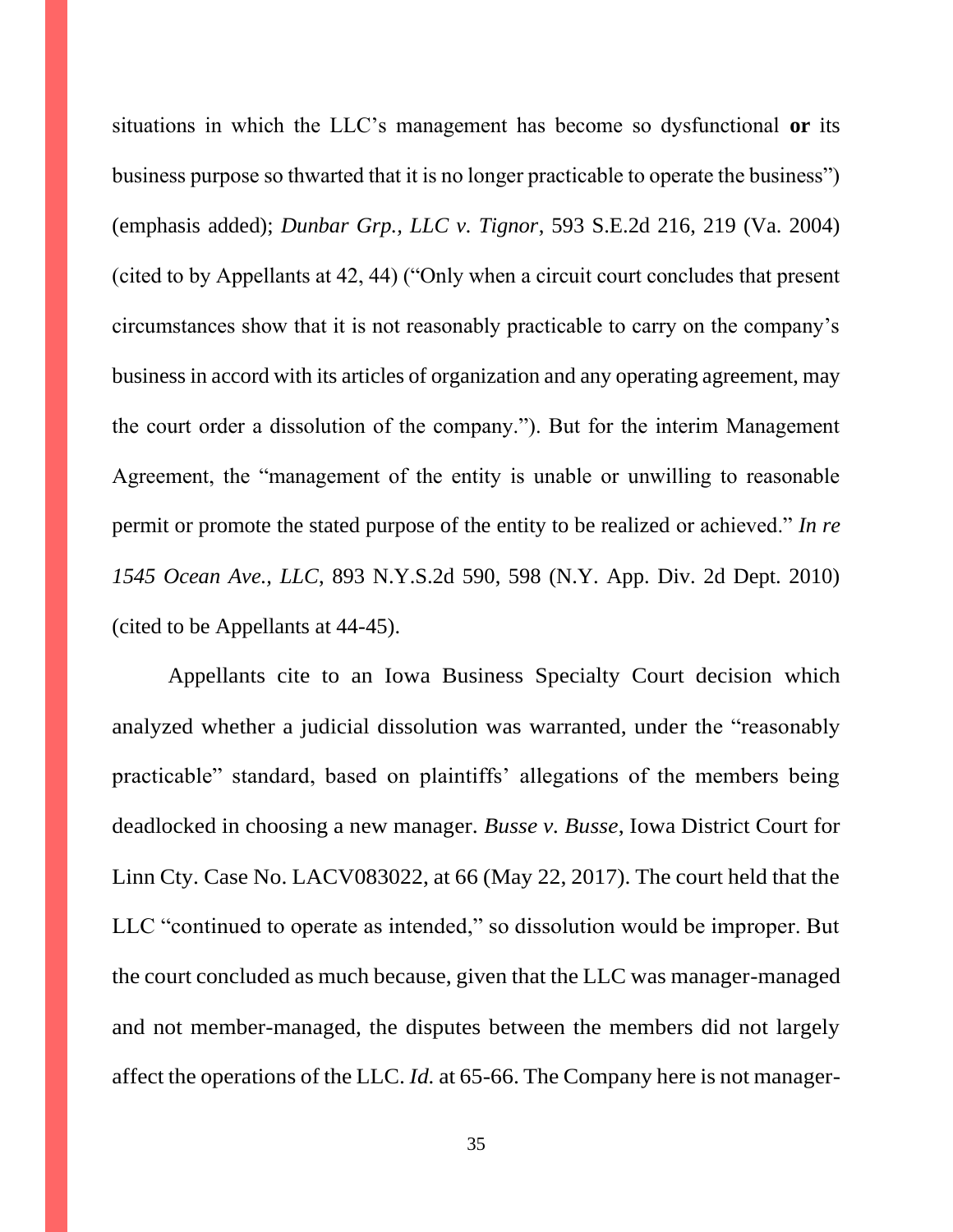situations in which the LLC's management has become so dysfunctional **or** its business purpose so thwarted that it is no longer practicable to operate the business") (emphasis added); *Dunbar Grp., LLC v. Tignor*, 593 S.E.2d 216, 219 (Va. 2004) (cited to by Appellants at 42, 44) ("Only when a circuit court concludes that present circumstances show that it is not reasonably practicable to carry on the company's business in accord with its articles of organization and any operating agreement, may the court order a dissolution of the company."). But for the interim Management Agreement, the "management of the entity is unable or unwilling to reasonable permit or promote the stated purpose of the entity to be realized or achieved." *In re 1545 Ocean Ave., LLC*, 893 N.Y.S.2d 590, 598 (N.Y. App. Div. 2d Dept. 2010) (cited to be Appellants at 44-45).

Appellants cite to an Iowa Business Specialty Court decision which analyzed whether a judicial dissolution was warranted, under the "reasonably practicable" standard, based on plaintiffs' allegations of the members being deadlocked in choosing a new manager. *Busse v. Busse*, Iowa District Court for Linn Cty. Case No. LACV083022, at 66 (May 22, 2017). The court held that the LLC "continued to operate as intended," so dissolution would be improper. But the court concluded as much because, given that the LLC was manager-managed and not member-managed, the disputes between the members did not largely affect the operations of the LLC. *Id.* at 65-66. The Company here is not manager-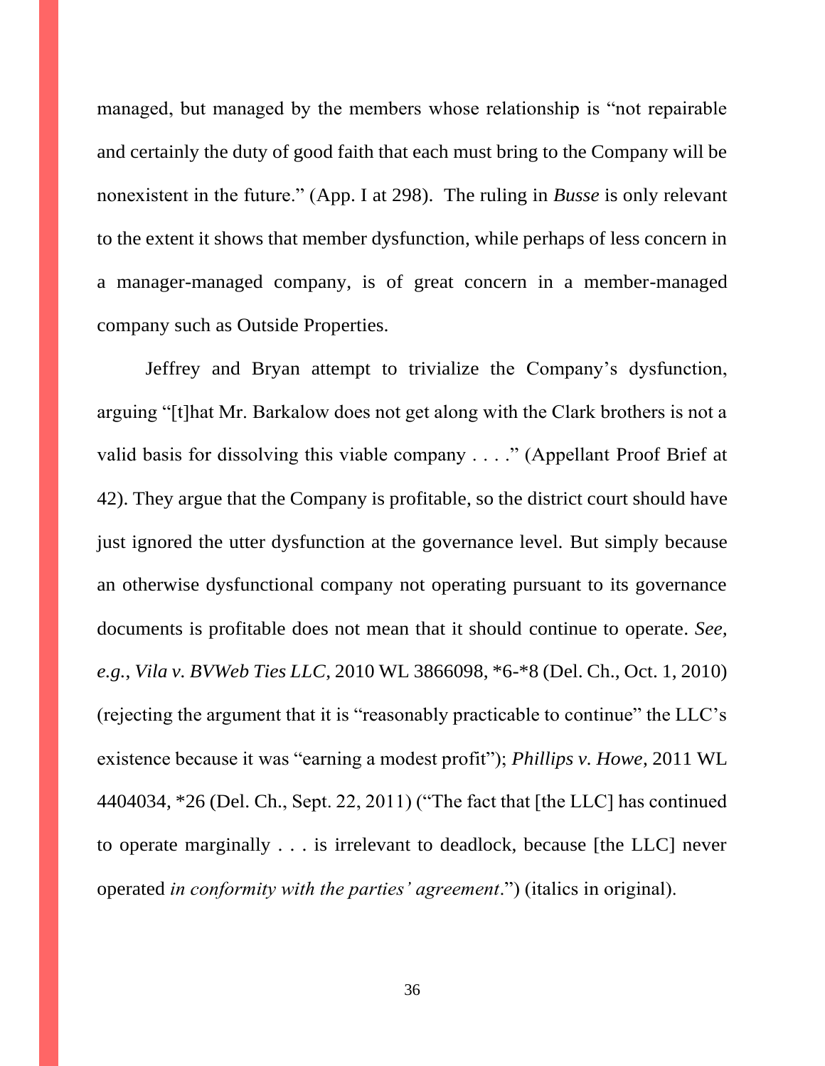managed, but managed by the members whose relationship is "not repairable and certainly the duty of good faith that each must bring to the Company will be nonexistent in the future." (App. I at 298). The ruling in *Busse* is only relevant to the extent it shows that member dysfunction, while perhaps of less concern in a manager-managed company, is of great concern in a member-managed company such as Outside Properties.

Jeffrey and Bryan attempt to trivialize the Company's dysfunction, arguing "[t]hat Mr. Barkalow does not get along with the Clark brothers is not a valid basis for dissolving this viable company . . . ." (Appellant Proof Brief at 42). They argue that the Company is profitable, so the district court should have just ignored the utter dysfunction at the governance level. But simply because an otherwise dysfunctional company not operating pursuant to its governance documents is profitable does not mean that it should continue to operate. *See, e.g.*, *Vila v. BVWeb Ties LLC*, 2010 WL 3866098, *6-*8 (Del. Ch., Oct. 1, 2010) (rejecting the argument that it is "reasonably practicable to continue" the LLC's existence because it was "earning a modest profit"); *Phillips v. Howe*, 2011 WL 4404034, *26 (Del. Ch., Sept. 22, 2011) ("The fact that [the LLC] has continued to operate marginally . . . is irrelevant to deadlock, because [the LLC] never operated *in conformity with the parties' agreement*.") (italics in original).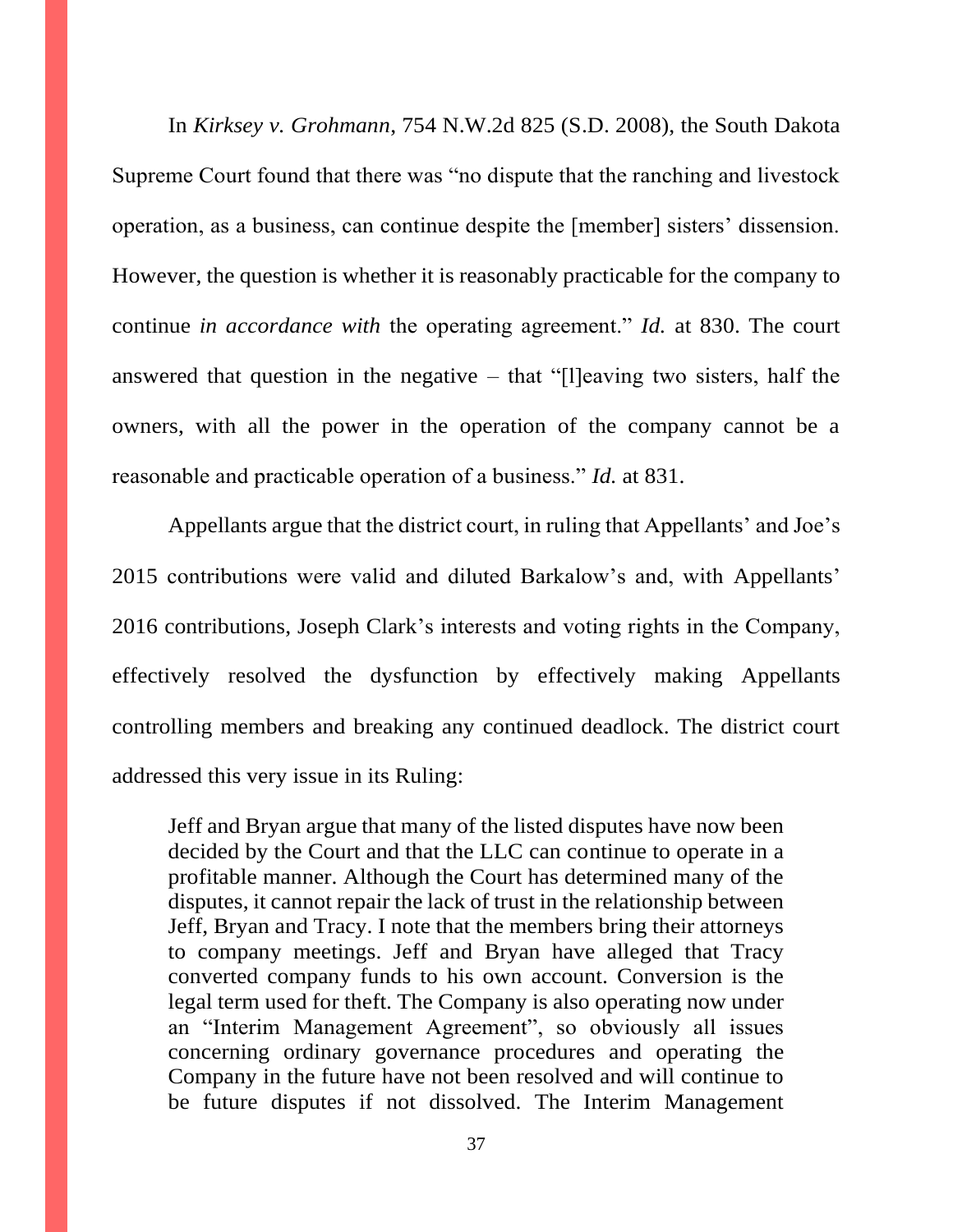In *Kirksey v. Grohmann*, 754 N.W.2d 825 (S.D. 2008), the South Dakota Supreme Court found that there was "no dispute that the ranching and livestock operation, as a business, can continue despite the [member] sisters' dissension. However, the question is whether it is reasonably practicable for the company to continue *in accordance with* the operating agreement." *Id.* at 830. The court answered that question in the negative – that "[l]eaving two sisters, half the owners, with all the power in the operation of the company cannot be a reasonable and practicable operation of a business." *Id.* at 831.

Appellants argue that the district court, in ruling that Appellants' and Joe's 2015 contributions were valid and diluted Barkalow's and, with Appellants' 2016 contributions, Joseph Clark's interests and voting rights in the Company, effectively resolved the dysfunction by effectively making Appellants controlling members and breaking any continued deadlock. The district court addressed this very issue in its Ruling:

> Jeff and Bryan argue that many of the listed disputes have now been decided by the Court and that the LLC can continue to operate in a profitable manner. Although the Court has determined many of the disputes, it cannot repair the lack of trust in the relationship between Jeff, Bryan and Tracy. I note that the members bring their attorneys to company meetings. Jeff and Bryan have alleged that Tracy converted company funds to his own account. Conversion is the legal term used for theft. The Company is also operating now under an "Interim Management Agreement", so obviously all issues concerning ordinary governance procedures and operating the Company in the future have not been resolved and will continue to be future disputes if not dissolved. The Interim Management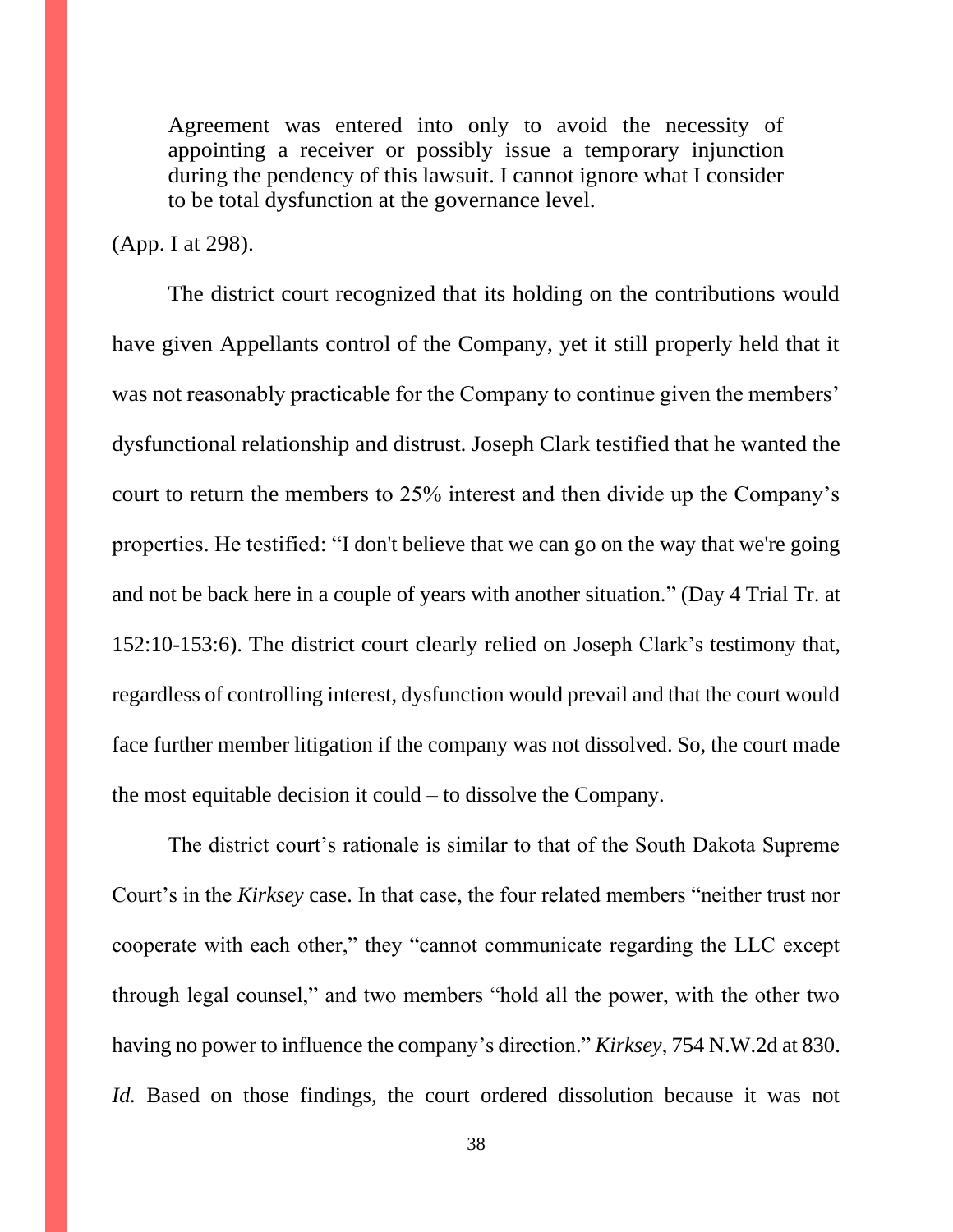> Agreement was entered into only to avoid the necessity of appointing a receiver or possibly issue a temporary injunction during the pendency of this lawsuit. I cannot ignore what I consider to be total dysfunction at the governance level.

(App. I at 298).

The district court recognized that its holding on the contributions would have given Appellants control of the Company, yet it still properly held that it was not reasonably practicable for the Company to continue given the members' dysfunctional relationship and distrust. Joseph Clark testified that he wanted the court to return the members to 25% interest and then divide up the Company's properties. He testified: "I don't believe that we can go on the way that we're going and not be back here in a couple of years with another situation." (Day 4 Trial Tr. at 152:10-153:6). The district court clearly relied on Joseph Clark's testimony that, regardless of controlling interest, dysfunction would prevail and that the court would face further member litigation if the company was not dissolved. So, the court made the most equitable decision it could – to dissolve the Company.

The district court's rationale is similar to that of the South Dakota Supreme Court's in the *Kirksey* case. In that case, the four related members "neither trust nor cooperate with each other," they "cannot communicate regarding the LLC except through legal counsel," and two members "hold all the power, with the other two having no power to influence the company's direction." *Kirksey*, 754 N.W.2d at 830. *Id.* Based on those findings, the court ordered dissolution because it was not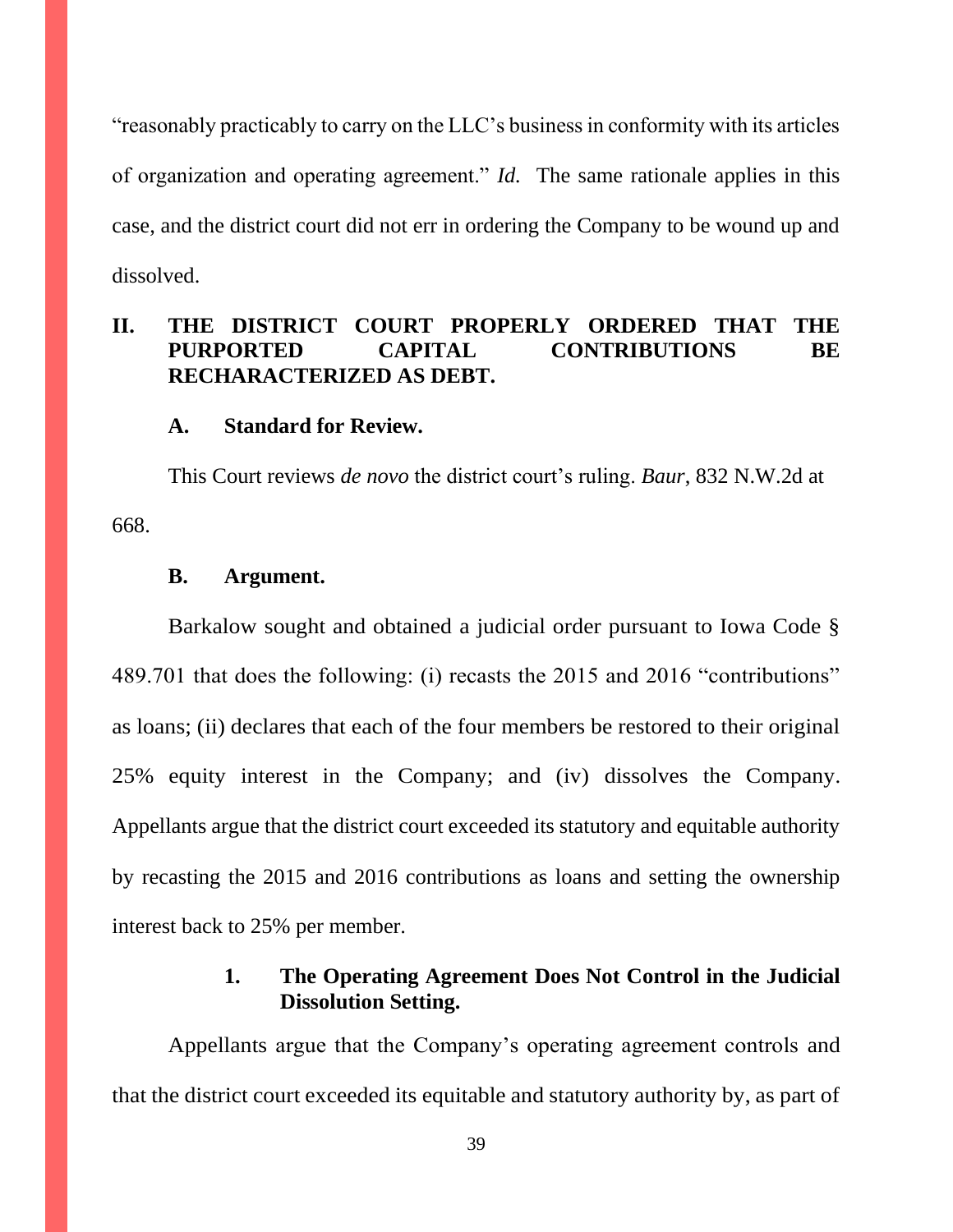"reasonably practicably to carry on the LLC's business in conformity with its articles of organization and operating agreement." *Id.* The same rationale applies in this case, and the district court did not err in ordering the Company to be wound up and dissolved.

## II. THE DISTRICT COURT PROPERLY ORDERED THAT THE PURPORTED CAPITAL CONTRIBUTIONS BE RECHARACTERIZED AS DEBT.

### A. Standard for Review.

This Court reviews *de novo* the district court's ruling. *Baur*, 832 N.W.2d at 668.

### B. Argument.

Barkalow sought and obtained a judicial order pursuant to Iowa Code § 489.701 that does the following: (i) recasts the 2015 and 2016 "contributions" as loans; (ii) declares that each of the four members be restored to their original 25% equity interest in the Company; and (iv) dissolves the Company. Appellants argue that the district court exceeded its statutory and equitable authority by recasting the 2015 and 2016 contributions as loans and setting the ownership interest back to 25% per member.

#### 1. The Operating Agreement Does Not Control in the Judicial Dissolution Setting.

Appellants argue that the Company's operating agreement controls and that the district court exceeded its equitable and statutory authority by, as part of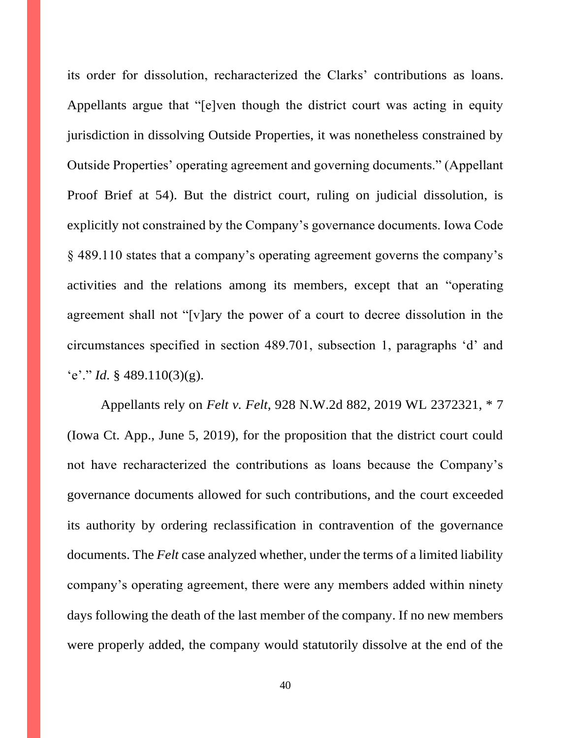its order for dissolution, recharacterized the Clarks' contributions as loans. Appellants argue that "[e]ven though the district court was acting in equity jurisdiction in dissolving Outside Properties, it was nonetheless constrained by Outside Properties' operating agreement and governing documents." (Appellant Proof Brief at 54). But the district court, ruling on judicial dissolution, is explicitly not constrained by the Company's governance documents. Iowa Code § 489.110 states that a company's operating agreement governs the company's activities and the relations among its members, except that an "operating agreement shall not "[v]ary the power of a court to decree dissolution in the circumstances specified in section 489.701, subsection 1, paragraphs 'd' and 'e'." *Id.* § 489.110(3)(g).

Appellants rely on *Felt v. Felt*, 928 N.W.2d 882, 2019 WL 2372321, * 7 (Iowa Ct. App., June 5, 2019), for the proposition that the district court could not have recharacterized the contributions as loans because the Company's governance documents allowed for such contributions, and the court exceeded its authority by ordering reclassification in contravention of the governance documents. The *Felt* case analyzed whether, under the terms of a limited liability company's operating agreement, there were any members added within ninety days following the death of the last member of the company. If no new members were properly added, the company would statutorily dissolve at the end of the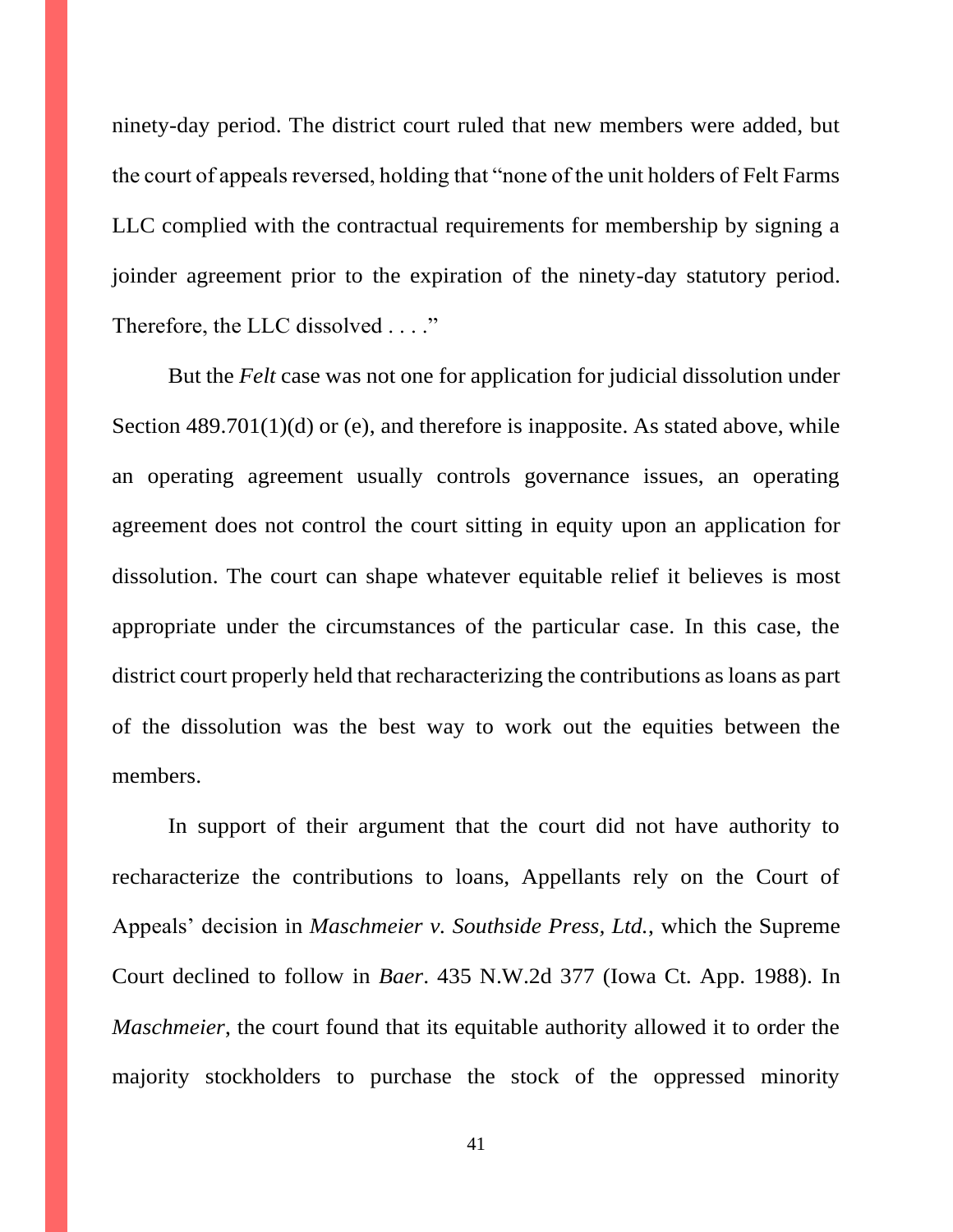ninety-day period. The district court ruled that new members were added, but the court of appeals reversed, holding that "none of the unit holders of Felt Farms LLC complied with the contractual requirements for membership by signing a joinder agreement prior to the expiration of the ninety-day statutory period. Therefore, the LLC dissolved . . . ."

But the *Felt* case was not one for application for judicial dissolution under Section 489.701(1)(d) or (e), and therefore is inapposite. As stated above, while an operating agreement usually controls governance issues, an operating agreement does not control the court sitting in equity upon an application for dissolution. The court can shape whatever equitable relief it believes is most appropriate under the circumstances of the particular case. In this case, the district court properly held that recharacterizing the contributions as loans as part of the dissolution was the best way to work out the equities between the members.

In support of their argument that the court did not have authority to recharacterize the contributions to loans, Appellants rely on the Court of Appeals' decision in *Maschmeier v. Southside Press, Ltd.*, which the Supreme Court declined to follow in *Baer*. 435 N.W.2d 377 (Iowa Ct. App. 1988). In *Maschmeier*, the court found that its equitable authority allowed it to order the majority stockholders to purchase the stock of the oppressed minority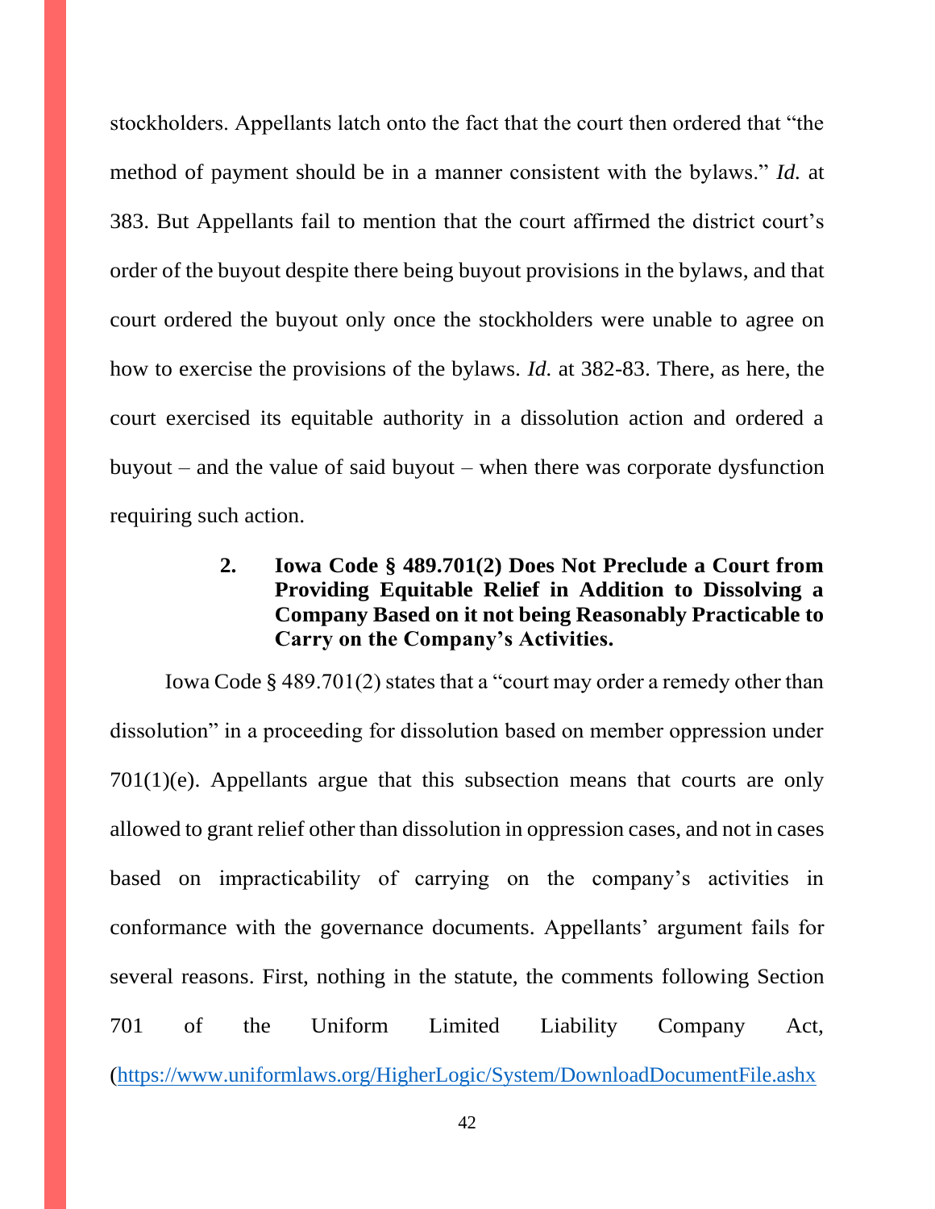stockholders. Appellants latch onto the fact that the court then ordered that "the method of payment should be in a manner consistent with the bylaws." *Id.* at 383. But Appellants fail to mention that the court affirmed the district court's order of the buyout despite there being buyout provisions in the bylaws, and that court ordered the buyout only once the stockholders were unable to agree on how to exercise the provisions of the bylaws. *Id.* at 382-83. There, as here, the court exercised its equitable authority in a dissolution action and ordered a buyout – and the value of said buyout – when there was corporate dysfunction requiring such action.

**2. Iowa Code § 489.701(2) Does Not Preclude a Court from Providing Equitable Relief in Addition to Dissolving a Company Based on it not being Reasonably Practicable to Carry on the Company's Activities.**

Iowa Code § 489.701(2) states that a "court may order a remedy other than dissolution" in a proceeding for dissolution based on member oppression under 701(1)(e). Appellants argue that this subsection means that courts are only allowed to grant relief other than dissolution in oppression cases, and not in cases based on impracticability of carrying on the company's activities in conformance with the governance documents. Appellants' argument fails for several reasons. First, nothing in the statute, the comments following Section 701 of the Uniform Limited Liability Company Act, (https://www.uniformlaws.org/HigherLogic/System/DownloadDocumentFile.ashx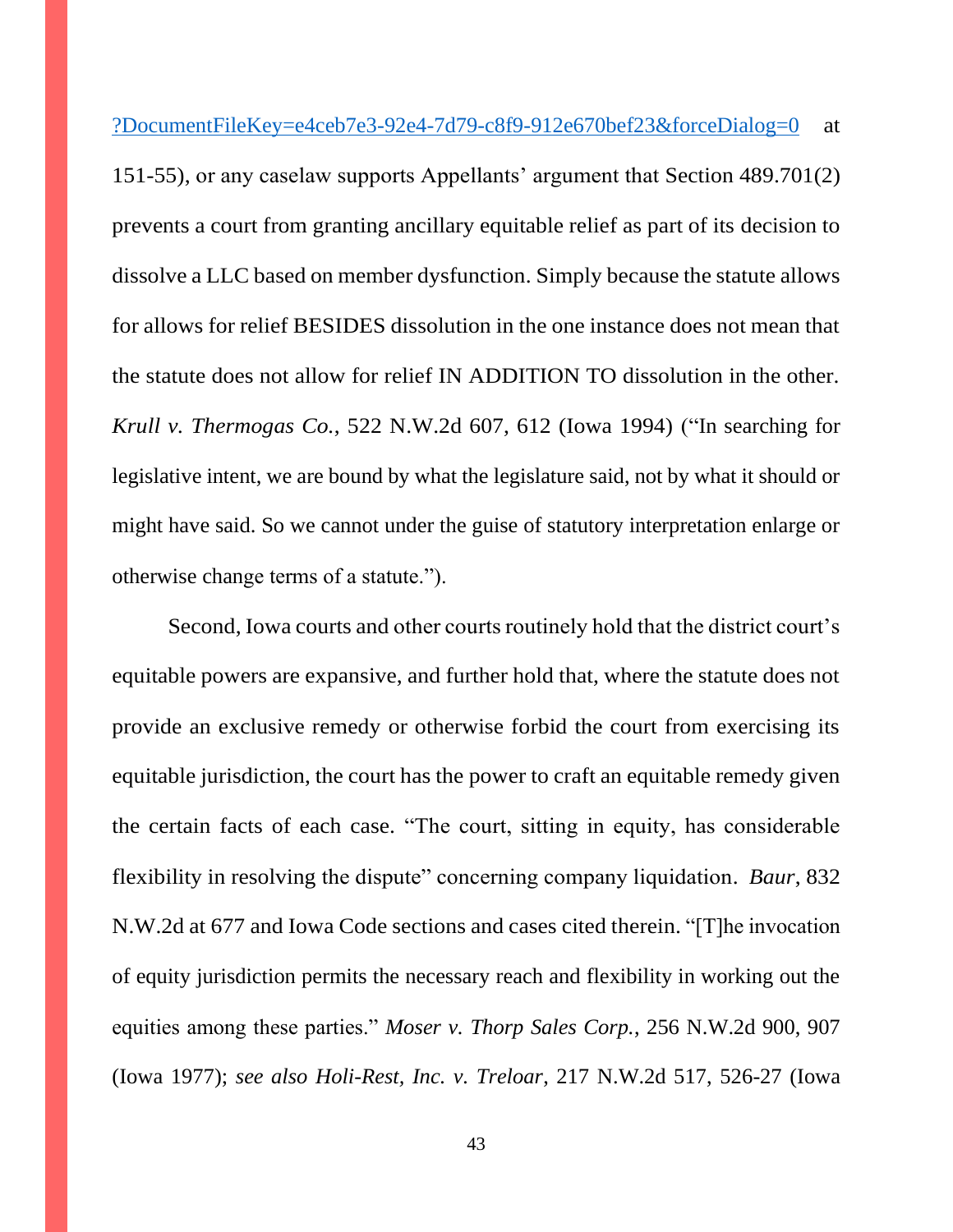?DocumentFileKey=e4ceb7e3-92e4-7d79-c8f9-912e670bef23&forceDialog=0 at 151-55), or any caselaw supports Appellants' argument that Section 489.701(2) prevents a court from granting ancillary equitable relief as part of its decision to dissolve a LLC based on member dysfunction. Simply because the statute allows for allows for relief BESIDES dissolution in the one instance does not mean that the statute does not allow for relief IN ADDITION TO dissolution in the other. *Krull v. Thermogas Co.*, 522 N.W.2d 607, 612 (Iowa 1994) ("In searching for legislative intent, we are bound by what the legislature said, not by what it should or might have said. So we cannot under the guise of statutory interpretation enlarge or otherwise change terms of a statute.").

Second, Iowa courts and other courts routinely hold that the district court's equitable powers are expansive, and further hold that, where the statute does not provide an exclusive remedy or otherwise forbid the court from exercising its equitable jurisdiction, the court has the power to craft an equitable remedy given the certain facts of each case. "The court, sitting in equity, has considerable flexibility in resolving the dispute" concerning company liquidation. *Baur*, 832 N.W.2d at 677 and Iowa Code sections and cases cited therein. "[T]he invocation of equity jurisdiction permits the necessary reach and flexibility in working out the equities among these parties." *Moser v. Thorp Sales Corp.*, 256 N.W.2d 900, 907 (Iowa 1977); *see also Holi-Rest, Inc. v. Treloar*, 217 N.W.2d 517, 526-27 (Iowa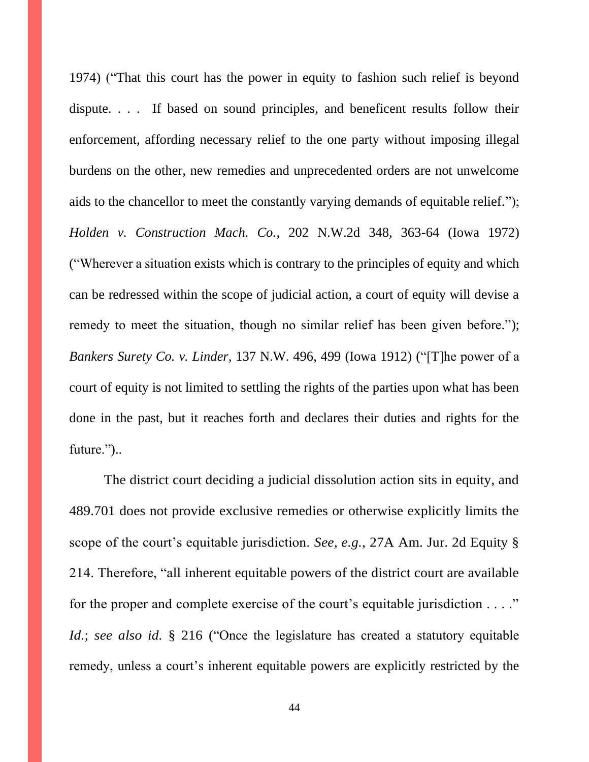1974) ("That this court has the power in equity to fashion such relief is beyond dispute. . . . If based on sound principles, and beneficent results follow their enforcement, affording necessary relief to the one party without imposing illegal burdens on the other, new remedies and unprecedented orders are not unwelcome aids to the chancellor to meet the constantly varying demands of equitable relief."); *Holden v. Construction Mach. Co.*, 202 N.W.2d 348, 363-64 (Iowa 1972) ("Wherever a situation exists which is contrary to the principles of equity and which can be redressed within the scope of judicial action, a court of equity will devise a remedy to meet the situation, though no similar relief has been given before."); *Bankers Surety Co. v. Linder*, 137 N.W. 496, 499 (Iowa 1912) ("[T]he power of a court of equity is not limited to settling the rights of the parties upon what has been done in the past, but it reaches forth and declares their duties and rights for the future.")..

The district court deciding a judicial dissolution action sits in equity, and 489.701 does not provide exclusive remedies or otherwise explicitly limits the scope of the court's equitable jurisdiction. *See, e.g.*, 27A Am. Jur. 2d Equity § 214. Therefore, "all inherent equitable powers of the district court are available for the proper and complete exercise of the court's equitable jurisdiction . . . ." *Id.*; *see also id.* § 216 ("Once the legislature has created a statutory equitable remedy, unless a court's inherent equitable powers are explicitly restricted by the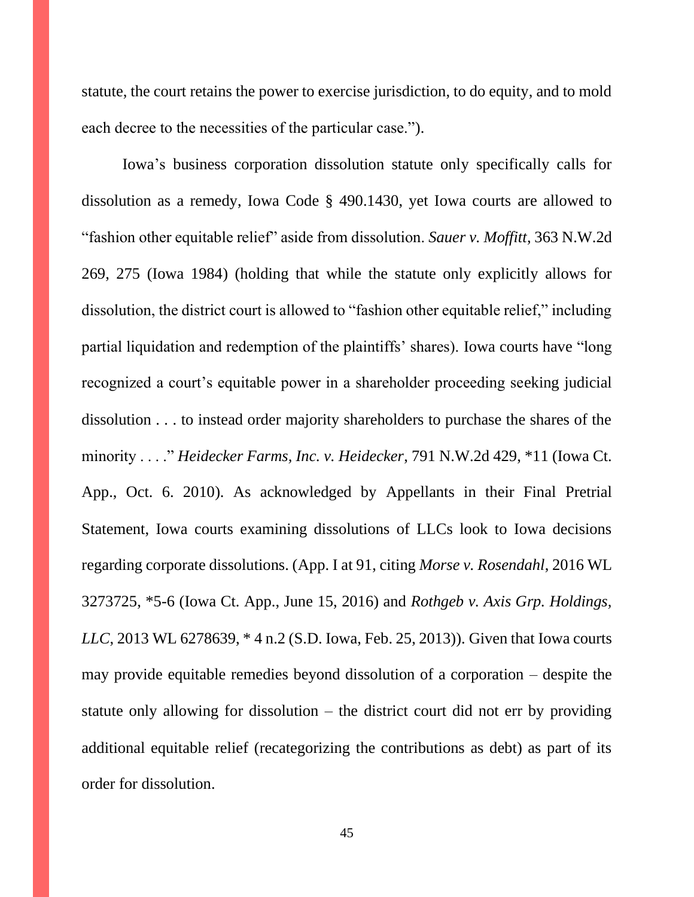statute, the court retains the power to exercise jurisdiction, to do equity, and to mold each decree to the necessities of the particular case.").

Iowa's business corporation dissolution statute only specifically calls for dissolution as a remedy, Iowa Code § 490.1430, yet Iowa courts are allowed to "fashion other equitable relief" aside from dissolution. *Sauer v. Moffitt*, 363 N.W.2d 269, 275 (Iowa 1984) (holding that while the statute only explicitly allows for dissolution, the district court is allowed to "fashion other equitable relief," including partial liquidation and redemption of the plaintiffs' shares). Iowa courts have "long recognized a court's equitable power in a shareholder proceeding seeking judicial dissolution . . . to instead order majority shareholders to purchase the shares of the minority . . . ." *Heidecker Farms, Inc. v. Heidecker*, 791 N.W.2d 429, *11 (Iowa Ct. App., Oct. 6. 2010). As acknowledged by Appellants in their Final Pretrial Statement, Iowa courts examining dissolutions of LLCs look to Iowa decisions regarding corporate dissolutions. (App. I at 91, citing *Morse v. Rosendahl*, 2016 WL 3273725, *5-6 (Iowa Ct. App., June 15, 2016) and *Rothgeb v. Axis Grp. Holdings, LLC*, 2013 WL 6278639, * 4 n.2 (S.D. Iowa, Feb. 25, 2013)). Given that Iowa courts may provide equitable remedies beyond dissolution of a corporation – despite the statute only allowing for dissolution – the district court did not err by providing additional equitable relief (recategorizing the contributions as debt) as part of its order for dissolution.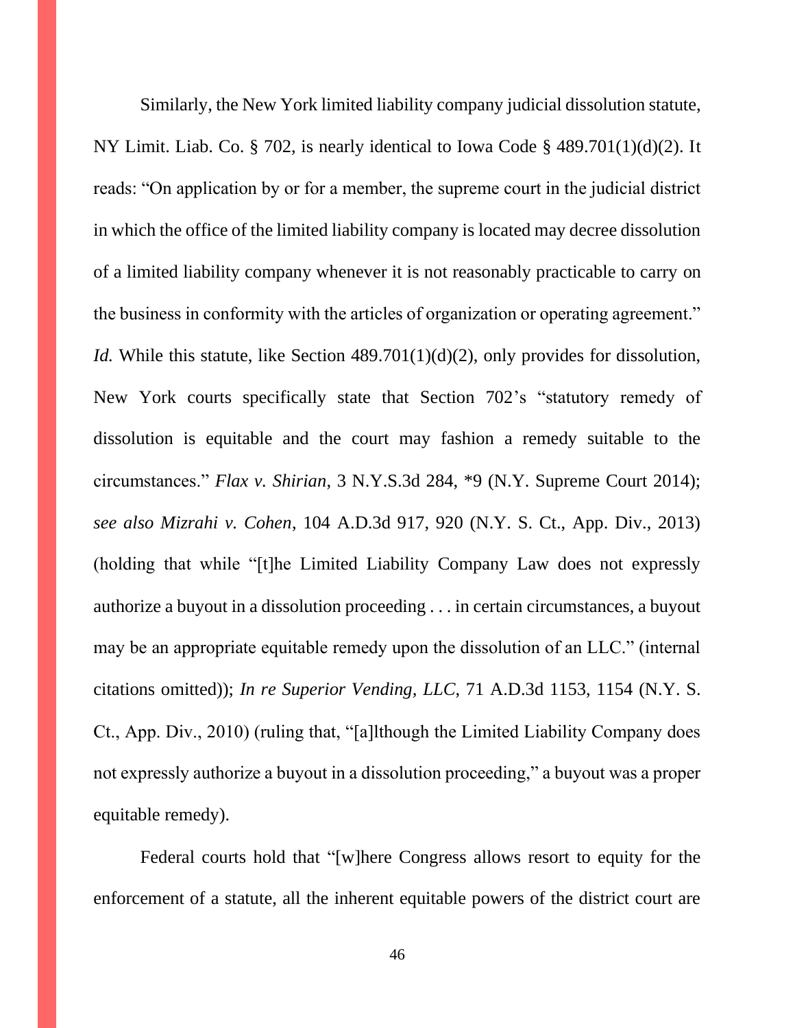Similarly, the New York limited liability company judicial dissolution statute, NY Limit. Liab. Co. § 702, is nearly identical to Iowa Code § 489.701(1)(d)(2). It reads: "On application by or for a member, the supreme court in the judicial district in which the office of the limited liability company is located may decree dissolution of a limited liability company whenever it is not reasonably practicable to carry on the business in conformity with the articles of organization or operating agreement." *Id.* While this statute, like Section 489.701(1)(d)(2), only provides for dissolution, New York courts specifically state that Section 702's "statutory remedy of dissolution is equitable and the court may fashion a remedy suitable to the circumstances." *Flax v. Shirian*, 3 N.Y.S.3d 284, *9 (N.Y. Supreme Court 2014); *see also Mizrahi v. Cohen*, 104 A.D.3d 917, 920 (N.Y. S. Ct., App. Div., 2013) (holding that while "[t]he Limited Liability Company Law does not expressly authorize a buyout in a dissolution proceeding . . . in certain circumstances, a buyout may be an appropriate equitable remedy upon the dissolution of an LLC." (internal citations omitted)); *In re Superior Vending, LLC*, 71 A.D.3d 1153, 1154 (N.Y. S. Ct., App. Div., 2010) (ruling that, "[a]lthough the Limited Liability Company does not expressly authorize a buyout in a dissolution proceeding," a buyout was a proper equitable remedy).

Federal courts hold that "[w]here Congress allows resort to equity for the enforcement of a statute, all the inherent equitable powers of the district court are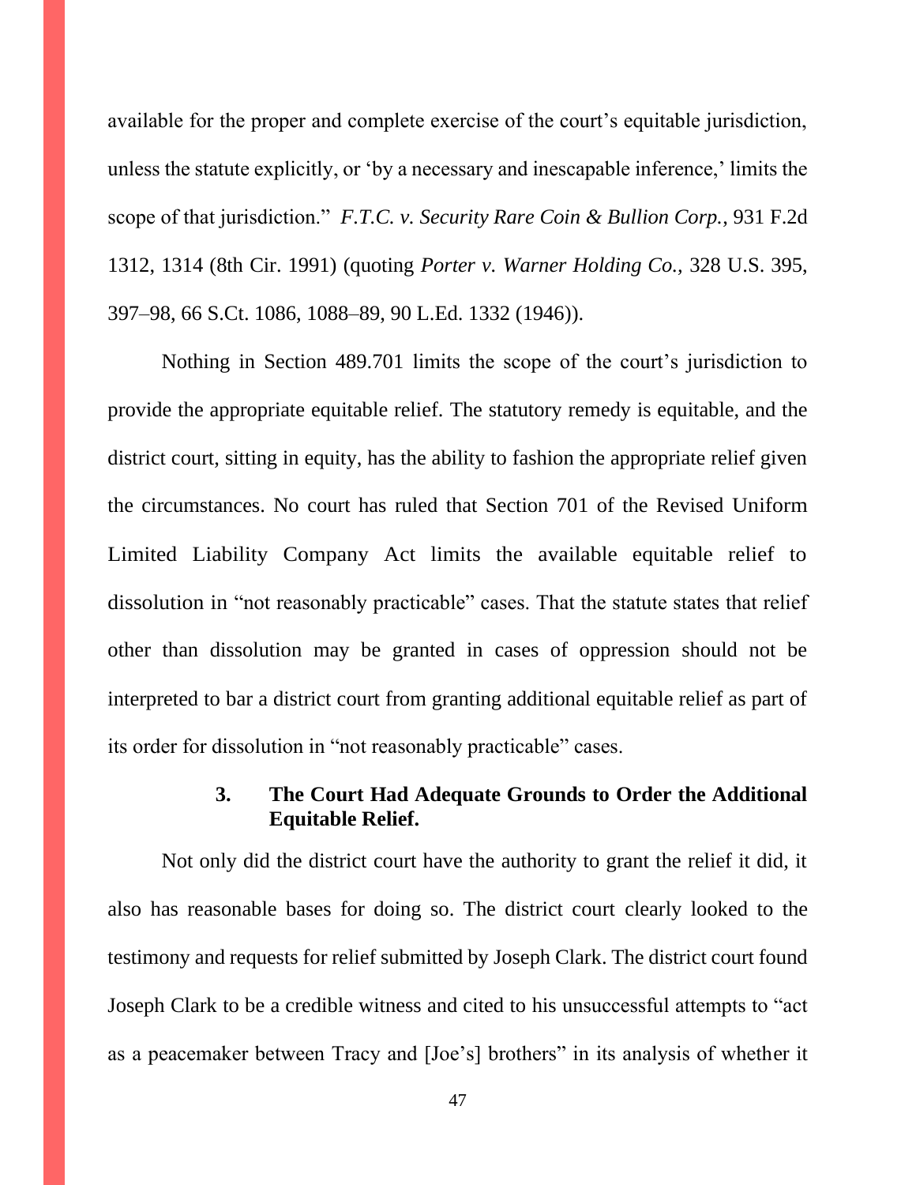available for the proper and complete exercise of the court's equitable jurisdiction, unless the statute explicitly, or 'by a necessary and inescapable inference,' limits the scope of that jurisdiction." *F.T.C. v. Security Rare Coin & Bullion Corp.*, 931 F.2d 1312, 1314 (8th Cir. 1991) (quoting *Porter v. Warner Holding Co.*, 328 U.S. 395, 397–98, 66 S.Ct. 1086, 1088–89, 90 L.Ed. 1332 (1946)).

Nothing in Section 489.701 limits the scope of the court's jurisdiction to provide the appropriate equitable relief. The statutory remedy is equitable, and the district court, sitting in equity, has the ability to fashion the appropriate relief given the circumstances. No court has ruled that Section 701 of the Revised Uniform Limited Liability Company Act limits the available equitable relief to dissolution in "not reasonably practicable" cases. That the statute states that relief other than dissolution may be granted in cases of oppression should not be interpreted to bar a district court from granting additional equitable relief as part of its order for dissolution in "not reasonably practicable" cases.

### 3. The Court Had Adequate Grounds to Order the Additional Equitable Relief.

Not only did the district court have the authority to grant the relief it did, it also has reasonable bases for doing so. The district court clearly looked to the testimony and requests for relief submitted by Joseph Clark. The district court found Joseph Clark to be a credible witness and cited to his unsuccessful attempts to "act as a peacemaker between Tracy and [Joe's] brothers" in its analysis of whether it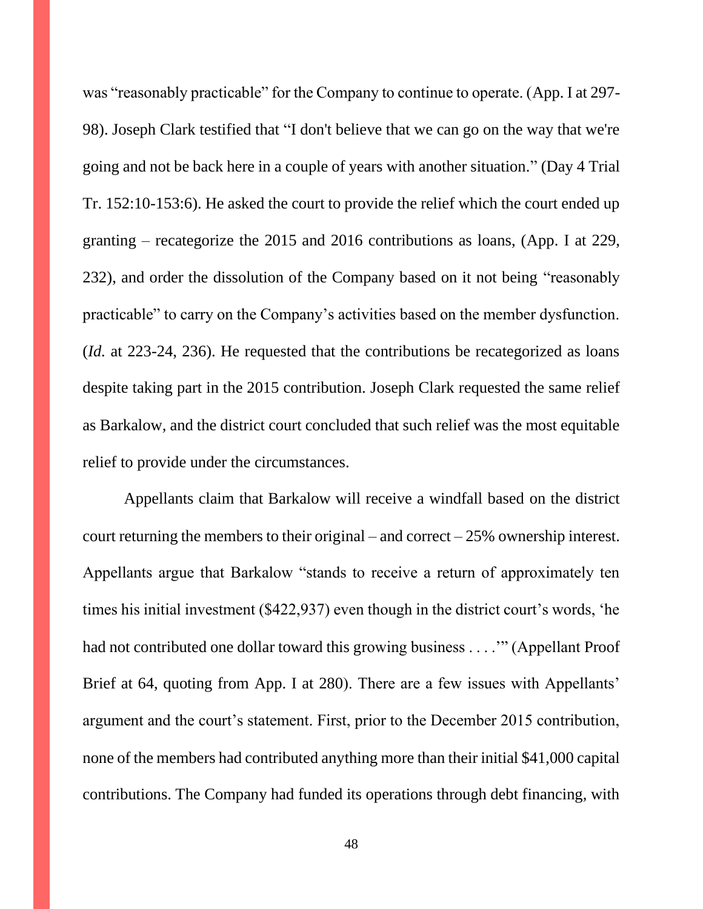was "reasonably practicable" for the Company to continue to operate. (App. I at 297-98). Joseph Clark testified that "I don't believe that we can go on the way that we're going and not be back here in a couple of years with another situation." (Day 4 Trial Tr. 152:10-153:6). He asked the court to provide the relief which the court ended up granting – recategorize the 2015 and 2016 contributions as loans, (App. I at 229, 232), and order the dissolution of the Company based on it not being "reasonably practicable" to carry on the Company's activities based on the member dysfunction. (*Id.* at 223-24, 236). He requested that the contributions be recategorized as loans despite taking part in the 2015 contribution. Joseph Clark requested the same relief as Barkalow, and the district court concluded that such relief was the most equitable relief to provide under the circumstances.

Appellants claim that Barkalow will receive a windfall based on the district court returning the members to their original – and correct – 25% ownership interest. Appellants argue that Barkalow "stands to receive a return of approximately ten times his initial investment ($422,937) even though in the district court's words, 'he had not contributed one dollar toward this growing business . . . .'" (Appellant Proof Brief at 64, quoting from App. I at 280). There are a few issues with Appellants' argument and the court's statement. First, prior to the December 2015 contribution, none of the members had contributed anything more than their initial $41,000 capital contributions. The Company had funded its operations through debt financing, with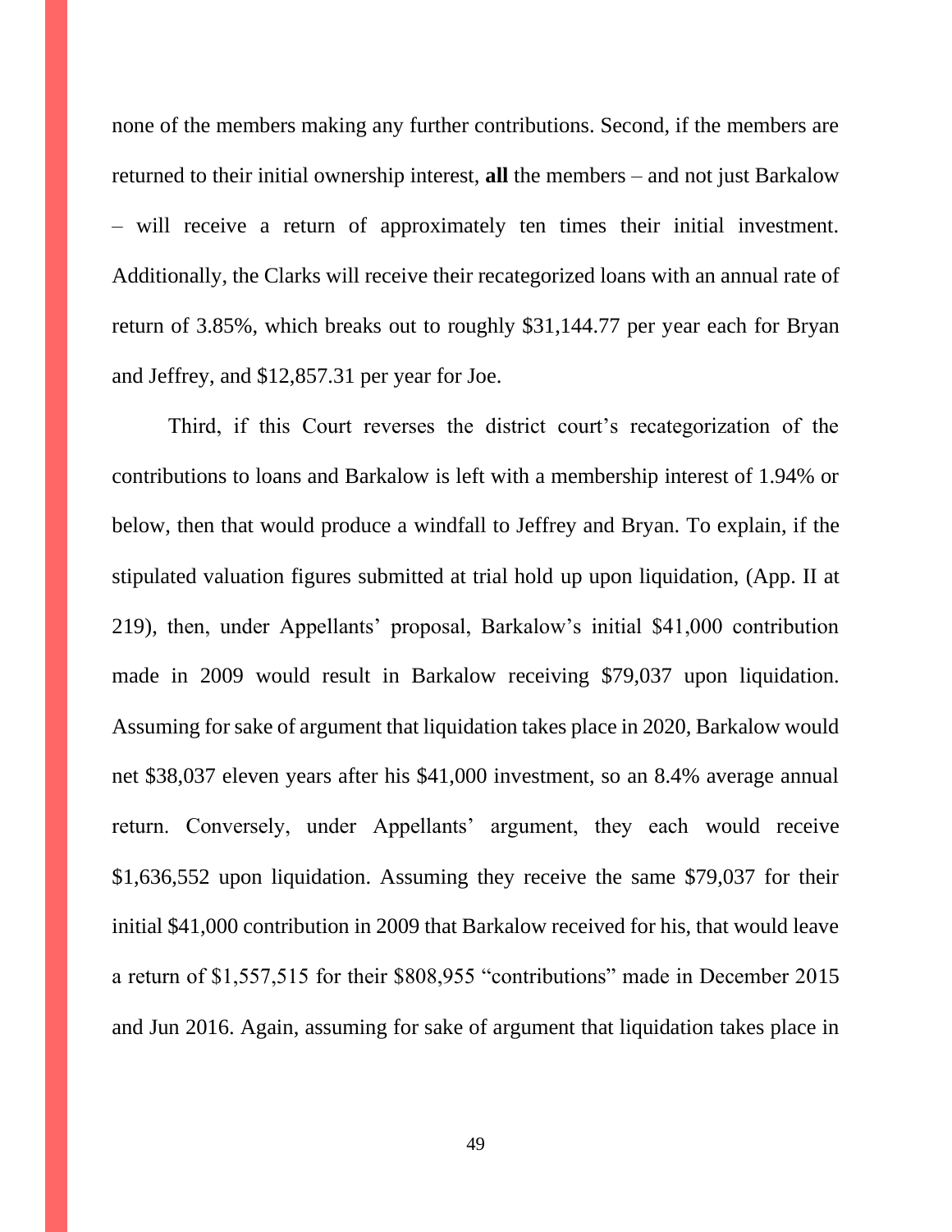none of the members making any further contributions. Second, if the members are returned to their initial ownership interest, **all** the members – and not just Barkalow – will receive a return of approximately ten times their initial investment. Additionally, the Clarks will receive their recategorized loans with an annual rate of return of 3.85%, which breaks out to roughly $31,144.77 per year each for Bryan and Jeffrey, and $12,857.31 per year for Joe.

Third, if this Court reverses the district court's recategorization of the contributions to loans and Barkalow is left with a membership interest of 1.94% or below, then that would produce a windfall to Jeffrey and Bryan. To explain, if the stipulated valuation figures submitted at trial hold up upon liquidation, (App. II at 219), then, under Appellants' proposal, Barkalow's initial $41,000 contribution made in 2009 would result in Barkalow receiving $79,037 upon liquidation. Assuming for sake of argument that liquidation takes place in 2020, Barkalow would net $38,037 eleven years after his $41,000 investment, so an 8.4% average annual return. Conversely, under Appellants' argument, they each would receive $1,636,552 upon liquidation. Assuming they receive the same $79,037 for their initial $41,000 contribution in 2009 that Barkalow received for his, that would leave a return of $1,557,515 for their $808,955 "contributions" made in December 2015 and Jun 2016. Again, assuming for sake of argument that liquidation takes place in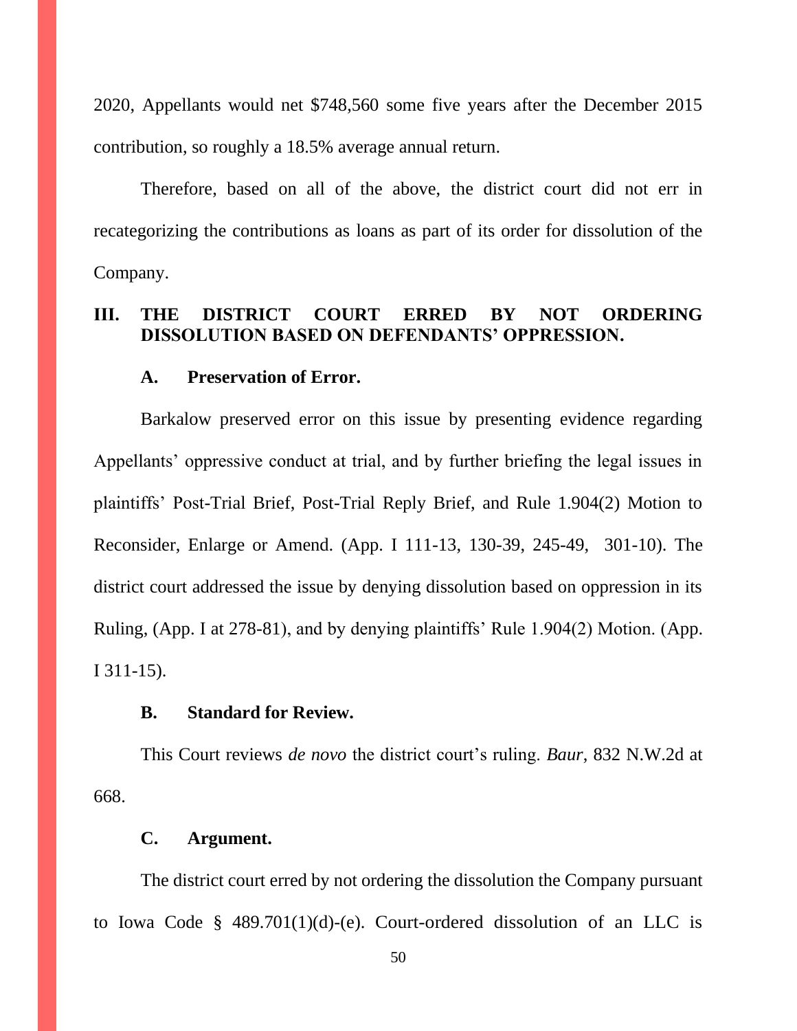2020, Appellants would net $748,560 some five years after the December 2015 contribution, so roughly a 18.5% average annual return.

Therefore, based on all of the above, the district court did not err in recategorizing the contributions as loans as part of its order for dissolution of the Company.

## III. THE DISTRICT COURT ERRED BY NOT ORDERING DISSOLUTION BASED ON DEFENDANTS' OPPRESSION.

### A. Preservation of Error.

Barkalow preserved error on this issue by presenting evidence regarding Appellants' oppressive conduct at trial, and by further briefing the legal issues in plaintiffs' Post-Trial Brief, Post-Trial Reply Brief, and Rule 1.904(2) Motion to Reconsider, Enlarge or Amend. (App. I 111-13, 130-39, 245-49, 301-10). The district court addressed the issue by denying dissolution based on oppression in its Ruling, (App. I at 278-81), and by denying plaintiffs' Rule 1.904(2) Motion. (App. I 311-15).

### B. Standard for Review.

This Court reviews *de novo* the district court's ruling. *Baur*, 832 N.W.2d at 668.

### C. Argument.

The district court erred by not ordering the dissolution the Company pursuant to Iowa Code § 489.701(1)(d)-(e). Court-ordered dissolution of an LLC is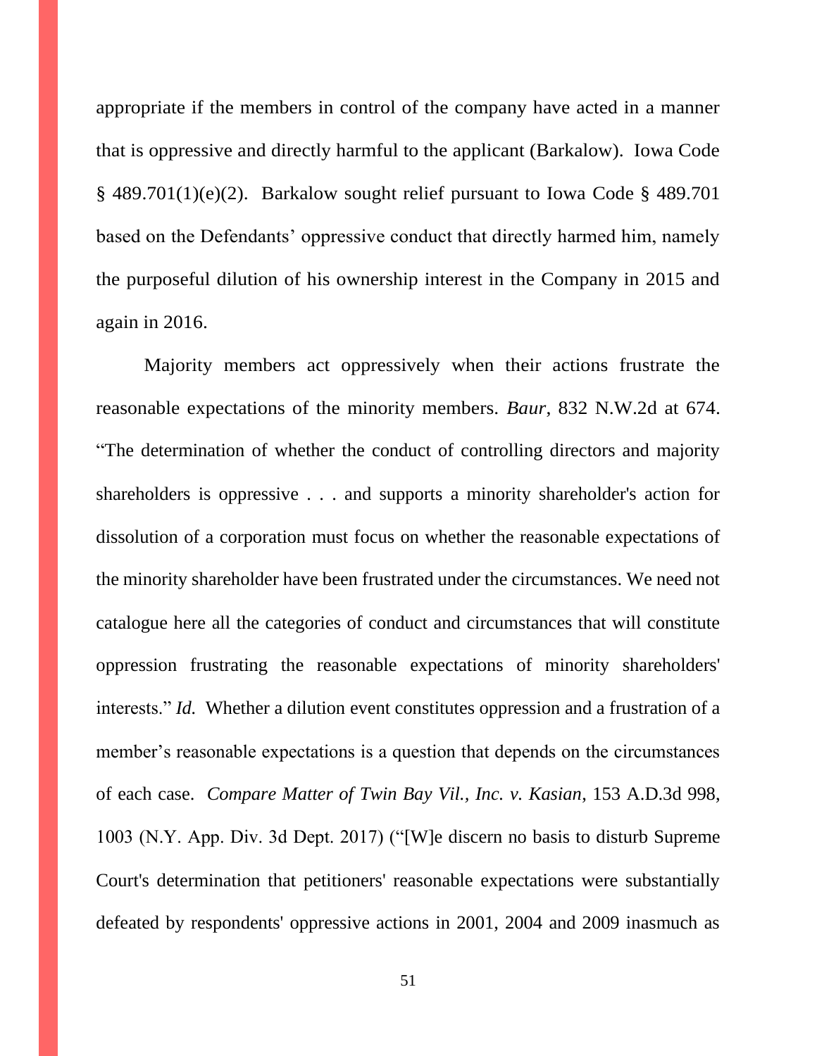appropriate if the members in control of the company have acted in a manner that is oppressive and directly harmful to the applicant (Barkalow). Iowa Code § 489.701(1)(e)(2). Barkalow sought relief pursuant to Iowa Code § 489.701 based on the Defendants' oppressive conduct that directly harmed him, namely the purposeful dilution of his ownership interest in the Company in 2015 and again in 2016.

Majority members act oppressively when their actions frustrate the reasonable expectations of the minority members. *Baur*, 832 N.W.2d at 674. "The determination of whether the conduct of controlling directors and majority shareholders is oppressive . . . and supports a minority shareholder's action for dissolution of a corporation must focus on whether the reasonable expectations of the minority shareholder have been frustrated under the circumstances. We need not catalogue here all the categories of conduct and circumstances that will constitute oppression frustrating the reasonable expectations of minority shareholders' interests." *Id.* Whether a dilution event constitutes oppression and a frustration of a member's reasonable expectations is a question that depends on the circumstances of each case. *Compare Matter of Twin Bay Vil., Inc. v. Kasian*, 153 A.D.3d 998, 1003 (N.Y. App. Div. 3d Dept. 2017) ("[W]e discern no basis to disturb Supreme Court's determination that petitioners' reasonable expectations were substantially defeated by respondents' oppressive actions in 2001, 2004 and 2009 inasmuch as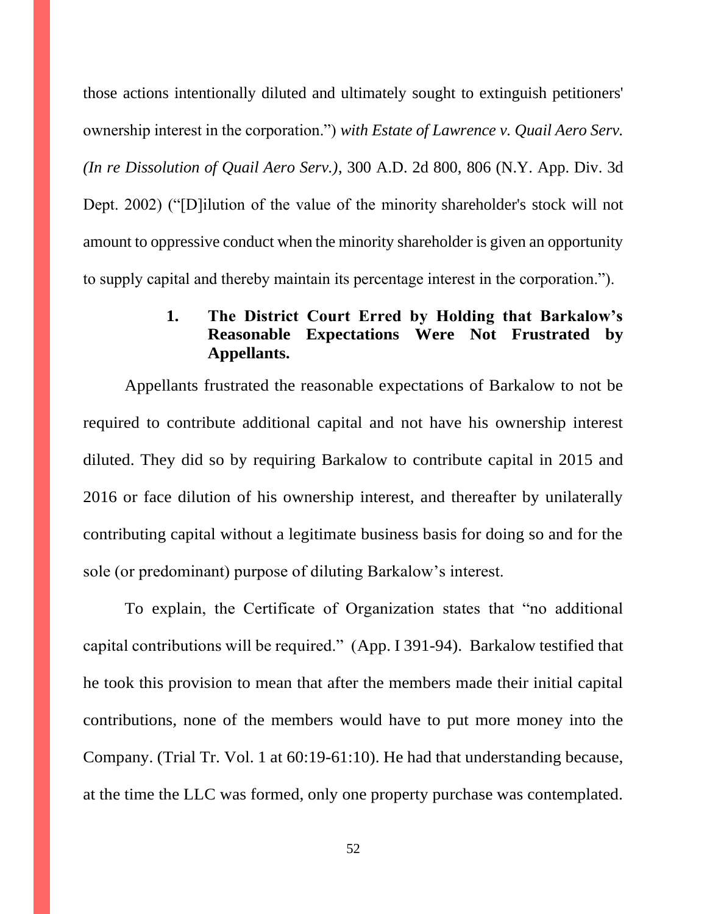those actions intentionally diluted and ultimately sought to extinguish petitioners' ownership interest in the corporation.") *with Estate of Lawrence v. Quail Aero Serv. (In re Dissolution of Quail Aero Serv.)*, 300 A.D. 2d 800, 806 (N.Y. App. Div. 3d Dept. 2002) ("[D]ilution of the value of the minority shareholder's stock will not amount to oppressive conduct when the minority shareholder is given an opportunity to supply capital and thereby maintain its percentage interest in the corporation.").

### 1. The District Court Erred by Holding that Barkalow's Reasonable Expectations Were Not Frustrated by Appellants.

Appellants frustrated the reasonable expectations of Barkalow to not be required to contribute additional capital and not have his ownership interest diluted. They did so by requiring Barkalow to contribute capital in 2015 and 2016 or face dilution of his ownership interest, and thereafter by unilaterally contributing capital without a legitimate business basis for doing so and for the sole (or predominant) purpose of diluting Barkalow's interest.

To explain, the Certificate of Organization states that "no additional capital contributions will be required." (App. I 391-94). Barkalow testified that he took this provision to mean that after the members made their initial capital contributions, none of the members would have to put more money into the Company. (Trial Tr. Vol. 1 at 60:19-61:10). He had that understanding because, at the time the LLC was formed, only one property purchase was contemplated.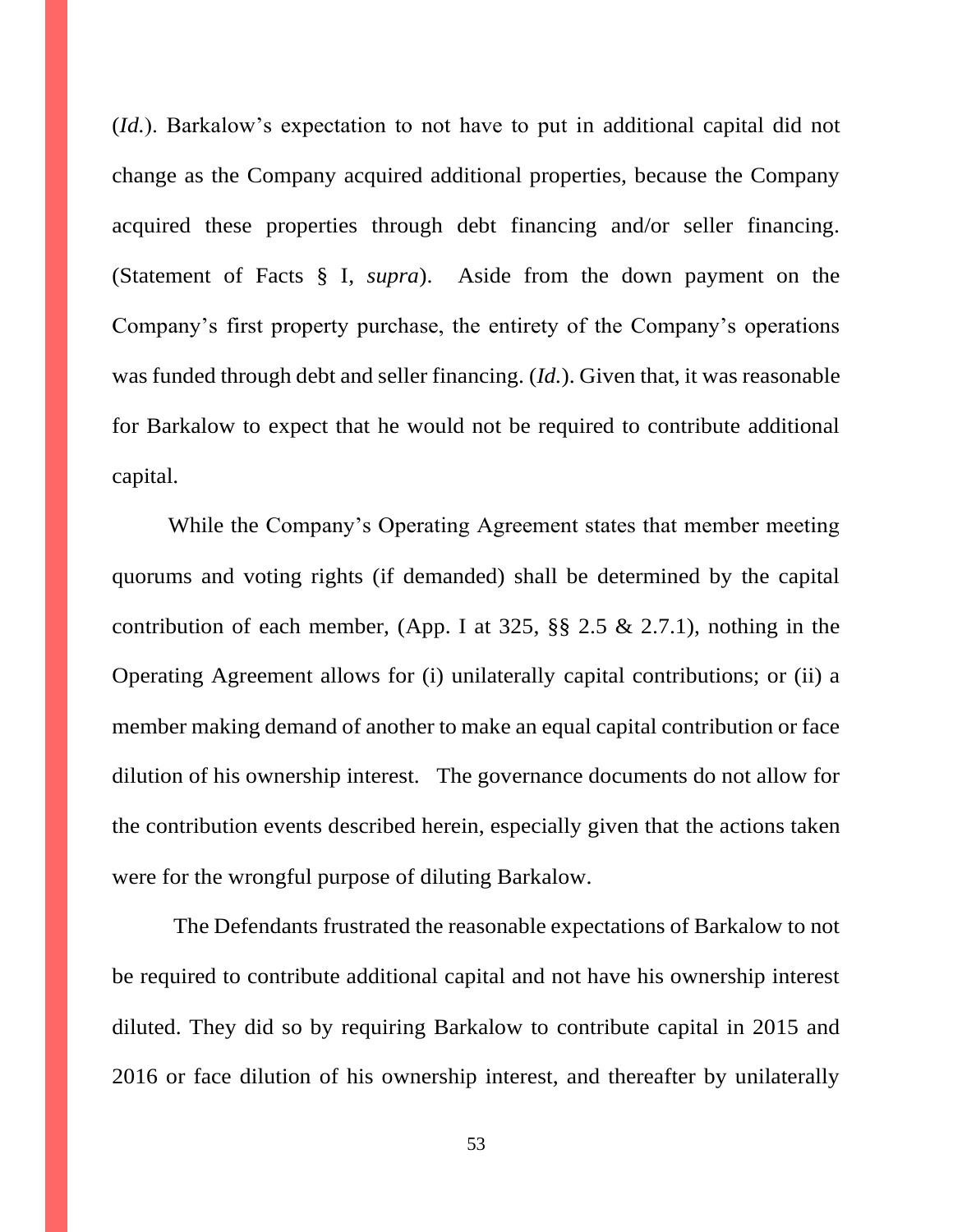(*Id.*). Barkalow's expectation to not have to put in additional capital did not change as the Company acquired additional properties, because the Company acquired these properties through debt financing and/or seller financing. (Statement of Facts § I, *supra*). Aside from the down payment on the Company's first property purchase, the entirety of the Company's operations was funded through debt and seller financing. (*Id.*). Given that, it was reasonable for Barkalow to expect that he would not be required to contribute additional capital.

While the Company's Operating Agreement states that member meeting quorums and voting rights (if demanded) shall be determined by the capital contribution of each member, (App. I at 325, §§ 2.5 & 2.7.1), nothing in the Operating Agreement allows for (i) unilaterally capital contributions; or (ii) a member making demand of another to make an equal capital contribution or face dilution of his ownership interest. The governance documents do not allow for the contribution events described herein, especially given that the actions taken were for the wrongful purpose of diluting Barkalow.

The Defendants frustrated the reasonable expectations of Barkalow to not be required to contribute additional capital and not have his ownership interest diluted. They did so by requiring Barkalow to contribute capital in 2015 and 2016 or face dilution of his ownership interest, and thereafter by unilaterally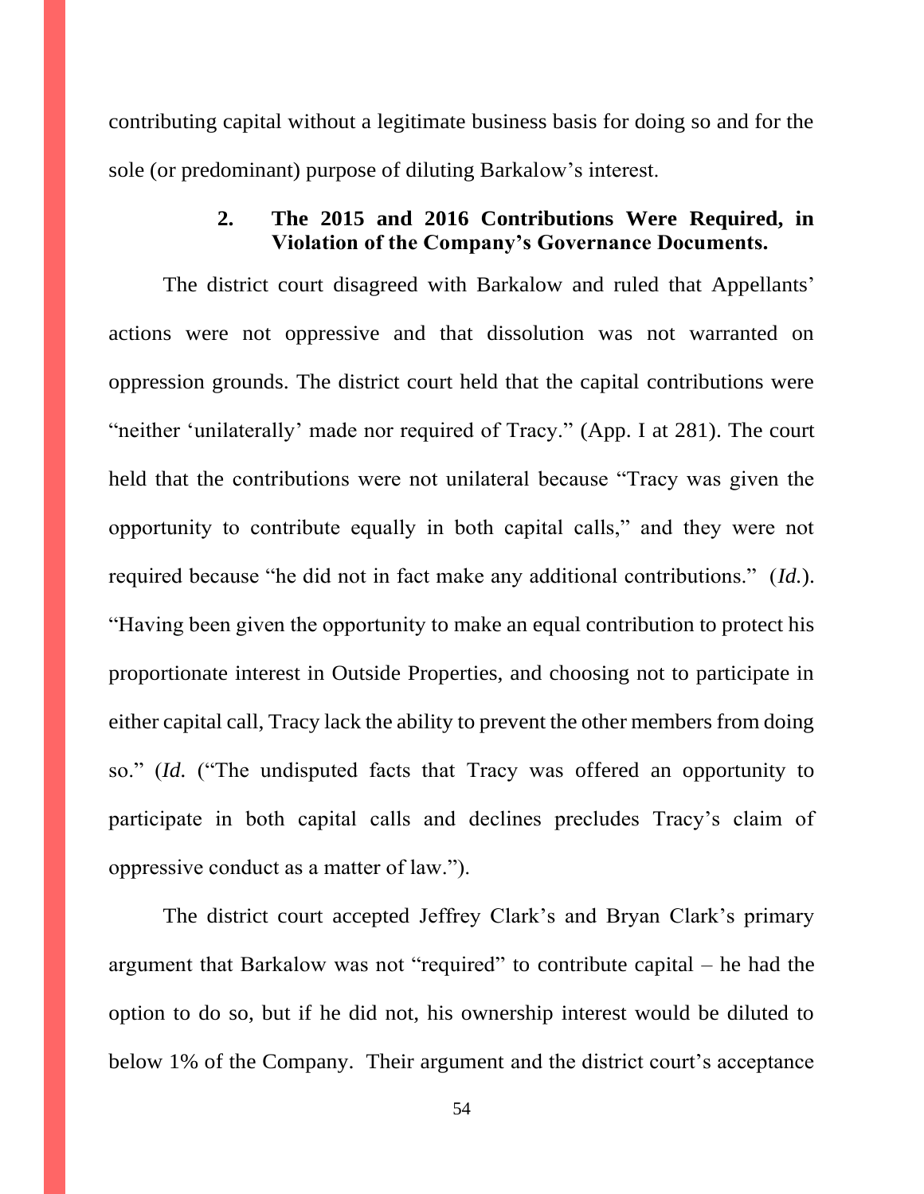contributing capital without a legitimate business basis for doing so and for the sole (or predominant) purpose of diluting Barkalow's interest.

### 2. The 2015 and 2016 Contributions Were Required, in Violation of the Company's Governance Documents.

The district court disagreed with Barkalow and ruled that Appellants' actions were not oppressive and that dissolution was not warranted on oppression grounds. The district court held that the capital contributions were "neither 'unilaterally' made nor required of Tracy." (App. I at 281). The court held that the contributions were not unilateral because "Tracy was given the opportunity to contribute equally in both capital calls," and they were not required because "he did not in fact make any additional contributions." (*Id.*). "Having been given the opportunity to make an equal contribution to protect his proportionate interest in Outside Properties, and choosing not to participate in either capital call, Tracy lack the ability to prevent the other members from doing so." (*Id.* ("The undisputed facts that Tracy was offered an opportunity to participate in both capital calls and declines precludes Tracy's claim of oppressive conduct as a matter of law.").

The district court accepted Jeffrey Clark's and Bryan Clark's primary argument that Barkalow was not "required" to contribute capital – he had the option to do so, but if he did not, his ownership interest would be diluted to below 1% of the Company. Their argument and the district court's acceptance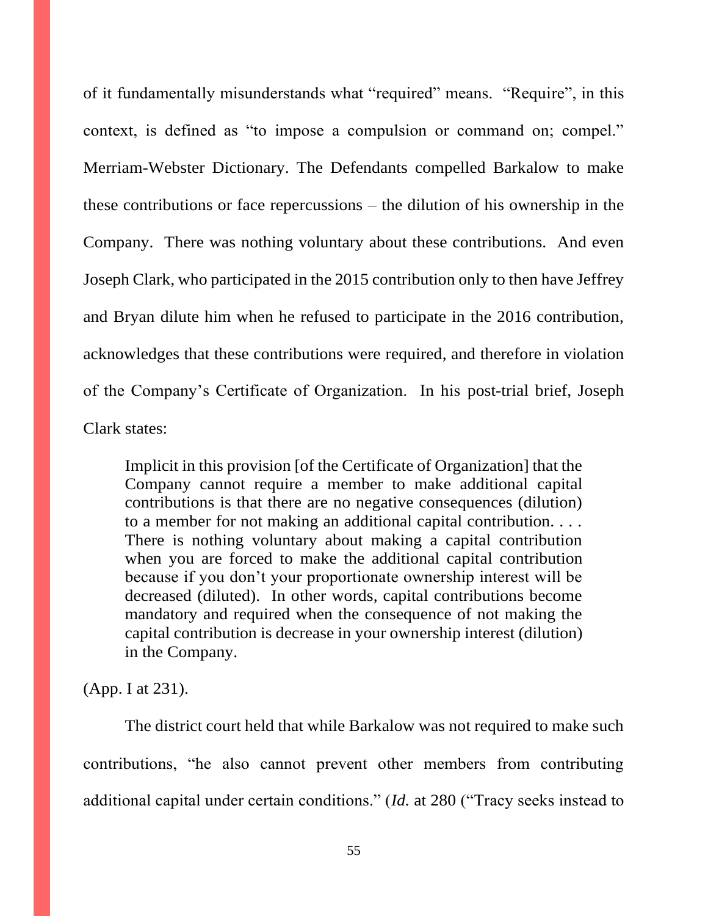of it fundamentally misunderstands what "required" means. "Require", in this context, is defined as "to impose a compulsion or command on; compel." Merriam-Webster Dictionary. The Defendants compelled Barkalow to make these contributions or face repercussions – the dilution of his ownership in the Company. There was nothing voluntary about these contributions. And even Joseph Clark, who participated in the 2015 contribution only to then have Jeffrey and Bryan dilute him when he refused to participate in the 2016 contribution, acknowledges that these contributions were required, and therefore in violation of the Company's Certificate of Organization. In his post-trial brief, Joseph Clark states:

> Implicit in this provision [of the Certificate of Organization] that the Company cannot require a member to make additional capital contributions is that there are no negative consequences (dilution) to a member for not making an additional capital contribution. . . . There is nothing voluntary about making a capital contribution when you are forced to make the additional capital contribution because if you don't your proportionate ownership interest will be decreased (diluted). In other words, capital contributions become mandatory and required when the consequence of not making the capital contribution is decrease in your ownership interest (dilution) in the Company.

(App. I at 231).

The district court held that while Barkalow was not required to make such contributions, "he also cannot prevent other members from contributing additional capital under certain conditions." (*Id.* at 280 ("Tracy seeks instead to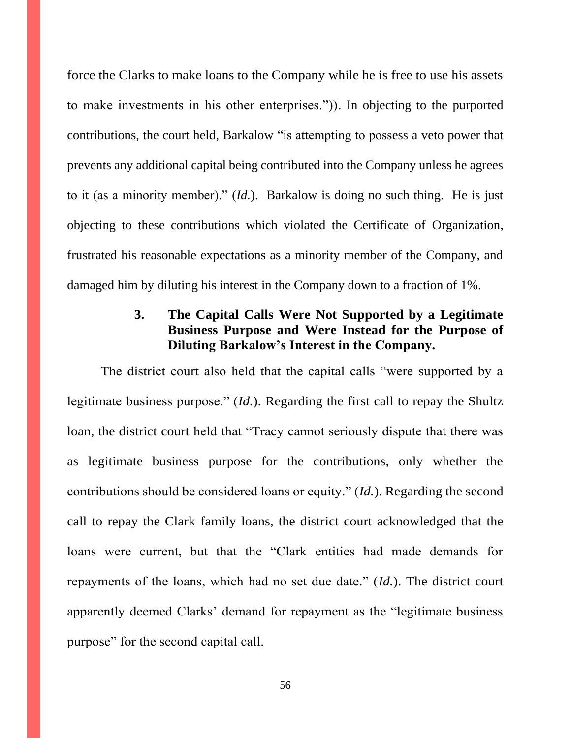force the Clarks to make loans to the Company while he is free to use his assets to make investments in his other enterprises.")). In objecting to the purported contributions, the court held, Barkalow "is attempting to possess a veto power that prevents any additional capital being contributed into the Company unless he agrees to it (as a minority member)." (*Id.*). Barkalow is doing no such thing. He is just objecting to these contributions which violated the Certificate of Organization, frustrated his reasonable expectations as a minority member of the Company, and damaged him by diluting his interest in the Company down to a fraction of 1%.

### 3. The Capital Calls Were Not Supported by a Legitimate Business Purpose and Were Instead for the Purpose of Diluting Barkalow's Interest in the Company.

The district court also held that the capital calls "were supported by a legitimate business purpose." (*Id.*). Regarding the first call to repay the Shultz loan, the district court held that "Tracy cannot seriously dispute that there was as legitimate business purpose for the contributions, only whether the contributions should be considered loans or equity." (*Id.*). Regarding the second call to repay the Clark family loans, the district court acknowledged that the loans were current, but that the "Clark entities had made demands for repayments of the loans, which had no set due date." (*Id.*). The district court apparently deemed Clarks' demand for repayment as the "legitimate business purpose" for the second capital call.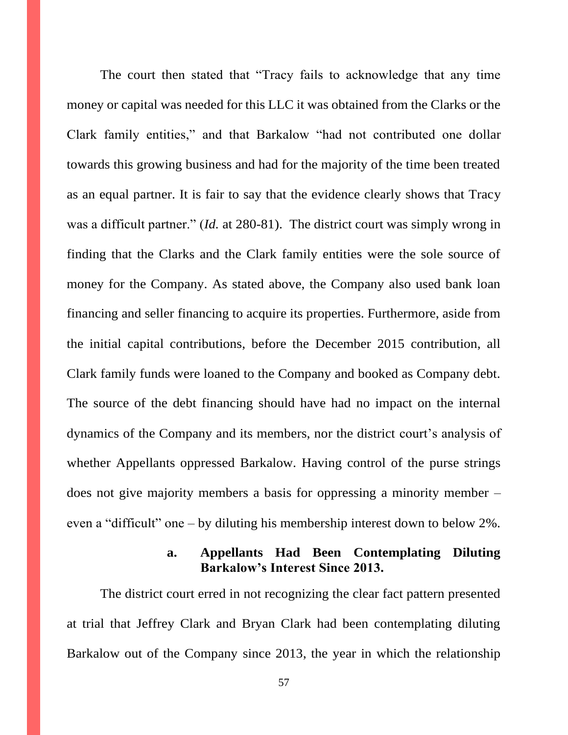The court then stated that "Tracy fails to acknowledge that any time money or capital was needed for this LLC it was obtained from the Clarks or the Clark family entities," and that Barkalow "had not contributed one dollar towards this growing business and had for the majority of the time been treated as an equal partner. It is fair to say that the evidence clearly shows that Tracy was a difficult partner." (*Id.* at 280-81). The district court was simply wrong in finding that the Clarks and the Clark family entities were the sole source of money for the Company. As stated above, the Company also used bank loan financing and seller financing to acquire its properties. Furthermore, aside from the initial capital contributions, before the December 2015 contribution, all Clark family funds were loaned to the Company and booked as Company debt. The source of the debt financing should have had no impact on the internal dynamics of the Company and its members, nor the district court's analysis of whether Appellants oppressed Barkalow. Having control of the purse strings does not give majority members a basis for oppressing a minority member – even a "difficult" one – by diluting his membership interest down to below 2%.

**a. Appellants Had Been Contemplating Diluting Barkalow's Interest Since 2013.**

The district court erred in not recognizing the clear fact pattern presented at trial that Jeffrey Clark and Bryan Clark had been contemplating diluting Barkalow out of the Company since 2013, the year in which the relationship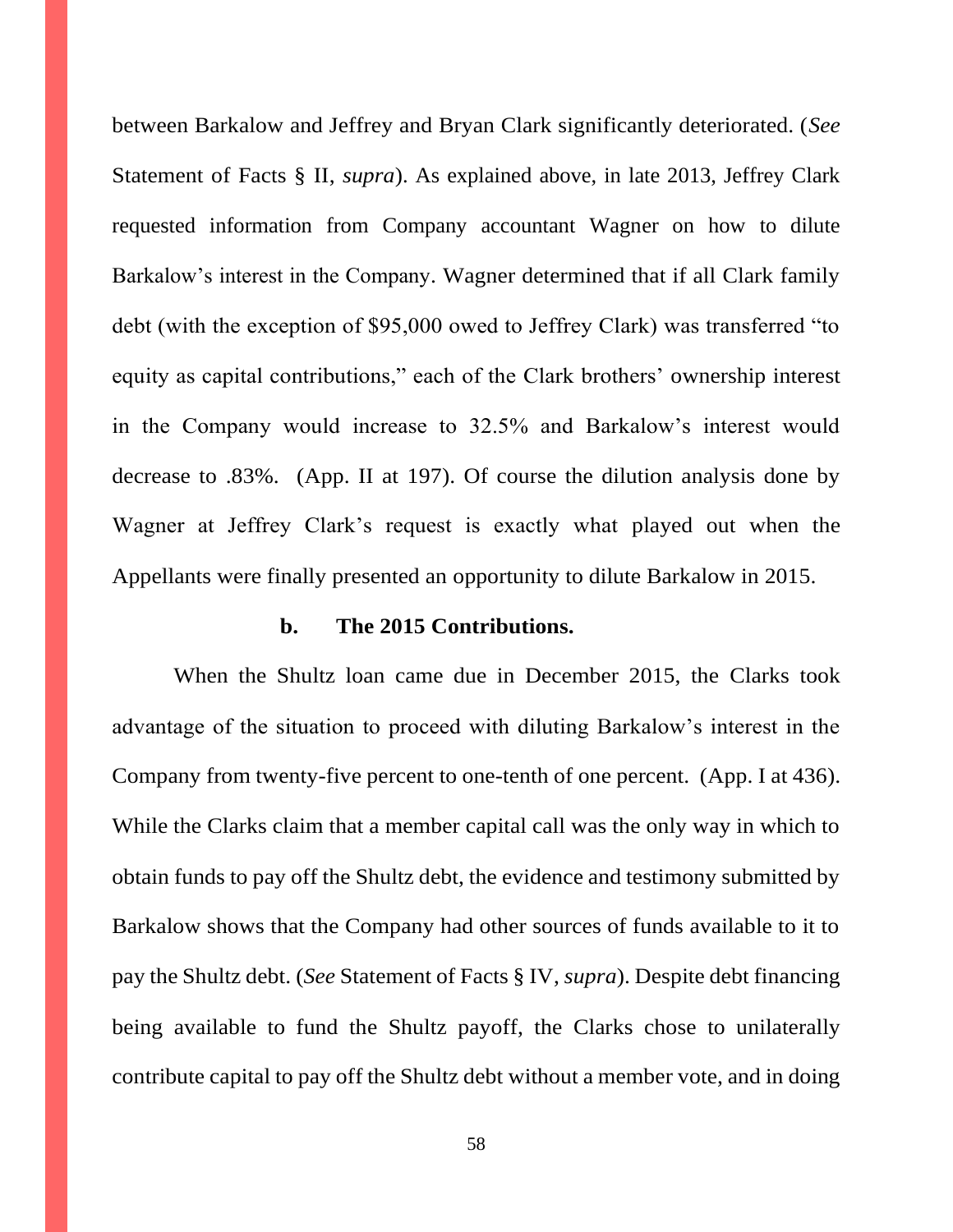between Barkalow and Jeffrey and Bryan Clark significantly deteriorated. (*See* Statement of Facts § II, *supra*). As explained above, in late 2013, Jeffrey Clark requested information from Company accountant Wagner on how to dilute Barkalow's interest in the Company. Wagner determined that if all Clark family debt (with the exception of $95,000 owed to Jeffrey Clark) was transferred "to equity as capital contributions," each of the Clark brothers' ownership interest in the Company would increase to 32.5% and Barkalow's interest would decrease to .83%. (App. II at 197). Of course the dilution analysis done by Wagner at Jeffrey Clark's request is exactly what played out when the Appellants were finally presented an opportunity to dilute Barkalow in 2015.

**b. The 2015 Contributions.**

When the Shultz loan came due in December 2015, the Clarks took advantage of the situation to proceed with diluting Barkalow's interest in the Company from twenty-five percent to one-tenth of one percent. (App. I at 436). While the Clarks claim that a member capital call was the only way in which to obtain funds to pay off the Shultz debt, the evidence and testimony submitted by Barkalow shows that the Company had other sources of funds available to it to pay the Shultz debt. (*See* Statement of Facts § IV, *supra*). Despite debt financing being available to fund the Shultz payoff, the Clarks chose to unilaterally contribute capital to pay off the Shultz debt without a member vote, and in doing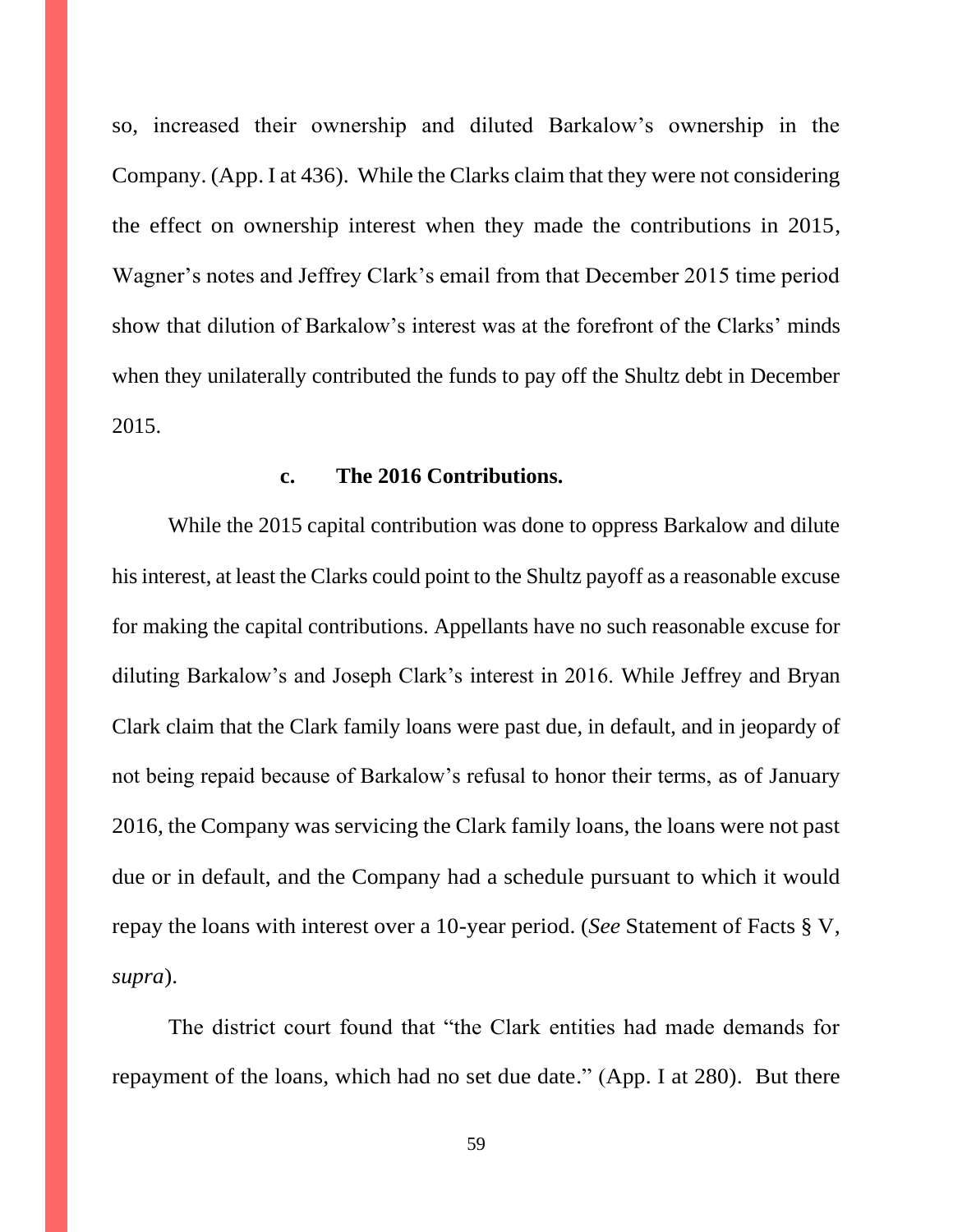so, increased their ownership and diluted Barkalow's ownership in the Company. (App. I at 436). While the Clarks claim that they were not considering the effect on ownership interest when they made the contributions in 2015, Wagner's notes and Jeffrey Clark's email from that December 2015 time period show that dilution of Barkalow's interest was at the forefront of the Clarks' minds when they unilaterally contributed the funds to pay off the Shultz debt in December 2015.

#### c. The 2016 Contributions.

While the 2015 capital contribution was done to oppress Barkalow and dilute his interest, at least the Clarks could point to the Shultz payoff as a reasonable excuse for making the capital contributions. Appellants have no such reasonable excuse for diluting Barkalow's and Joseph Clark's interest in 2016. While Jeffrey and Bryan Clark claim that the Clark family loans were past due, in default, and in jeopardy of not being repaid because of Barkalow's refusal to honor their terms, as of January 2016, the Company was servicing the Clark family loans, the loans were not past due or in default, and the Company had a schedule pursuant to which it would repay the loans with interest over a 10-year period. (*See* Statement of Facts § V, *supra*).

The district court found that "the Clark entities had made demands for repayment of the loans, which had no set due date." (App. I at 280). But there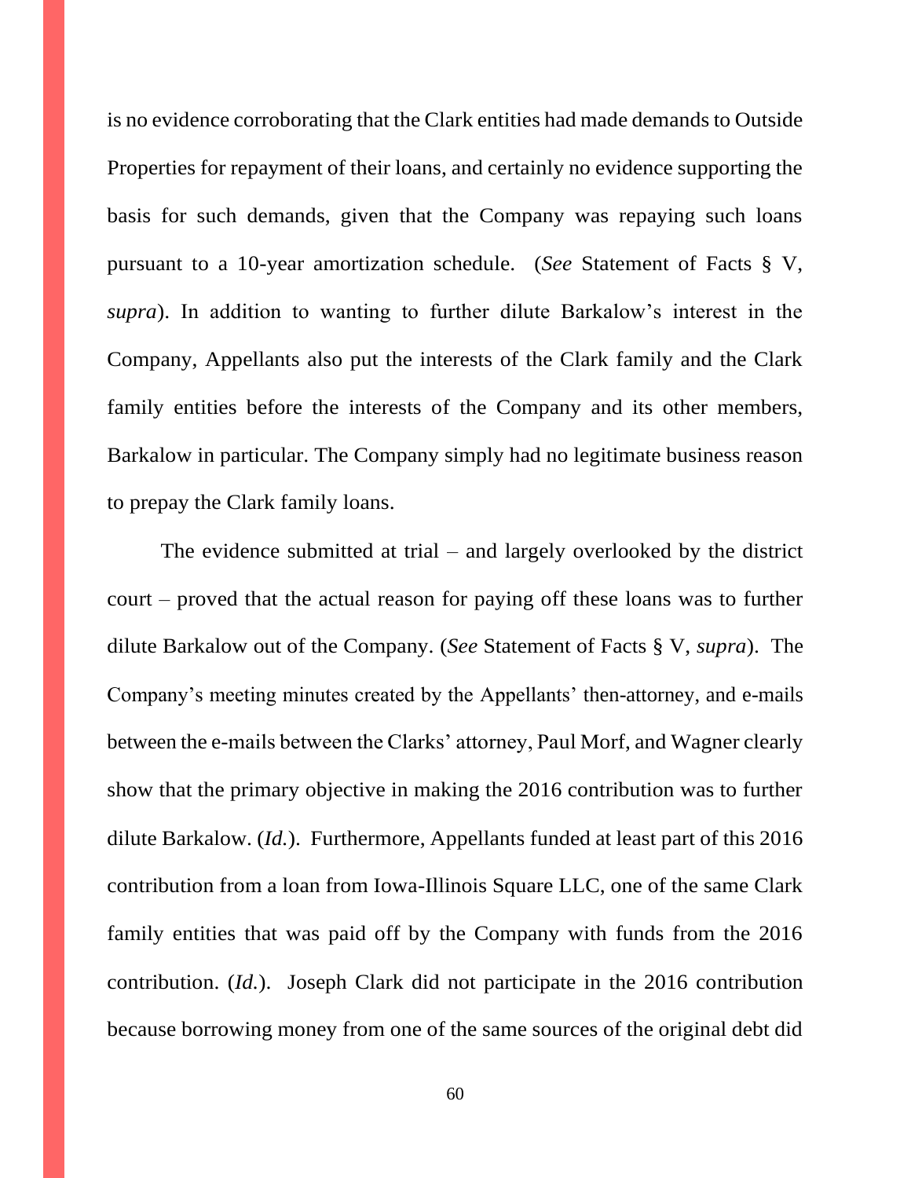is no evidence corroborating that the Clark entities had made demands to Outside Properties for repayment of their loans, and certainly no evidence supporting the basis for such demands, given that the Company was repaying such loans pursuant to a 10-year amortization schedule. (*See* Statement of Facts § V, *supra*). In addition to wanting to further dilute Barkalow's interest in the Company, Appellants also put the interests of the Clark family and the Clark family entities before the interests of the Company and its other members, Barkalow in particular. The Company simply had no legitimate business reason to prepay the Clark family loans.

The evidence submitted at trial – and largely overlooked by the district court – proved that the actual reason for paying off these loans was to further dilute Barkalow out of the Company. (*See* Statement of Facts § V, *supra*). The Company's meeting minutes created by the Appellants' then-attorney, and e-mails between the e-mails between the Clarks' attorney, Paul Morf, and Wagner clearly show that the primary objective in making the 2016 contribution was to further dilute Barkalow. (*Id.*). Furthermore, Appellants funded at least part of this 2016 contribution from a loan from Iowa-Illinois Square LLC, one of the same Clark family entities that was paid off by the Company with funds from the 2016 contribution. (*Id.*). Joseph Clark did not participate in the 2016 contribution because borrowing money from one of the same sources of the original debt did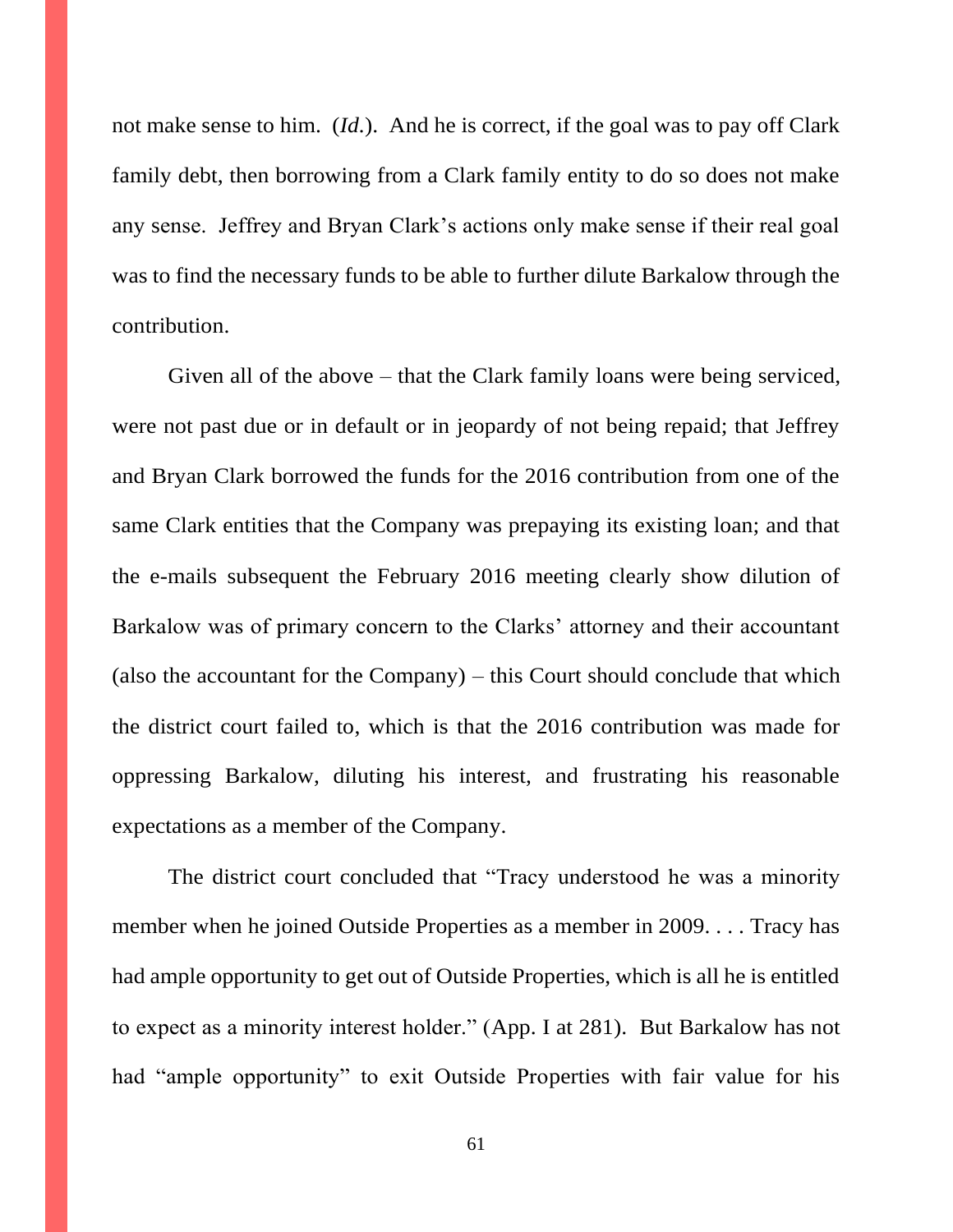not make sense to him. (*Id.*). And he is correct, if the goal was to pay off Clark family debt, then borrowing from a Clark family entity to do so does not make any sense. Jeffrey and Bryan Clark's actions only make sense if their real goal was to find the necessary funds to be able to further dilute Barkalow through the contribution.

Given all of the above – that the Clark family loans were being serviced, were not past due or in default or in jeopardy of not being repaid; that Jeffrey and Bryan Clark borrowed the funds for the 2016 contribution from one of the same Clark entities that the Company was prepaying its existing loan; and that the e-mails subsequent the February 2016 meeting clearly show dilution of Barkalow was of primary concern to the Clarks' attorney and their accountant (also the accountant for the Company) – this Court should conclude that which the district court failed to, which is that the 2016 contribution was made for oppressing Barkalow, diluting his interest, and frustrating his reasonable expectations as a member of the Company.

The district court concluded that "Tracy understood he was a minority member when he joined Outside Properties as a member in 2009. . . . Tracy has had ample opportunity to get out of Outside Properties, which is all he is entitled to expect as a minority interest holder." (App. I at 281). But Barkalow has not had "ample opportunity" to exit Outside Properties with fair value for his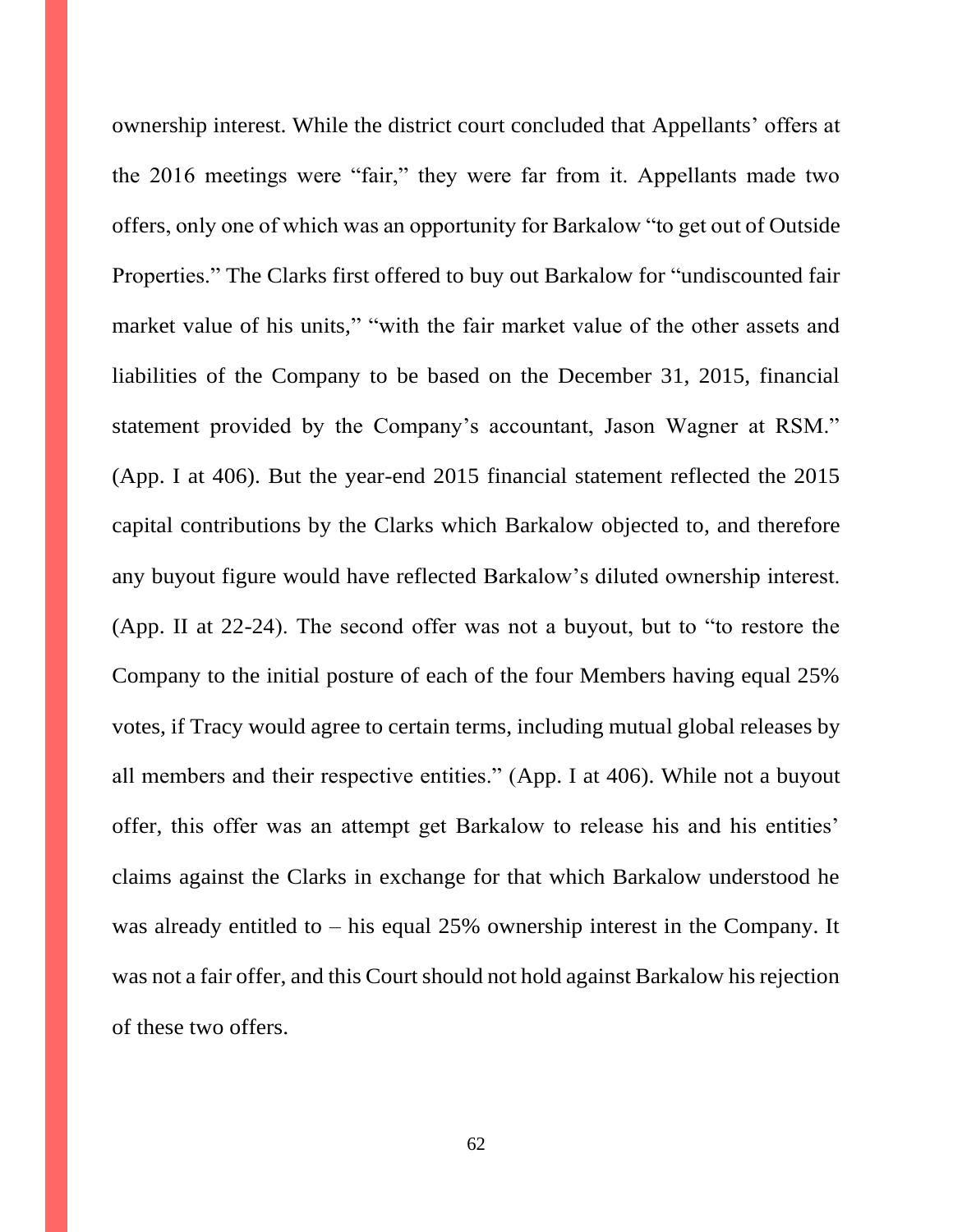ownership interest. While the district court concluded that Appellants' offers at the 2016 meetings were "fair," they were far from it. Appellants made two offers, only one of which was an opportunity for Barkalow "to get out of Outside Properties." The Clarks first offered to buy out Barkalow for "undiscounted fair market value of his units," "with the fair market value of the other assets and liabilities of the Company to be based on the December 31, 2015, financial statement provided by the Company's accountant, Jason Wagner at RSM." (App. I at 406). But the year-end 2015 financial statement reflected the 2015 capital contributions by the Clarks which Barkalow objected to, and therefore any buyout figure would have reflected Barkalow's diluted ownership interest. (App. II at 22-24). The second offer was not a buyout, but to "to restore the Company to the initial posture of each of the four Members having equal 25% votes, if Tracy would agree to certain terms, including mutual global releases by all members and their respective entities." (App. I at 406). While not a buyout offer, this offer was an attempt get Barkalow to release his and his entities' claims against the Clarks in exchange for that which Barkalow understood he was already entitled to – his equal 25% ownership interest in the Company. It was not a fair offer, and this Court should not hold against Barkalow his rejection of these two offers.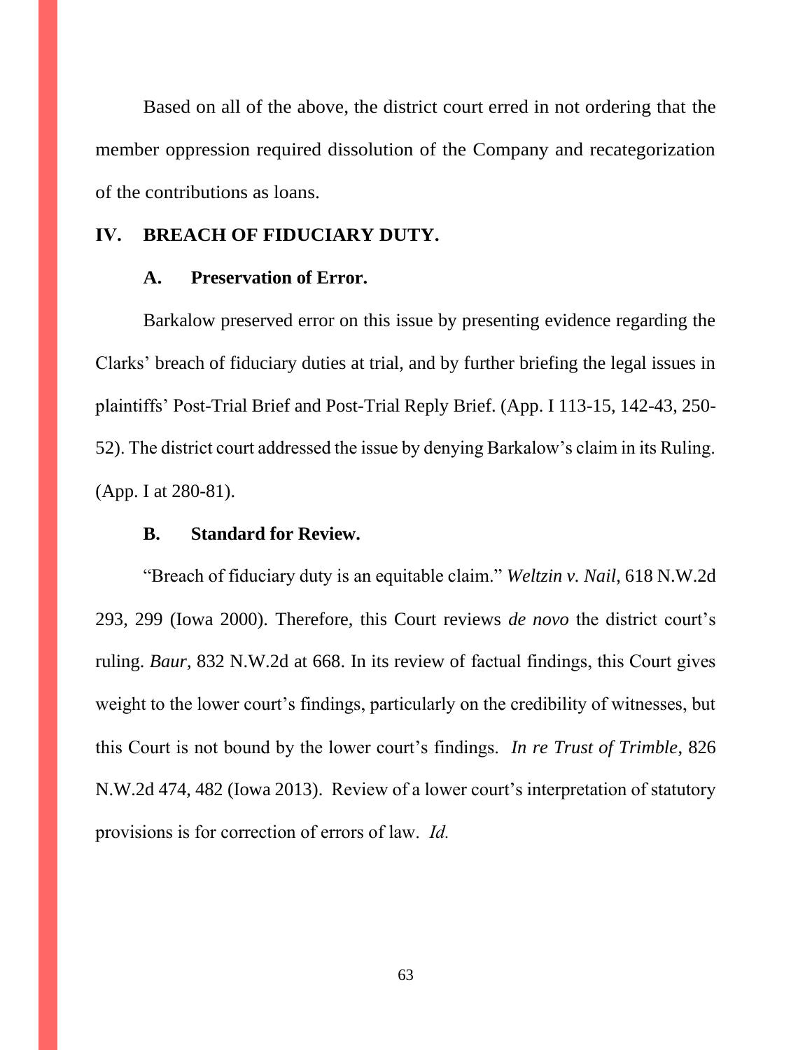Based on all of the above, the district court erred in not ordering that the member oppression required dissolution of the Company and recategorization of the contributions as loans.

## IV. BREACH OF FIDUCIARY DUTY.

### A. Preservation of Error.

Barkalow preserved error on this issue by presenting evidence regarding the Clarks' breach of fiduciary duties at trial, and by further briefing the legal issues in plaintiffs' Post-Trial Brief and Post-Trial Reply Brief. (App. I 113-15, 142-43, 250-52). The district court addressed the issue by denying Barkalow's claim in its Ruling. (App. I at 280-81).

### B. Standard for Review.

"Breach of fiduciary duty is an equitable claim." *Weltzin v. Nail*, 618 N.W.2d 293, 299 (Iowa 2000). Therefore, this Court reviews *de novo* the district court's ruling. *Baur*, 832 N.W.2d at 668. In its review of factual findings, this Court gives weight to the lower court's findings, particularly on the credibility of witnesses, but this Court is not bound by the lower court's findings. *In re Trust of Trimble*, 826 N.W.2d 474, 482 (Iowa 2013). Review of a lower court's interpretation of statutory provisions is for correction of errors of law. *Id.*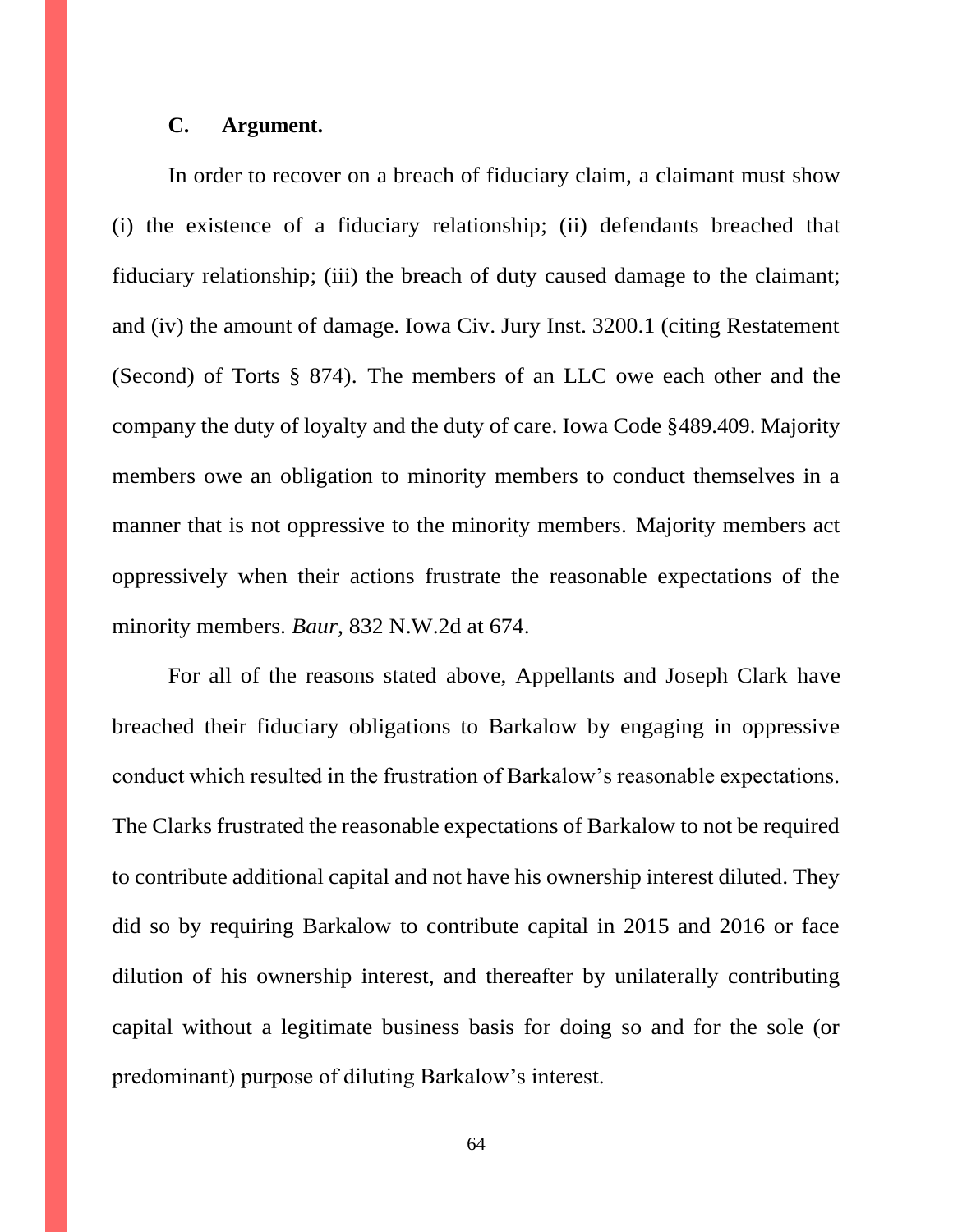### C. Argument.

In order to recover on a breach of fiduciary claim, a claimant must show (i) the existence of a fiduciary relationship; (ii) defendants breached that fiduciary relationship; (iii) the breach of duty caused damage to the claimant; and (iv) the amount of damage. Iowa Civ. Jury Inst. 3200.1 (citing Restatement (Second) of Torts § 874). The members of an LLC owe each other and the company the duty of loyalty and the duty of care. Iowa Code §489.409. Majority members owe an obligation to minority members to conduct themselves in a manner that is not oppressive to the minority members. Majority members act oppressively when their actions frustrate the reasonable expectations of the minority members. *Baur*, 832 N.W.2d at 674.

For all of the reasons stated above, Appellants and Joseph Clark have breached their fiduciary obligations to Barkalow by engaging in oppressive conduct which resulted in the frustration of Barkalow's reasonable expectations. The Clarks frustrated the reasonable expectations of Barkalow to not be required to contribute additional capital and not have his ownership interest diluted. They did so by requiring Barkalow to contribute capital in 2015 and 2016 or face dilution of his ownership interest, and thereafter by unilaterally contributing capital without a legitimate business basis for doing so and for the sole (or predominant) purpose of diluting Barkalow's interest.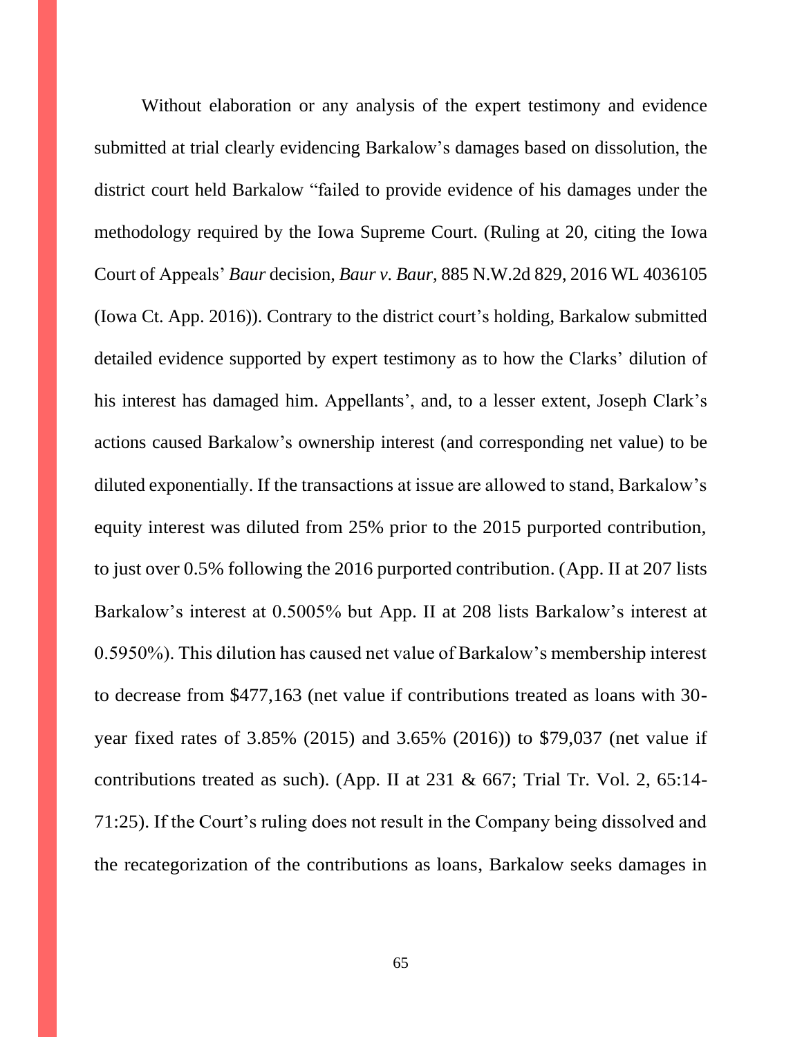Without elaboration or any analysis of the expert testimony and evidence submitted at trial clearly evidencing Barkalow's damages based on dissolution, the district court held Barkalow "failed to provide evidence of his damages under the methodology required by the Iowa Supreme Court. (Ruling at 20, citing the Iowa Court of Appeals' *Baur* decision, *Baur v. Baur*, 885 N.W.2d 829, 2016 WL 4036105 (Iowa Ct. App. 2016)). Contrary to the district court's holding, Barkalow submitted detailed evidence supported by expert testimony as to how the Clarks' dilution of his interest has damaged him. Appellants', and, to a lesser extent, Joseph Clark's actions caused Barkalow's ownership interest (and corresponding net value) to be diluted exponentially. If the transactions at issue are allowed to stand, Barkalow's equity interest was diluted from 25% prior to the 2015 purported contribution, to just over 0.5% following the 2016 purported contribution. (App. II at 207 lists Barkalow's interest at 0.5005% but App. II at 208 lists Barkalow's interest at 0.5950%). This dilution has caused net value of Barkalow's membership interest to decrease from $477,163 (net value if contributions treated as loans with 30-year fixed rates of 3.85% (2015) and 3.65% (2016)) to $79,037 (net value if contributions treated as such). (App. II at 231 & 667; Trial Tr. Vol. 2, 65:14-71:25). If the Court's ruling does not result in the Company being dissolved and the recategorization of the contributions as loans, Barkalow seeks damages in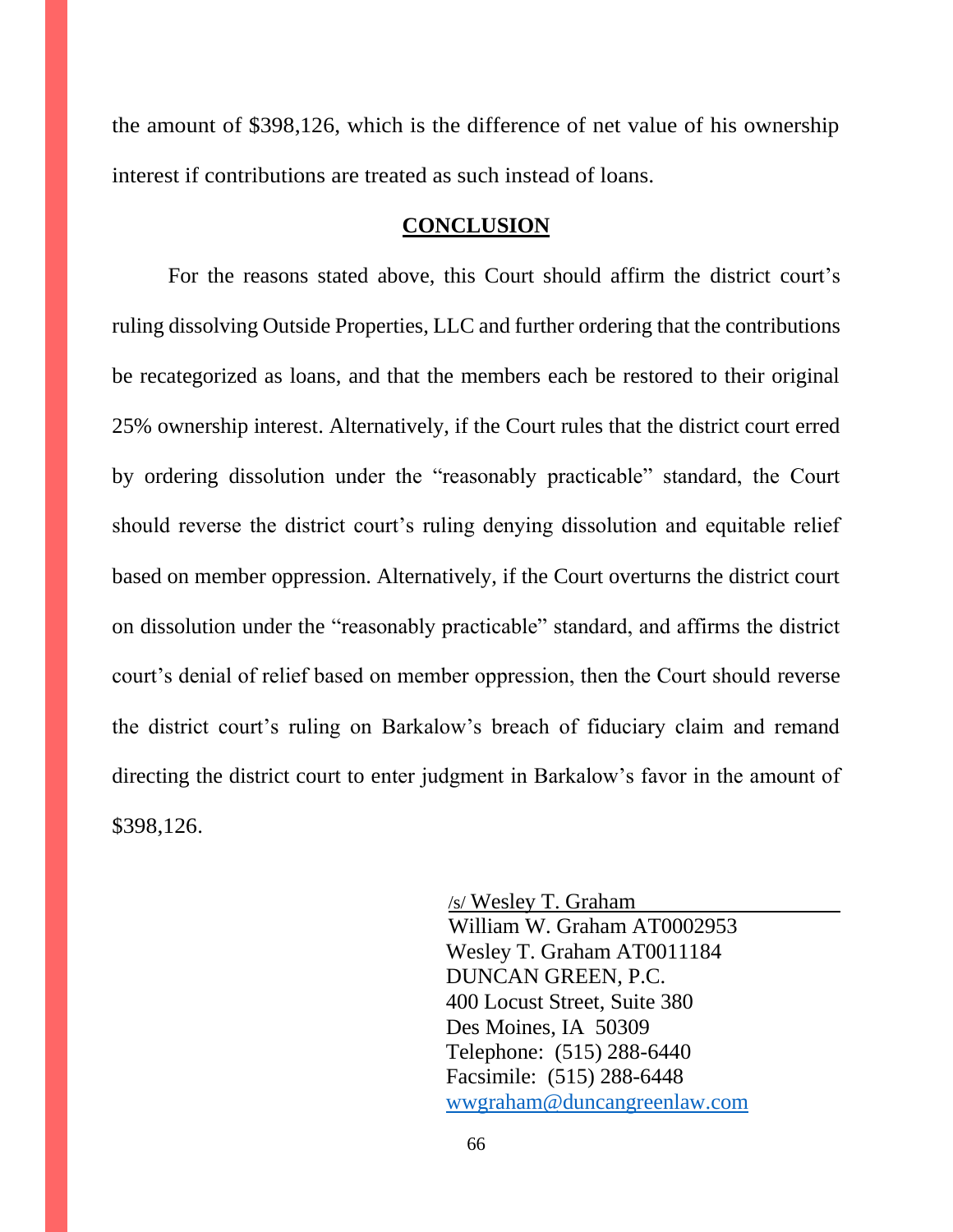the amount of $398,126, which is the difference of net value of his ownership interest if contributions are treated as such instead of loans.

## CONCLUSION

For the reasons stated above, this Court should affirm the district court's ruling dissolving Outside Properties, LLC and further ordering that the contributions be recategorized as loans, and that the members each be restored to their original 25% ownership interest. Alternatively, if the Court rules that the district court erred by ordering dissolution under the "reasonably practicable" standard, the Court should reverse the district court's ruling denying dissolution and equitable relief based on member oppression. Alternatively, if the Court overturns the district court on dissolution under the "reasonably practicable" standard, and affirms the district court's denial of relief based on member oppression, then the Court should reverse the district court's ruling on Barkalow's breach of fiduciary claim and remand directing the district court to enter judgment in Barkalow's favor in the amount of $398,126.

/s/ Wesley T. Graham
William W. Graham AT0002953
Wesley T. Graham AT0011184
DUNCAN GREEN, P.C.
400 Locust Street, Suite 380
Des Moines, IA 50309
Telephone: (515) 288-6440
Facsimile: (515) 288-6448
wwgraham@duncangreenlaw.com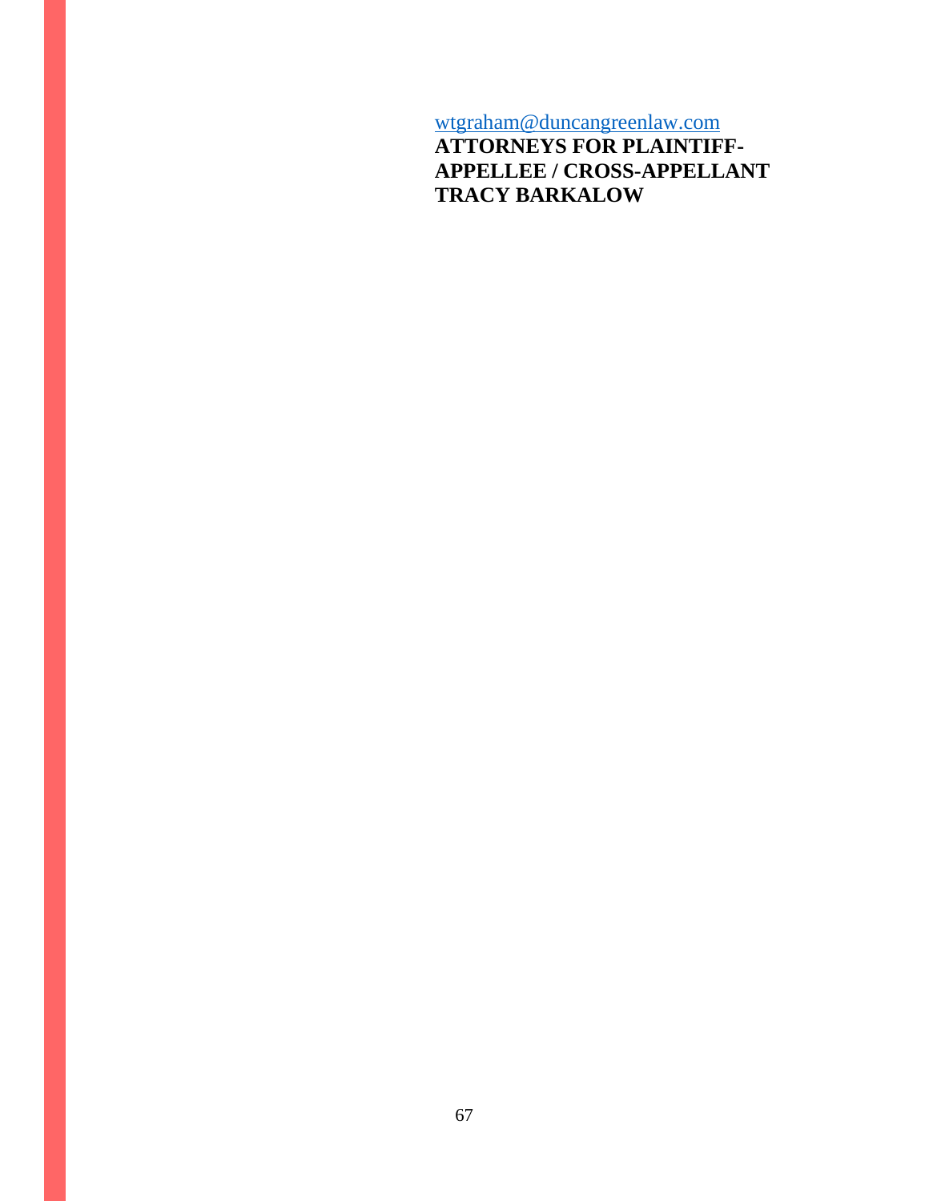wtgraham@duncangreenlaw.com

**ATTORNEYS FOR PLAINTIFF-APPELLEE / CROSS-APPELLANT TRACY BARKALOW**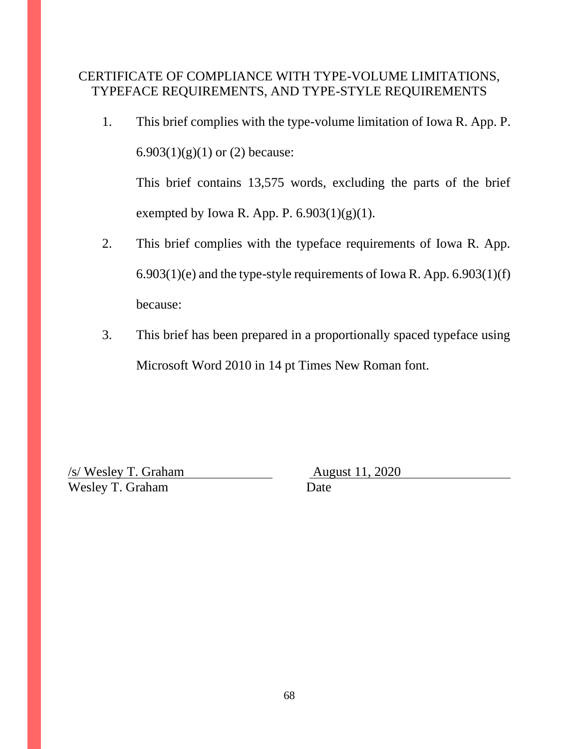## CERTIFICATE OF COMPLIANCE WITH TYPE-VOLUME LIMITATIONS, TYPEFACE REQUIREMENTS, AND TYPE-STYLE REQUIREMENTS

1. This brief complies with the type-volume limitation of Iowa R. App. P. 6.903(1)(g)(1) or (2) because:

   This brief contains 13,575 words, excluding the parts of the brief exempted by Iowa R. App. P. 6.903(1)(g)(1).

2. This brief complies with the typeface requirements of Iowa R. App. 6.903(1)(e) and the type-style requirements of Iowa R. App. 6.903(1)(f) because:

3. This brief has been prepared in a proportionally spaced typeface using Microsoft Word 2010 in 14 pt Times New Roman font.

/s/ Wesley T. Graham
Wesley T. Graham

August 11, 2020
Date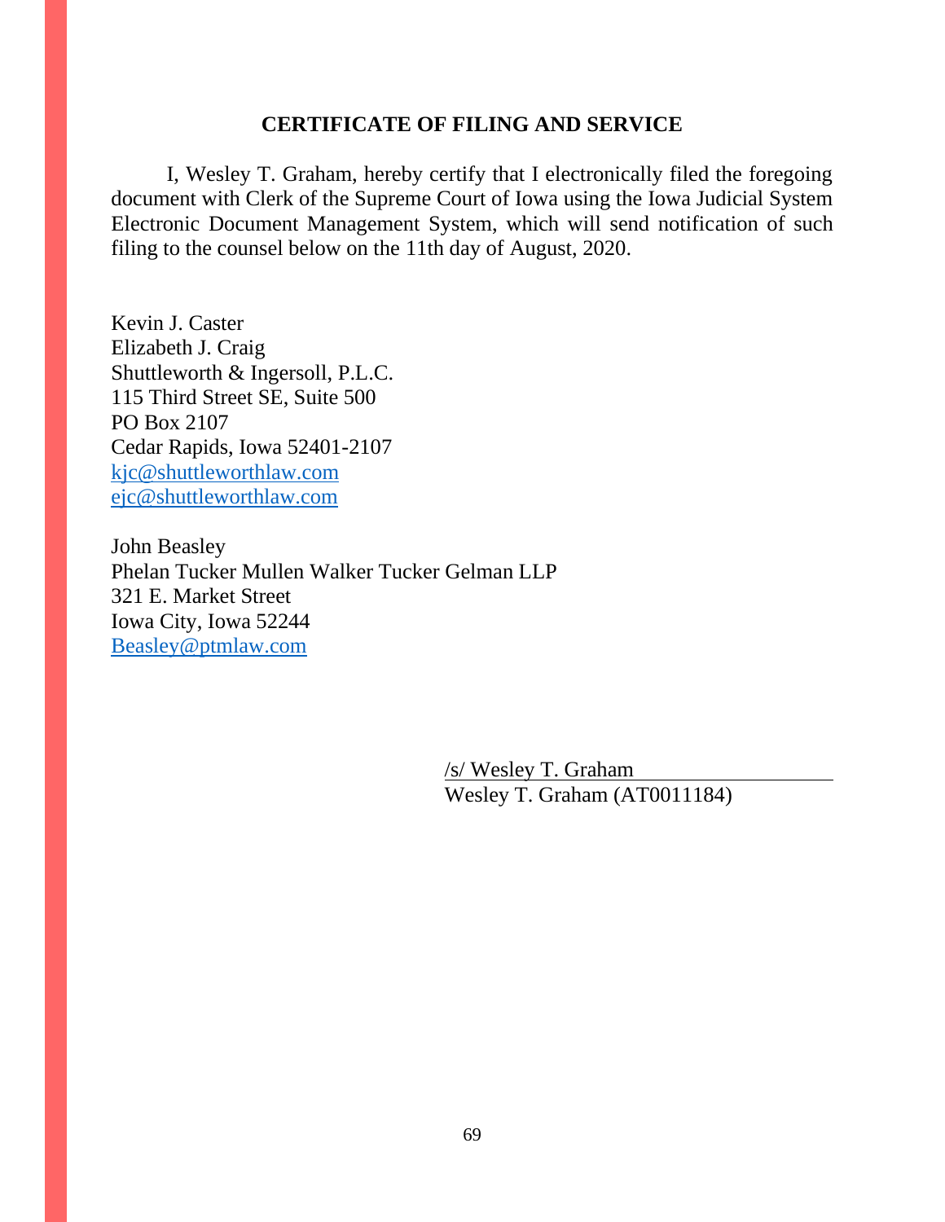## CERTIFICATE OF FILING AND SERVICE

I, Wesley T. Graham, hereby certify that I electronically filed the foregoing document with Clerk of the Supreme Court of Iowa using the Iowa Judicial System Electronic Document Management System, which will send notification of such filing to the counsel below on the 11th day of August, 2020.

Kevin J. Caster
Elizabeth J. Craig
Shuttleworth & Ingersoll, P.L.C.
115 Third Street SE, Suite 500
PO Box 2107
Cedar Rapids, Iowa 52401-2107
kjc@shuttleworthlaw.com
ejc@shuttleworthlaw.com

John Beasley
Phelan Tucker Mullen Walker Tucker Gelman LLP
321 E. Market Street
Iowa City, Iowa 52244
Beasley@ptmlaw.com

/s/ Wesley T. Graham
Wesley T. Graham (AT0011184)